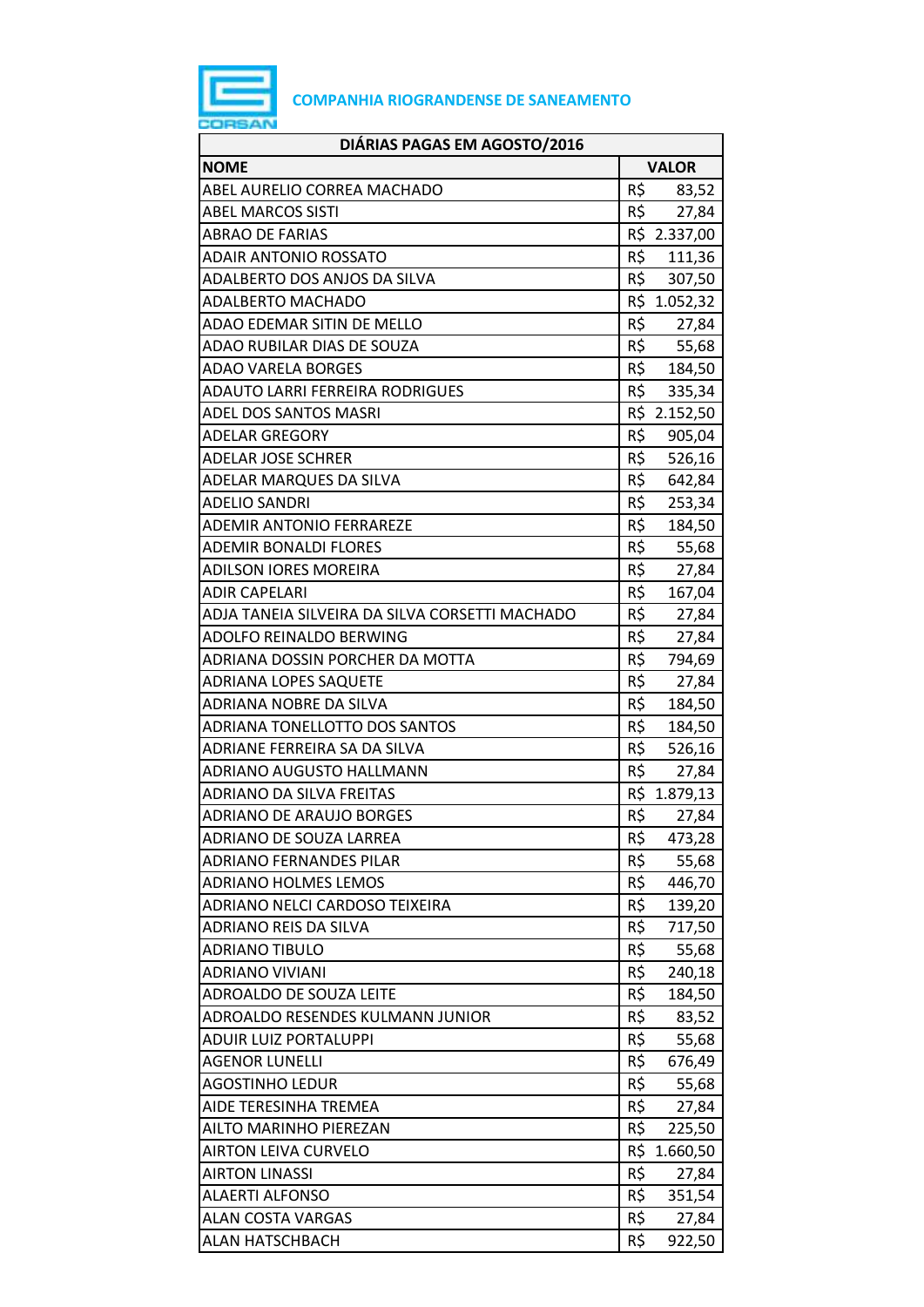**COMPANHIA RIOGRANDENSE DE SANEAMENTO**

| DIÁRIAS PAGAS EM AGOSTO/2016 | |
|---|---|
| **NOME** | **VALOR** |
| ABEL AURELIO CORREA MACHADO | R$ 83,52 |
| ABEL MARCOS SISTI | R$ 27,84 |
| ABRAO DE FARIAS | R$ 2.337,00 |
| ADAIR ANTONIO ROSSATO | R$ 111,36 |
| ADALBERTO DOS ANJOS DA SILVA | R$ 307,50 |
| ADALBERTO MACHADO | R$ 1.052,32 |
| ADAO EDEMAR SITIN DE MELLO | R$ 27,84 |
| ADAO RUBILAR DIAS DE SOUZA | R$ 55,68 |
| ADAO VARELA BORGES | R$ 184,50 |
| ADAUTO LARRI FERREIRA RODRIGUES | R$ 335,34 |
| ADEL DOS SANTOS MASRI | R$ 2.152,50 |
| ADELAR GREGORY | R$ 905,04 |
| ADELAR JOSE SCHRER | R$ 526,16 |
| ADELAR MARQUES DA SILVA | R$ 642,84 |
| ADELIO SANDRI | R$ 253,34 |
| ADEMIR ANTONIO FERRAREZE | R$ 184,50 |
| ADEMIR BONALDI FLORES | R$ 55,68 |
| ADILSON IORES MOREIRA | R$ 27,84 |
| ADIR CAPELARI | R$ 167,04 |
| ADJA TANEIA SILVEIRA DA SILVA CORSETTI MACHADO | R$ 27,84 |
| ADOLFO REINALDO BERWING | R$ 27,84 |
| ADRIANA DOSSIN PORCHER DA MOTTA | R$ 794,69 |
| ADRIANA LOPES SAQUETE | R$ 27,84 |
| ADRIANA NOBRE DA SILVA | R$ 184,50 |
| ADRIANA TONELLOTTO DOS SANTOS | R$ 184,50 |
| ADRIANE FERREIRA SA DA SILVA | R$ 526,16 |
| ADRIANO AUGUSTO HALLMANN | R$ 27,84 |
| ADRIANO DA SILVA FREITAS | R$ 1.879,13 |
| ADRIANO DE ARAUJO BORGES | R$ 27,84 |
| ADRIANO DE SOUZA LARREA | R$ 473,28 |
| ADRIANO FERNANDES PILAR | R$ 55,68 |
| ADRIANO HOLMES LEMOS | R$ 446,70 |
| ADRIANO NELCI CARDOSO TEIXEIRA | R$ 139,20 |
| ADRIANO REIS DA SILVA | R$ 717,50 |
| ADRIANO TIBULO | R$ 55,68 |
| ADRIANO VIVIANI | R$ 240,18 |
| ADROALDO DE SOUZA LEITE | R$ 184,50 |
| ADROALDO RESENDES KULMANN JUNIOR | R$ 83,52 |
| ADUIR LUIZ PORTALUPPI | R$ 55,68 |
| AGENOR LUNELLI | R$ 676,49 |
| AGOSTINHO LEDUR | R$ 55,68 |
| AIDE TERESINHA TREMEA | R$ 27,84 |
| AILTO MARINHO PIEREZAN | R$ 225,50 |
| AIRTON LEIVA CURVELO | R$ 1.660,50 |
| AIRTON LINASSI | R$ 27,84 |
| ALAERTI ALFONSO | R$ 351,54 |
| ALAN COSTA VARGAS | R$ 27,84 |
| ALAN HATSCHBACH | R$ 922,50 |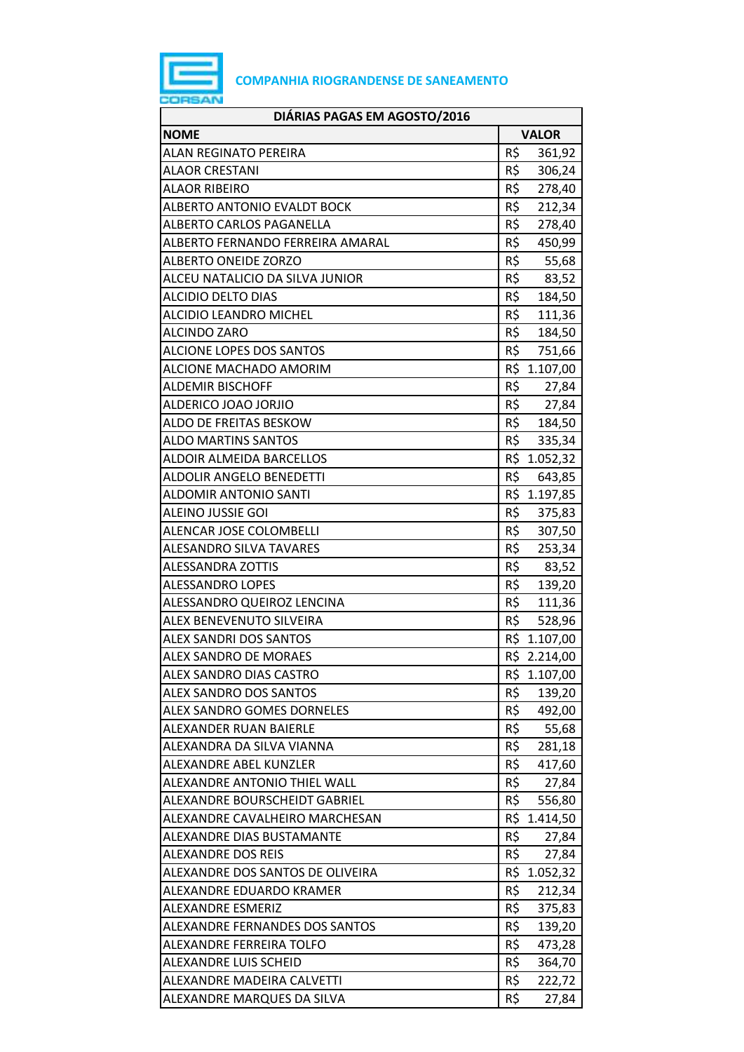COMPANHIA RIOGRANDENSE DE SANEAMENTO

| DIÁRIAS PAGAS EM AGOSTO/2016 | |
|---|---|
| **NOME** | **VALOR** |
| ALAN REGINATO PEREIRA | R$ 361,92 |
| ALAOR CRESTANI | R$ 306,24 |
| ALAOR RIBEIRO | R$ 278,40 |
| ALBERTO ANTONIO EVALDT BOCK | R$ 212,34 |
| ALBERTO CARLOS PAGANELLA | R$ 278,40 |
| ALBERTO FERNANDO FERREIRA AMARAL | R$ 450,99 |
| ALBERTO ONEIDE ZORZO | R$ 55,68 |
| ALCEU NATALICIO DA SILVA JUNIOR | R$ 83,52 |
| ALCIDIO DELTO DIAS | R$ 184,50 |
| ALCIDIO LEANDRO MICHEL | R$ 111,36 |
| ALCINDO ZARO | R$ 184,50 |
| ALCIONE LOPES DOS SANTOS | R$ 751,66 |
| ALCIONE MACHADO AMORIM | R$ 1.107,00 |
| ALDEMIR BISCHOFF | R$ 27,84 |
| ALDERICO JOAO JORJIO | R$ 27,84 |
| ALDO DE FREITAS BESKOW | R$ 184,50 |
| ALDO MARTINS SANTOS | R$ 335,34 |
| ALDOIR ALMEIDA BARCELLOS | R$ 1.052,32 |
| ALDOLIR ANGELO BENEDETTI | R$ 643,85 |
| ALDOMIR ANTONIO SANTI | R$ 1.197,85 |
| ALEINO JUSSIE GOI | R$ 375,83 |
| ALENCAR JOSE COLOMBELLI | R$ 307,50 |
| ALESANDRO SILVA TAVARES | R$ 253,34 |
| ALESSANDRA ZOTTIS | R$ 83,52 |
| ALESSANDRO LOPES | R$ 139,20 |
| ALESSANDRO QUEIROZ LENCINA | R$ 111,36 |
| ALEX BENEVENUTO SILVEIRA | R$ 528,96 |
| ALEX SANDRI DOS SANTOS | R$ 1.107,00 |
| ALEX SANDRO DE MORAES | R$ 2.214,00 |
| ALEX SANDRO DIAS CASTRO | R$ 1.107,00 |
| ALEX SANDRO DOS SANTOS | R$ 139,20 |
| ALEX SANDRO GOMES DORNELES | R$ 492,00 |
| ALEXANDER RUAN BAIERLE | R$ 55,68 |
| ALEXANDRA DA SILVA VIANNA | R$ 281,18 |
| ALEXANDRE ABEL KUNZLER | R$ 417,60 |
| ALEXANDRE ANTONIO THIEL WALL | R$ 27,84 |
| ALEXANDRE BOURSCHEIDT GABRIEL | R$ 556,80 |
| ALEXANDRE CAVALHEIRO MARCHESAN | R$ 1.414,50 |
| ALEXANDRE DIAS BUSTAMANTE | R$ 27,84 |
| ALEXANDRE DOS REIS | R$ 27,84 |
| ALEXANDRE DOS SANTOS DE OLIVEIRA | R$ 1.052,32 |
| ALEXANDRE EDUARDO KRAMER | R$ 212,34 |
| ALEXANDRE ESMERIZ | R$ 375,83 |
| ALEXANDRE FERNANDES DOS SANTOS | R$ 139,20 |
| ALEXANDRE FERREIRA TOLFO | R$ 473,28 |
| ALEXANDRE LUIS SCHEID | R$ 364,70 |
| ALEXANDRE MADEIRA CALVETTI | R$ 222,72 |
| ALEXANDRE MARQUES DA SILVA | R$ 27,84 |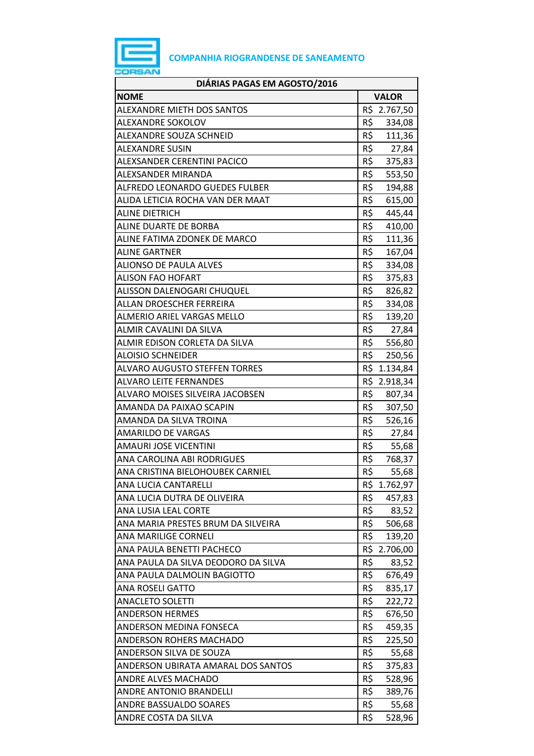**COMPANHIA RIOGRANDENSE DE SANEAMENTO**

| DIÁRIAS PAGAS EM AGOSTO/2016 | |
|---|---|
| **NOME** | **VALOR** |
| ALEXANDRE MIETH DOS SANTOS | R$ 2.767,50 |
| ALEXANDRE SOKOLOV | R$ 334,08 |
| ALEXANDRE SOUZA SCHNEID | R$ 111,36 |
| ALEXANDRE SUSIN | R$ 27,84 |
| ALEXSANDER CERENTINI PACICO | R$ 375,83 |
| ALEXSANDER MIRANDA | R$ 553,50 |
| ALFREDO LEONARDO GUEDES FULBER | R$ 194,88 |
| ALIDA LETICIA ROCHA VAN DER MAAT | R$ 615,00 |
| ALINE DIETRICH | R$ 445,44 |
| ALINE DUARTE DE BORBA | R$ 410,00 |
| ALINE FATIMA ZDONEK DE MARCO | R$ 111,36 |
| ALINE GARTNER | R$ 167,04 |
| ALIONSO DE PAULA ALVES | R$ 334,08 |
| ALISON FAO HOFART | R$ 375,83 |
| ALISSON DALENOGARI CHUQUEL | R$ 826,82 |
| ALLAN DROESCHER FERREIRA | R$ 334,08 |
| ALMERIO ARIEL VARGAS MELLO | R$ 139,20 |
| ALMIR CAVALINI DA SILVA | R$ 27,84 |
| ALMIR EDISON CORLETA DA SILVA | R$ 556,80 |
| ALOISIO SCHNEIDER | R$ 250,56 |
| ALVARO AUGUSTO STEFFEN TORRES | R$ 1.134,84 |
| ALVARO LEITE FERNANDES | R$ 2.918,34 |
| ALVARO MOISES SILVEIRA JACOBSEN | R$ 807,34 |
| AMANDA DA PAIXAO SCAPIN | R$ 307,50 |
| AMANDA DA SILVA TROINA | R$ 526,16 |
| AMARILDO DE VARGAS | R$ 27,84 |
| AMAURI JOSE VICENTINI | R$ 55,68 |
| ANA CAROLINA ABI RODRIGUES | R$ 768,37 |
| ANA CRISTINA BIELOHOUBEK CARNIEL | R$ 55,68 |
| ANA LUCIA CANTARELLI | R$ 1.762,97 |
| ANA LUCIA DUTRA DE OLIVEIRA | R$ 457,83 |
| ANA LUSIA LEAL CORTE | R$ 83,52 |
| ANA MARIA PRESTES BRUM DA SILVEIRA | R$ 506,68 |
| ANA MARILIGE CORNELI | R$ 139,20 |
| ANA PAULA BENETTI PACHECO | R$ 2.706,00 |
| ANA PAULA DA SILVA DEODORO DA SILVA | R$ 83,52 |
| ANA PAULA DALMOLIN BAGIOTTO | R$ 676,49 |
| ANA ROSELI GATTO | R$ 835,17 |
| ANACLETO SOLETTI | R$ 222,72 |
| ANDERSON HERMES | R$ 676,50 |
| ANDERSON MEDINA FONSECA | R$ 459,35 |
| ANDERSON ROHERS MACHADO | R$ 225,50 |
| ANDERSON SILVA DE SOUZA | R$ 55,68 |
| ANDERSON UBIRATA AMARAL DOS SANTOS | R$ 375,83 |
| ANDRE ALVES MACHADO | R$ 528,96 |
| ANDRE ANTONIO BRANDELLI | R$ 389,76 |
| ANDRE BASSUALDO SOARES | R$ 55,68 |
| ANDRE COSTA DA SILVA | R$ 528,96 |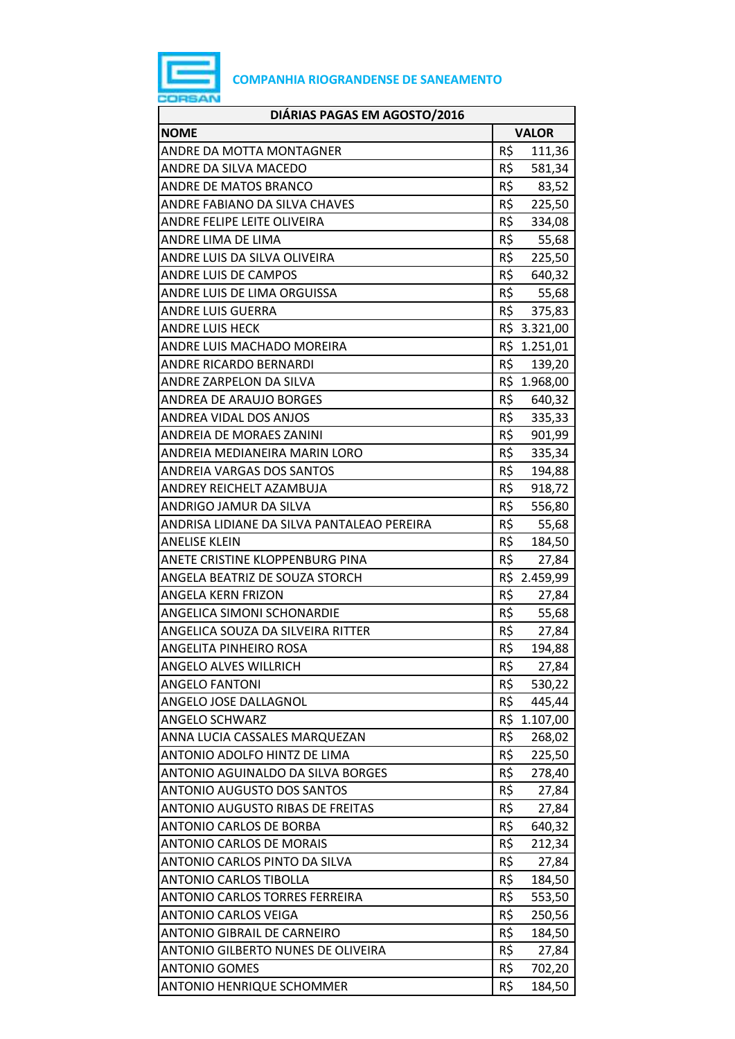COMPANHIA RIOGRANDENSE DE SANEAMENTO

| DIÁRIAS PAGAS EM AGOSTO/2016 | |
|---|---|
| **NOME** | **VALOR** |
| ANDRE DA MOTTA MONTAGNER | R$ 111,36 |
| ANDRE DA SILVA MACEDO | R$ 581,34 |
| ANDRE DE MATOS BRANCO | R$ 83,52 |
| ANDRE FABIANO DA SILVA CHAVES | R$ 225,50 |
| ANDRE FELIPE LEITE OLIVEIRA | R$ 334,08 |
| ANDRE LIMA DE LIMA | R$ 55,68 |
| ANDRE LUIS DA SILVA OLIVEIRA | R$ 225,50 |
| ANDRE LUIS DE CAMPOS | R$ 640,32 |
| ANDRE LUIS DE LIMA ORGUISSA | R$ 55,68 |
| ANDRE LUIS GUERRA | R$ 375,83 |
| ANDRE LUIS HECK | R$ 3.321,00 |
| ANDRE LUIS MACHADO MOREIRA | R$ 1.251,01 |
| ANDRE RICARDO BERNARDI | R$ 139,20 |
| ANDRE ZARPELON DA SILVA | R$ 1.968,00 |
| ANDREA DE ARAUJO BORGES | R$ 640,32 |
| ANDREA VIDAL DOS ANJOS | R$ 335,33 |
| ANDREIA DE MORAES ZANINI | R$ 901,99 |
| ANDREIA MEDIANEIRA MARIN LORO | R$ 335,34 |
| ANDREIA VARGAS DOS SANTOS | R$ 194,88 |
| ANDREY REICHELT AZAMBUJA | R$ 918,72 |
| ANDRIGO JAMUR DA SILVA | R$ 556,80 |
| ANDRISA LIDIANE DA SILVA PANTALEAO PEREIRA | R$ 55,68 |
| ANELISE KLEIN | R$ 184,50 |
| ANETE CRISTINE KLOPPENBURG PINA | R$ 27,84 |
| ANGELA BEATRIZ DE SOUZA STORCH | R$ 2.459,99 |
| ANGELA KERN FRIZON | R$ 27,84 |
| ANGELICA SIMONI SCHONARDIE | R$ 55,68 |
| ANGELICA SOUZA DA SILVEIRA RITTER | R$ 27,84 |
| ANGELITA PINHEIRO ROSA | R$ 194,88 |
| ANGELO ALVES WILLRICH | R$ 27,84 |
| ANGELO FANTONI | R$ 530,22 |
| ANGELO JOSE DALLAGNOL | R$ 445,44 |
| ANGELO SCHWARZ | R$ 1.107,00 |
| ANNA LUCIA CASSALES MARQUEZAN | R$ 268,02 |
| ANTONIO ADOLFO HINTZ DE LIMA | R$ 225,50 |
| ANTONIO AGUINALDO DA SILVA BORGES | R$ 278,40 |
| ANTONIO AUGUSTO DOS SANTOS | R$ 27,84 |
| ANTONIO AUGUSTO RIBAS DE FREITAS | R$ 27,84 |
| ANTONIO CARLOS DE BORBA | R$ 640,32 |
| ANTONIO CARLOS DE MORAIS | R$ 212,34 |
| ANTONIO CARLOS PINTO DA SILVA | R$ 27,84 |
| ANTONIO CARLOS TIBOLLA | R$ 184,50 |
| ANTONIO CARLOS TORRES FERREIRA | R$ 553,50 |
| ANTONIO CARLOS VEIGA | R$ 250,56 |
| ANTONIO GIBRAIL DE CARNEIRO | R$ 184,50 |
| ANTONIO GILBERTO NUNES DE OLIVEIRA | R$ 27,84 |
| ANTONIO GOMES | R$ 702,20 |
| ANTONIO HENRIQUE SCHOMMER | R$ 184,50 |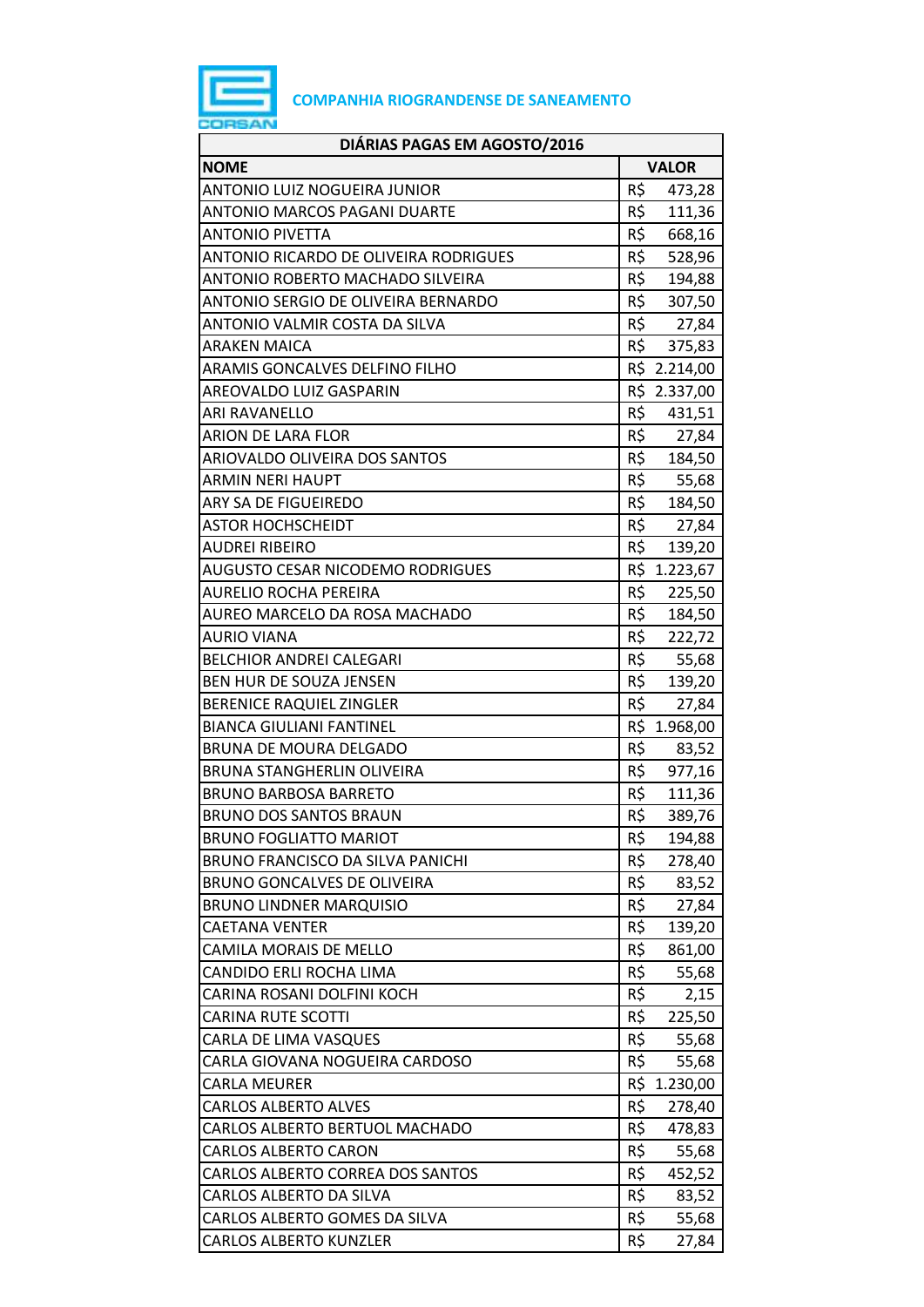**COMPANHIA RIOGRANDENSE DE SANEAMENTO**

| DIÁRIAS PAGAS EM AGOSTO/2016 | |
|---|---|
| **NOME** | **VALOR** |
| ANTONIO LUIZ NOGUEIRA JUNIOR | R$ 473,28 |
| ANTONIO MARCOS PAGANI DUARTE | R$ 111,36 |
| ANTONIO PIVETTA | R$ 668,16 |
| ANTONIO RICARDO DE OLIVEIRA RODRIGUES | R$ 528,96 |
| ANTONIO ROBERTO MACHADO SILVEIRA | R$ 194,88 |
| ANTONIO SERGIO DE OLIVEIRA BERNARDO | R$ 307,50 |
| ANTONIO VALMIR COSTA DA SILVA | R$ 27,84 |
| ARAKEN MAICA | R$ 375,83 |
| ARAMIS GONCALVES DELFINO FILHO | R$ 2.214,00 |
| AREOVALDO LUIZ GASPARIN | R$ 2.337,00 |
| ARI RAVANELLO | R$ 431,51 |
| ARION DE LARA FLOR | R$ 27,84 |
| ARIOVALDO OLIVEIRA DOS SANTOS | R$ 184,50 |
| ARMIN NERI HAUPT | R$ 55,68 |
| ARY SA DE FIGUEIREDO | R$ 184,50 |
| ASTOR HOCHSCHEIDT | R$ 27,84 |
| AUDREI RIBEIRO | R$ 139,20 |
| AUGUSTO CESAR NICODEMO RODRIGUES | R$ 1.223,67 |
| AURELIO ROCHA PEREIRA | R$ 225,50 |
| AUREO MARCELO DA ROSA MACHADO | R$ 184,50 |
| AURIO VIANA | R$ 222,72 |
| BELCHIOR ANDREI CALEGARI | R$ 55,68 |
| BEN HUR DE SOUZA JENSEN | R$ 139,20 |
| BERENICE RAQUIEL ZINGLER | R$ 27,84 |
| BIANCA GIULIANI FANTINEL | R$ 1.968,00 |
| BRUNA DE MOURA DELGADO | R$ 83,52 |
| BRUNA STANGHERLIN OLIVEIRA | R$ 977,16 |
| BRUNO BARBOSA BARRETO | R$ 111,36 |
| BRUNO DOS SANTOS BRAUN | R$ 389,76 |
| BRUNO FOGLIATTO MARIOT | R$ 194,88 |
| BRUNO FRANCISCO DA SILVA PANICHI | R$ 278,40 |
| BRUNO GONCALVES DE OLIVEIRA | R$ 83,52 |
| BRUNO LINDNER MARQUISIO | R$ 27,84 |
| CAETANA VENTER | R$ 139,20 |
| CAMILA MORAIS DE MELLO | R$ 861,00 |
| CANDIDO ERLI ROCHA LIMA | R$ 55,68 |
| CARINA ROSANI DOLFINI KOCH | R$ 2,15 |
| CARINA RUTE SCOTTI | R$ 225,50 |
| CARLA DE LIMA VASQUES | R$ 55,68 |
| CARLA GIOVANA NOGUEIRA CARDOSO | R$ 55,68 |
| CARLA MEURER | R$ 1.230,00 |
| CARLOS ALBERTO ALVES | R$ 278,40 |
| CARLOS ALBERTO BERTUOL MACHADO | R$ 478,83 |
| CARLOS ALBERTO CARON | R$ 55,68 |
| CARLOS ALBERTO CORREA DOS SANTOS | R$ 452,52 |
| CARLOS ALBERTO DA SILVA | R$ 83,52 |
| CARLOS ALBERTO GOMES DA SILVA | R$ 55,68 |
| CARLOS ALBERTO KUNZLER | R$ 27,84 |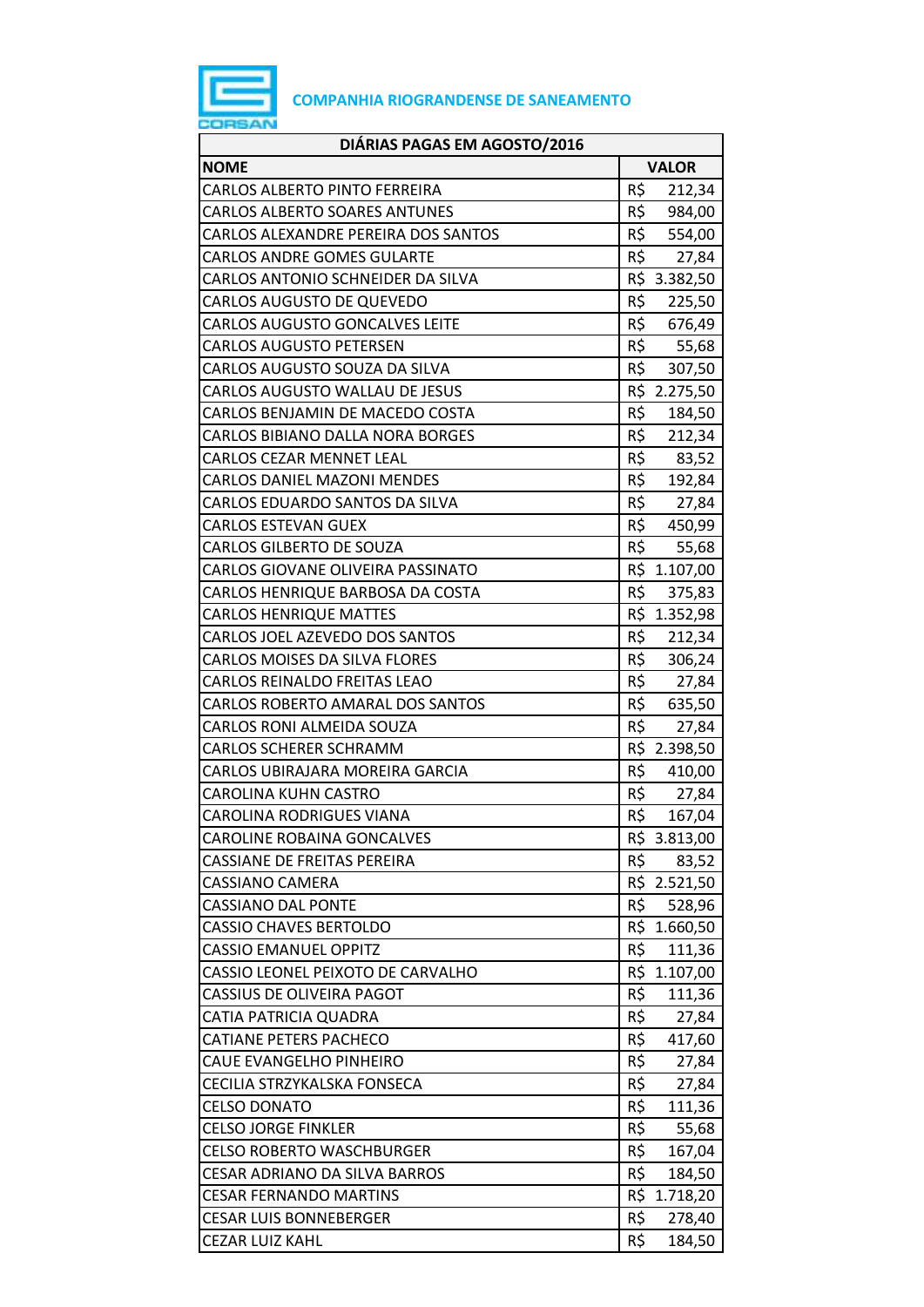COMPANHIA RIOGRANDENSE DE SANEAMENTO

| DIÁRIAS PAGAS EM AGOSTO/2016 | |
|---|---|
| **NOME** | **VALOR** |
| CARLOS ALBERTO PINTO FERREIRA | R$ 212,34 |
| CARLOS ALBERTO SOARES ANTUNES | R$ 984,00 |
| CARLOS ALEXANDRE PEREIRA DOS SANTOS | R$ 554,00 |
| CARLOS ANDRE GOMES GULARTE | R$ 27,84 |
| CARLOS ANTONIO SCHNEIDER DA SILVA | R$ 3.382,50 |
| CARLOS AUGUSTO DE QUEVEDO | R$ 225,50 |
| CARLOS AUGUSTO GONCALVES LEITE | R$ 676,49 |
| CARLOS AUGUSTO PETERSEN | R$ 55,68 |
| CARLOS AUGUSTO SOUZA DA SILVA | R$ 307,50 |
| CARLOS AUGUSTO WALLAU DE JESUS | R$ 2.275,50 |
| CARLOS BENJAMIN DE MACEDO COSTA | R$ 184,50 |
| CARLOS BIBIANO DALLA NORA BORGES | R$ 212,34 |
| CARLOS CEZAR MENNET LEAL | R$ 83,52 |
| CARLOS DANIEL MAZONI MENDES | R$ 192,84 |
| CARLOS EDUARDO SANTOS DA SILVA | R$ 27,84 |
| CARLOS ESTEVAN GUEX | R$ 450,99 |
| CARLOS GILBERTO DE SOUZA | R$ 55,68 |
| CARLOS GIOVANE OLIVEIRA PASSINATO | R$ 1.107,00 |
| CARLOS HENRIQUE BARBOSA DA COSTA | R$ 375,83 |
| CARLOS HENRIQUE MATTES | R$ 1.352,98 |
| CARLOS JOEL AZEVEDO DOS SANTOS | R$ 212,34 |
| CARLOS MOISES DA SILVA FLORES | R$ 306,24 |
| CARLOS REINALDO FREITAS LEAO | R$ 27,84 |
| CARLOS ROBERTO AMARAL DOS SANTOS | R$ 635,50 |
| CARLOS RONI ALMEIDA SOUZA | R$ 27,84 |
| CARLOS SCHERER SCHRAMM | R$ 2.398,50 |
| CARLOS UBIRAJARA MOREIRA GARCIA | R$ 410,00 |
| CAROLINA KUHN CASTRO | R$ 27,84 |
| CAROLINA RODRIGUES VIANA | R$ 167,04 |
| CAROLINE ROBAINA GONCALVES | R$ 3.813,00 |
| CASSIANE DE FREITAS PEREIRA | R$ 83,52 |
| CASSIANO CAMERA | R$ 2.521,50 |
| CASSIANO DAL PONTE | R$ 528,96 |
| CASSIO CHAVES BERTOLDO | R$ 1.660,50 |
| CASSIO EMANUEL OPPITZ | R$ 111,36 |
| CASSIO LEONEL PEIXOTO DE CARVALHO | R$ 1.107,00 |
| CASSIUS DE OLIVEIRA PAGOT | R$ 111,36 |
| CATIA PATRICIA QUADRA | R$ 27,84 |
| CATIANE PETERS PACHECO | R$ 417,60 |
| CAUE EVANGELHO PINHEIRO | R$ 27,84 |
| CECILIA STRZYKALSKA FONSECA | R$ 27,84 |
| CELSO DONATO | R$ 111,36 |
| CELSO JORGE FINKLER | R$ 55,68 |
| CELSO ROBERTO WASCHBURGER | R$ 167,04 |
| CESAR ADRIANO DA SILVA BARROS | R$ 184,50 |
| CESAR FERNANDO MARTINS | R$ 1.718,20 |
| CESAR LUIS BONNEBERGER | R$ 278,40 |
| CEZAR LUIZ KAHL | R$ 184,50 |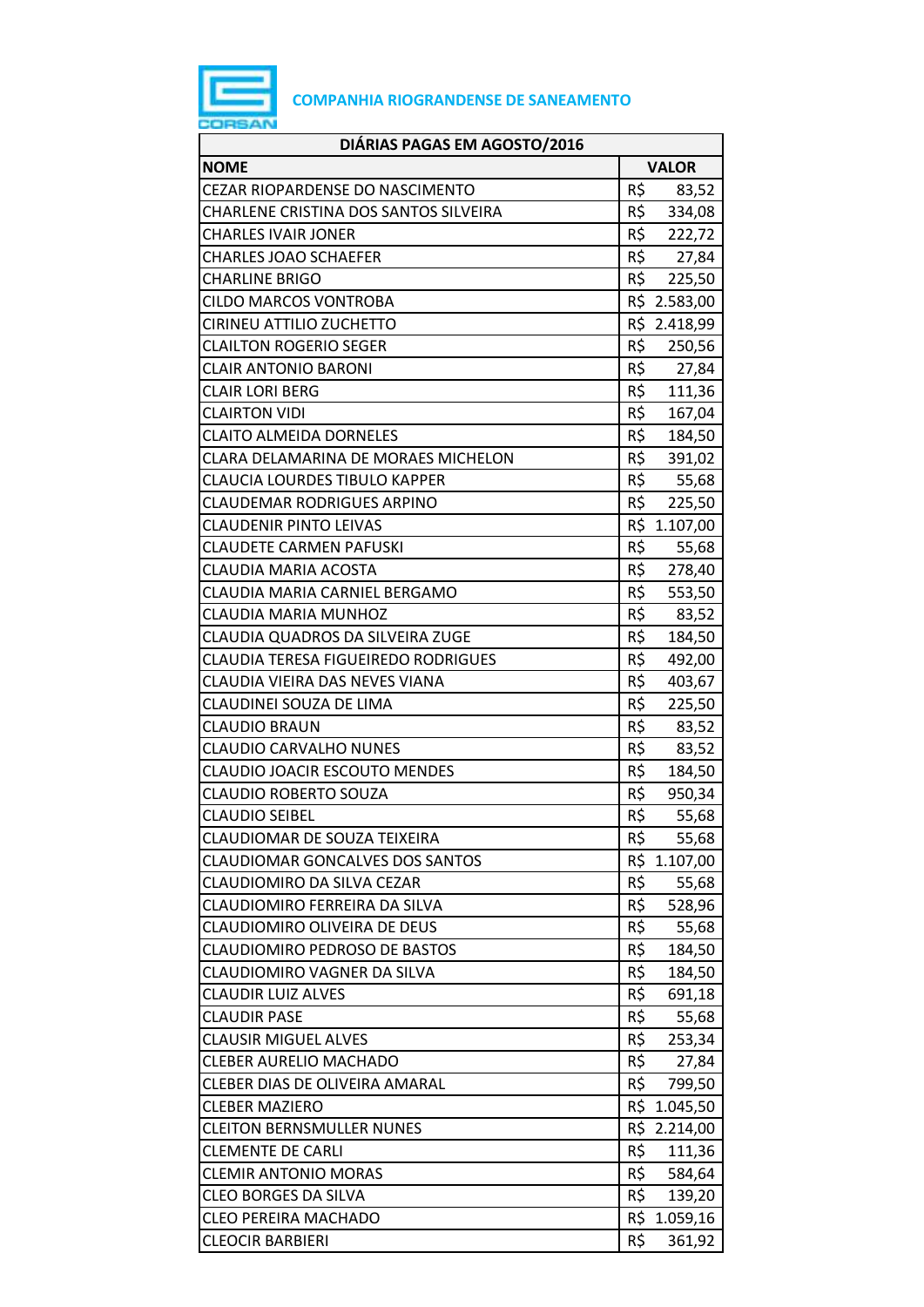COMPANHIA RIOGRANDENSE DE SANEAMENTO

| DIÁRIAS PAGAS EM AGOSTO/2016 | |
|---|---|
| **NOME** | **VALOR** |
| CEZAR RIOPARDENSE DO NASCIMENTO | R$ 83,52 |
| CHARLENE CRISTINA DOS SANTOS SILVEIRA | R$ 334,08 |
| CHARLES IVAIR JONER | R$ 222,72 |
| CHARLES JOAO SCHAEFER | R$ 27,84 |
| CHARLINE BRIGO | R$ 225,50 |
| CILDO MARCOS VONTROBA | R$ 2.583,00 |
| CIRINEU ATTILIO ZUCHETTO | R$ 2.418,99 |
| CLAILTON ROGERIO SEGER | R$ 250,56 |
| CLAIR ANTONIO BARONI | R$ 27,84 |
| CLAIR LORI BERG | R$ 111,36 |
| CLAIRTON VIDI | R$ 167,04 |
| CLAITO ALMEIDA DORNELES | R$ 184,50 |
| CLARA DELAMARINA DE MORAES MICHELON | R$ 391,02 |
| CLAUCIA LOURDES TIBULO KAPPER | R$ 55,68 |
| CLAUDEMAR RODRIGUES ARPINO | R$ 225,50 |
| CLAUDENIR PINTO LEIVAS | R$ 1.107,00 |
| CLAUDETE CARMEN PAFUSKI | R$ 55,68 |
| CLAUDIA MARIA ACOSTA | R$ 278,40 |
| CLAUDIA MARIA CARNIEL BERGAMO | R$ 553,50 |
| CLAUDIA MARIA MUNHOZ | R$ 83,52 |
| CLAUDIA QUADROS DA SILVEIRA ZUGE | R$ 184,50 |
| CLAUDIA TERESA FIGUEIREDO RODRIGUES | R$ 492,00 |
| CLAUDIA VIEIRA DAS NEVES VIANA | R$ 403,67 |
| CLAUDINEI SOUZA DE LIMA | R$ 225,50 |
| CLAUDIO BRAUN | R$ 83,52 |
| CLAUDIO CARVALHO NUNES | R$ 83,52 |
| CLAUDIO JOACIR ESCOUTO MENDES | R$ 184,50 |
| CLAUDIO ROBERTO SOUZA | R$ 950,34 |
| CLAUDIO SEIBEL | R$ 55,68 |
| CLAUDIOMAR DE SOUZA TEIXEIRA | R$ 55,68 |
| CLAUDIOMAR GONCALVES DOS SANTOS | R$ 1.107,00 |
| CLAUDIOMIRO DA SILVA CEZAR | R$ 55,68 |
| CLAUDIOMIRO FERREIRA DA SILVA | R$ 528,96 |
| CLAUDIOMIRO OLIVEIRA DE DEUS | R$ 55,68 |
| CLAUDIOMIRO PEDROSO DE BASTOS | R$ 184,50 |
| CLAUDIOMIRO VAGNER DA SILVA | R$ 184,50 |
| CLAUDIR LUIZ ALVES | R$ 691,18 |
| CLAUDIR PASE | R$ 55,68 |
| CLAUSIR MIGUEL ALVES | R$ 253,34 |
| CLEBER AURELIO MACHADO | R$ 27,84 |
| CLEBER DIAS DE OLIVEIRA AMARAL | R$ 799,50 |
| CLEBER MAZIERO | R$ 1.045,50 |
| CLEITON BERNSMULLER NUNES | R$ 2.214,00 |
| CLEMENTE DE CARLI | R$ 111,36 |
| CLEMIR ANTONIO MORAS | R$ 584,64 |
| CLEO BORGES DA SILVA | R$ 139,20 |
| CLEO PEREIRA MACHADO | R$ 1.059,16 |
| CLEOCIR BARBIERI | R$ 361,92 |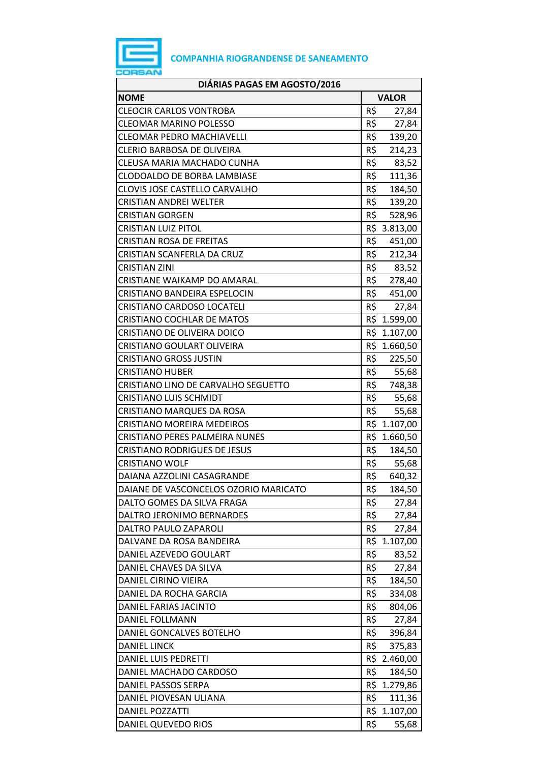**COMPANHIA RIOGRANDENSE DE SANEAMENTO**

| DIÁRIAS PAGAS EM AGOSTO/2016 | |
|---|---|
| **NOME** | **VALOR** |
| CLEOCIR CARLOS VONTROBA | R$ 27,84 |
| CLEOMAR MARINO POLESSO | R$ 27,84 |
| CLEOMAR PEDRO MACHIAVELLI | R$ 139,20 |
| CLERIO BARBOSA DE OLIVEIRA | R$ 214,23 |
| CLEUSA MARIA MACHADO CUNHA | R$ 83,52 |
| CLODOALDO DE BORBA LAMBIASE | R$ 111,36 |
| CLOVIS JOSE CASTELLO CARVALHO | R$ 184,50 |
| CRISTIAN ANDREI WELTER | R$ 139,20 |
| CRISTIAN GORGEN | R$ 528,96 |
| CRISTIAN LUIZ PITOL | R$ 3.813,00 |
| CRISTIAN ROSA DE FREITAS | R$ 451,00 |
| CRISTIAN SCANFERLA DA CRUZ | R$ 212,34 |
| CRISTIAN ZINI | R$ 83,52 |
| CRISTIANE WAIKAMP DO AMARAL | R$ 278,40 |
| CRISTIANO BANDEIRA ESPELOCIN | R$ 451,00 |
| CRISTIANO CARDOSO LOCATELI | R$ 27,84 |
| CRISTIANO COCHLAR DE MATOS | R$ 1.599,00 |
| CRISTIANO DE OLIVEIRA DOICO | R$ 1.107,00 |
| CRISTIANO GOULART OLIVEIRA | R$ 1.660,50 |
| CRISTIANO GROSS JUSTIN | R$ 225,50 |
| CRISTIANO HUBER | R$ 55,68 |
| CRISTIANO LINO DE CARVALHO SEGUETTO | R$ 748,38 |
| CRISTIANO LUIS SCHMIDT | R$ 55,68 |
| CRISTIANO MARQUES DA ROSA | R$ 55,68 |
| CRISTIANO MOREIRA MEDEIROS | R$ 1.107,00 |
| CRISTIANO PERES PALMEIRA NUNES | R$ 1.660,50 |
| CRISTIANO RODRIGUES DE JESUS | R$ 184,50 |
| CRISTIANO WOLF | R$ 55,68 |
| DAIANA AZZOLINI CASAGRANDE | R$ 640,32 |
| DAIANE DE VASCONCELOS OZORIO MARICATO | R$ 184,50 |
| DALTO GOMES DA SILVA FRAGA | R$ 27,84 |
| DALTRO JERONIMO BERNARDES | R$ 27,84 |
| DALTRO PAULO ZAPAROLI | R$ 27,84 |
| DALVANE DA ROSA BANDEIRA | R$ 1.107,00 |
| DANIEL AZEVEDO GOULART | R$ 83,52 |
| DANIEL CHAVES DA SILVA | R$ 27,84 |
| DANIEL CIRINO VIEIRA | R$ 184,50 |
| DANIEL DA ROCHA GARCIA | R$ 334,08 |
| DANIEL FARIAS JACINTO | R$ 804,06 |
| DANIEL FOLLMANN | R$ 27,84 |
| DANIEL GONCALVES BOTELHO | R$ 396,84 |
| DANIEL LINCK | R$ 375,83 |
| DANIEL LUIS PEDRETTI | R$ 2.460,00 |
| DANIEL MACHADO CARDOSO | R$ 184,50 |
| DANIEL PASSOS SERPA | R$ 1.279,86 |
| DANIEL PIOVESAN ULIANA | R$ 111,36 |
| DANIEL POZZATTI | R$ 1.107,00 |
| DANIEL QUEVEDO RIOS | R$ 55,68 |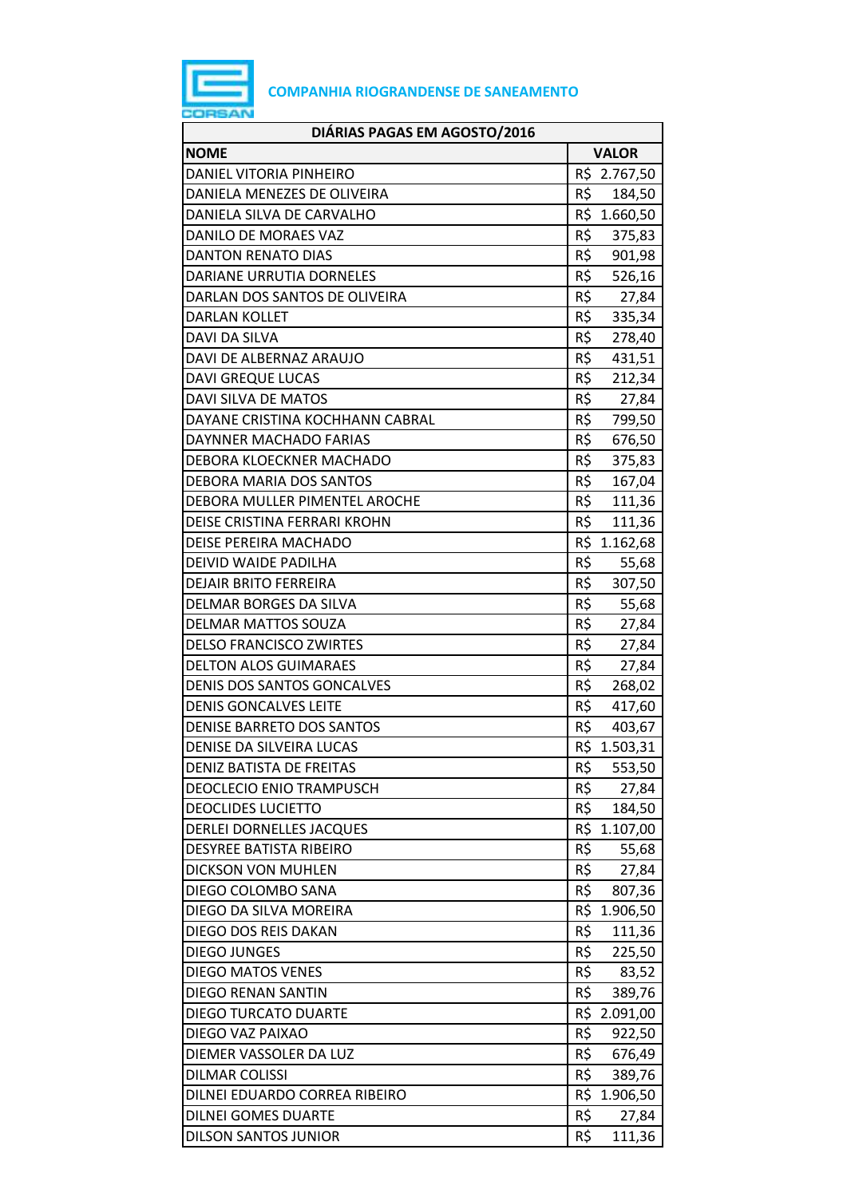COMPANHIA RIOGRANDENSE DE SANEAMENTO

| DIÁRIAS PAGAS EM AGOSTO/2016 | |
|---|---|
| **NOME** | **VALOR** |
| DANIEL VITORIA PINHEIRO | R$ 2.767,50 |
| DANIELA MENEZES DE OLIVEIRA | R$ 184,50 |
| DANIELA SILVA DE CARVALHO | R$ 1.660,50 |
| DANILO DE MORAES VAZ | R$ 375,83 |
| DANTON RENATO DIAS | R$ 901,98 |
| DARIANE URRUTIA DORNELES | R$ 526,16 |
| DARLAN DOS SANTOS DE OLIVEIRA | R$ 27,84 |
| DARLAN KOLLET | R$ 335,34 |
| DAVI DA SILVA | R$ 278,40 |
| DAVI DE ALBERNAZ ARAUJO | R$ 431,51 |
| DAVI GREQUE LUCAS | R$ 212,34 |
| DAVI SILVA DE MATOS | R$ 27,84 |
| DAYANE CRISTINA KOCHHANN CABRAL | R$ 799,50 |
| DAYNNER MACHADO FARIAS | R$ 676,50 |
| DEBORA KLOECKNER MACHADO | R$ 375,83 |
| DEBORA MARIA DOS SANTOS | R$ 167,04 |
| DEBORA MULLER PIMENTEL AROCHE | R$ 111,36 |
| DEISE CRISTINA FERRARI KROHN | R$ 111,36 |
| DEISE PEREIRA MACHADO | R$ 1.162,68 |
| DEIVID WAIDE PADILHA | R$ 55,68 |
| DEJAIR BRITO FERREIRA | R$ 307,50 |
| DELMAR BORGES DA SILVA | R$ 55,68 |
| DELMAR MATTOS SOUZA | R$ 27,84 |
| DELSO FRANCISCO ZWIRTES | R$ 27,84 |
| DELTON ALOS GUIMARAES | R$ 27,84 |
| DENIS DOS SANTOS GONCALVES | R$ 268,02 |
| DENIS GONCALVES LEITE | R$ 417,60 |
| DENISE BARRETO DOS SANTOS | R$ 403,67 |
| DENISE DA SILVEIRA LUCAS | R$ 1.503,31 |
| DENIZ BATISTA DE FREITAS | R$ 553,50 |
| DEOCLECIO ENIO TRAMPUSCH | R$ 27,84 |
| DEOCLIDES LUCIETTO | R$ 184,50 |
| DERLEI DORNELLES JACQUES | R$ 1.107,00 |
| DESYREE BATISTA RIBEIRO | R$ 55,68 |
| DICKSON VON MUHLEN | R$ 27,84 |
| DIEGO COLOMBO SANA | R$ 807,36 |
| DIEGO DA SILVA MOREIRA | R$ 1.906,50 |
| DIEGO DOS REIS DAKAN | R$ 111,36 |
| DIEGO JUNGES | R$ 225,50 |
| DIEGO MATOS VENES | R$ 83,52 |
| DIEGO RENAN SANTIN | R$ 389,76 |
| DIEGO TURCATO DUARTE | R$ 2.091,00 |
| DIEGO VAZ PAIXAO | R$ 922,50 |
| DIEMER VASSOLER DA LUZ | R$ 676,49 |
| DILMAR COLISSI | R$ 389,76 |
| DILNEI EDUARDO CORREA RIBEIRO | R$ 1.906,50 |
| DILNEI GOMES DUARTE | R$ 27,84 |
| DILSON SANTOS JUNIOR | R$ 111,36 |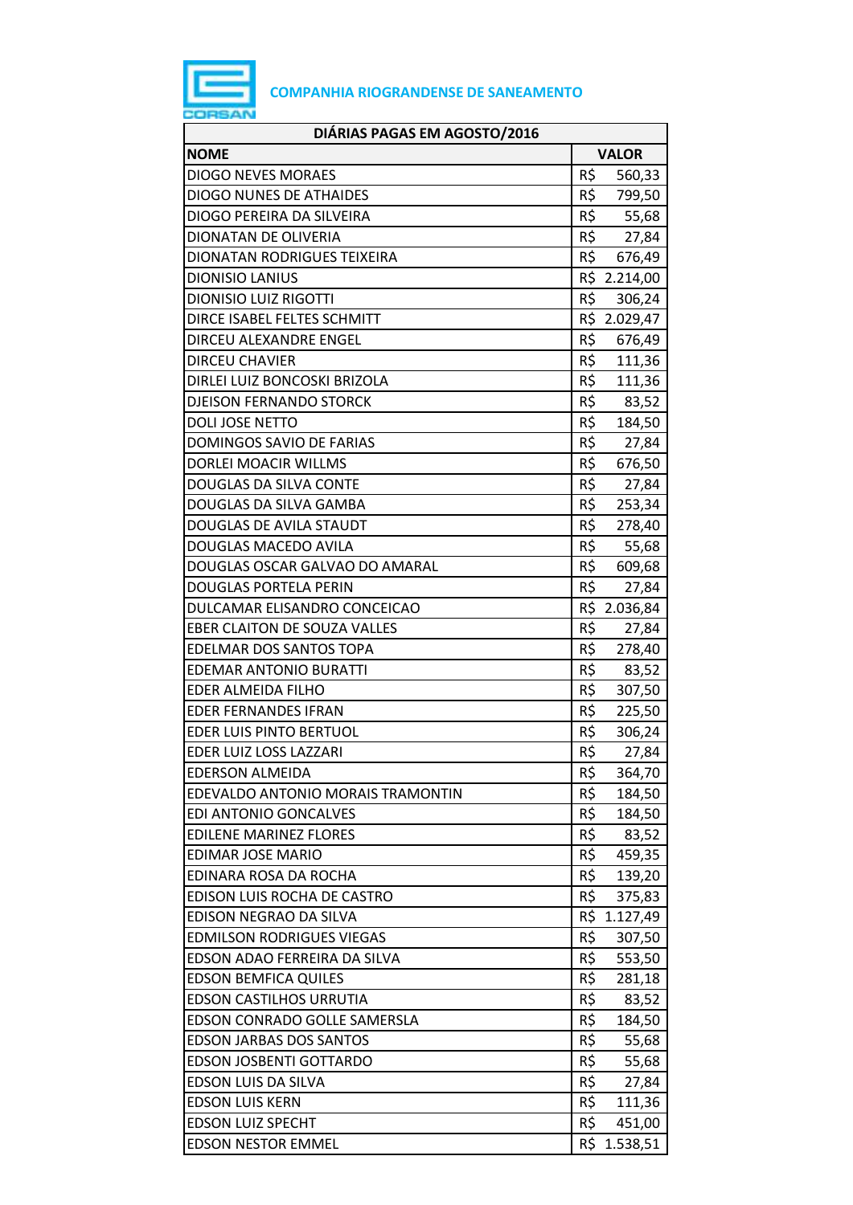COMPANHIA RIOGRANDENSE DE SANEAMENTO

| DIÁRIAS PAGAS EM AGOSTO/2016 | |
|---|---|
| **NOME** | **VALOR** |
| DIOGO NEVES MORAES | R$ 560,33 |
| DIOGO NUNES DE ATHAIDES | R$ 799,50 |
| DIOGO PEREIRA DA SILVEIRA | R$ 55,68 |
| DIONATAN DE OLIVERIA | R$ 27,84 |
| DIONATAN RODRIGUES TEIXEIRA | R$ 676,49 |
| DIONISIO LANIUS | R$ 2.214,00 |
| DIONISIO LUIZ RIGOTTI | R$ 306,24 |
| DIRCE ISABEL FELTES SCHMITT | R$ 2.029,47 |
| DIRCEU ALEXANDRE ENGEL | R$ 676,49 |
| DIRCEU CHAVIER | R$ 111,36 |
| DIRLEI LUIZ BONCOSKI BRIZOLA | R$ 111,36 |
| DJEISON FERNANDO STORCK | R$ 83,52 |
| DOLI JOSE NETTO | R$ 184,50 |
| DOMINGOS SAVIO DE FARIAS | R$ 27,84 |
| DORLEI MOACIR WILLMS | R$ 676,50 |
| DOUGLAS DA SILVA CONTE | R$ 27,84 |
| DOUGLAS DA SILVA GAMBA | R$ 253,34 |
| DOUGLAS DE AVILA STAUDT | R$ 278,40 |
| DOUGLAS MACEDO AVILA | R$ 55,68 |
| DOUGLAS OSCAR GALVAO DO AMARAL | R$ 609,68 |
| DOUGLAS PORTELA PERIN | R$ 27,84 |
| DULCAMAR ELISANDRO CONCEICAO | R$ 2.036,84 |
| EBER CLAITON DE SOUZA VALLES | R$ 27,84 |
| EDELMAR DOS SANTOS TOPA | R$ 278,40 |
| EDEMAR ANTONIO BURATTI | R$ 83,52 |
| EDER ALMEIDA FILHO | R$ 307,50 |
| EDER FERNANDES IFRAN | R$ 225,50 |
| EDER LUIS PINTO BERTUOL | R$ 306,24 |
| EDER LUIZ LOSS LAZZARI | R$ 27,84 |
| EDERSON ALMEIDA | R$ 364,70 |
| EDEVALDO ANTONIO MORAIS TRAMONTIN | R$ 184,50 |
| EDI ANTONIO GONCALVES | R$ 184,50 |
| EDILENE MARINEZ FLORES | R$ 83,52 |
| EDIMAR JOSE MARIO | R$ 459,35 |
| EDINARA ROSA DA ROCHA | R$ 139,20 |
| EDISON LUIS ROCHA DE CASTRO | R$ 375,83 |
| EDISON NEGRAO DA SILVA | R$ 1.127,49 |
| EDMILSON RODRIGUES VIEGAS | R$ 307,50 |
| EDSON ADAO FERREIRA DA SILVA | R$ 553,50 |
| EDSON BEMFICA QUILES | R$ 281,18 |
| EDSON CASTILHOS URRUTIA | R$ 83,52 |
| EDSON CONRADO GOLLE SAMERSLA | R$ 184,50 |
| EDSON JARBAS DOS SANTOS | R$ 55,68 |
| EDSON JOSBENTI GOTTARDO | R$ 55,68 |
| EDSON LUIS DA SILVA | R$ 27,84 |
| EDSON LUIS KERN | R$ 111,36 |
| EDSON LUIZ SPECHT | R$ 451,00 |
| EDSON NESTOR EMMEL | R$ 1.538,51 |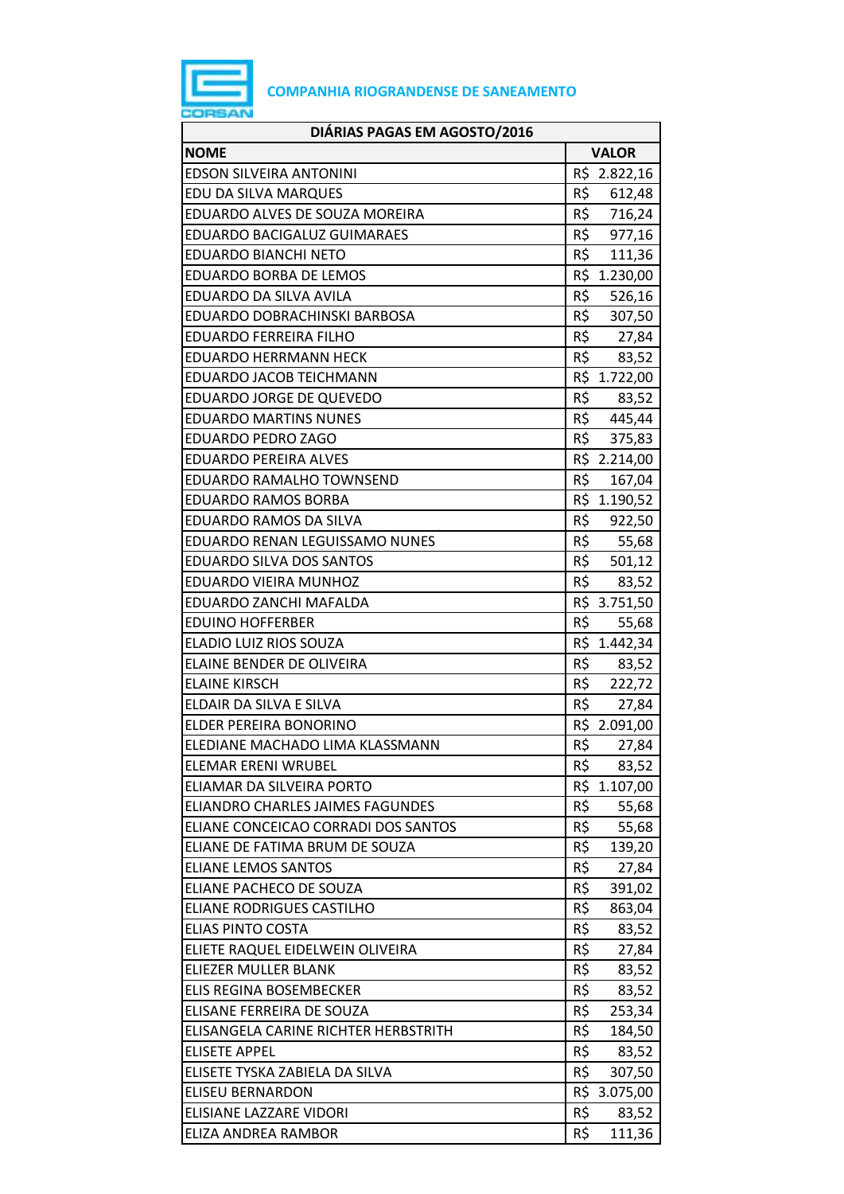COMPANHIA RIOGRANDENSE DE SANEAMENTO

| DIÁRIAS PAGAS EM AGOSTO/2016 | |
|---|---|
| **NOME** | **VALOR** |
| EDSON SILVEIRA ANTONINI | R$ 2.822,16 |
| EDU DA SILVA MARQUES | R$ 612,48 |
| EDUARDO ALVES DE SOUZA MOREIRA | R$ 716,24 |
| EDUARDO BACIGALUZ GUIMARAES | R$ 977,16 |
| EDUARDO BIANCHI NETO | R$ 111,36 |
| EDUARDO BORBA DE LEMOS | R$ 1.230,00 |
| EDUARDO DA SILVA AVILA | R$ 526,16 |
| EDUARDO DOBRACHINSKI BARBOSA | R$ 307,50 |
| EDUARDO FERREIRA FILHO | R$ 27,84 |
| EDUARDO HERRMANN HECK | R$ 83,52 |
| EDUARDO JACOB TEICHMANN | R$ 1.722,00 |
| EDUARDO JORGE DE QUEVEDO | R$ 83,52 |
| EDUARDO MARTINS NUNES | R$ 445,44 |
| EDUARDO PEDRO ZAGO | R$ 375,83 |
| EDUARDO PEREIRA ALVES | R$ 2.214,00 |
| EDUARDO RAMALHO TOWNSEND | R$ 167,04 |
| EDUARDO RAMOS BORBA | R$ 1.190,52 |
| EDUARDO RAMOS DA SILVA | R$ 922,50 |
| EDUARDO RENAN LEGUISSAMO NUNES | R$ 55,68 |
| EDUARDO SILVA DOS SANTOS | R$ 501,12 |
| EDUARDO VIEIRA MUNHOZ | R$ 83,52 |
| EDUARDO ZANCHI MAFALDA | R$ 3.751,50 |
| EDUINO HOFFERBER | R$ 55,68 |
| ELADIO LUIZ RIOS SOUZA | R$ 1.442,34 |
| ELAINE BENDER DE OLIVEIRA | R$ 83,52 |
| ELAINE KIRSCH | R$ 222,72 |
| ELDAIR DA SILVA E SILVA | R$ 27,84 |
| ELDER PEREIRA BONORINO | R$ 2.091,00 |
| ELEDIANE MACHADO LIMA KLASSMANN | R$ 27,84 |
| ELEMAR ERENI WRUBEL | R$ 83,52 |
| ELIAMAR DA SILVEIRA PORTO | R$ 1.107,00 |
| ELIANDRO CHARLES JAIMES FAGUNDES | R$ 55,68 |
| ELIANE CONCEICAO CORRADI DOS SANTOS | R$ 55,68 |
| ELIANE DE FATIMA BRUM DE SOUZA | R$ 139,20 |
| ELIANE LEMOS SANTOS | R$ 27,84 |
| ELIANE PACHECO DE SOUZA | R$ 391,02 |
| ELIANE RODRIGUES CASTILHO | R$ 863,04 |
| ELIAS PINTO COSTA | R$ 83,52 |
| ELIETE RAQUEL EIDELWEIN OLIVEIRA | R$ 27,84 |
| ELIEZER MULLER BLANK | R$ 83,52 |
| ELIS REGINA BOSEMBECKER | R$ 83,52 |
| ELISANE FERREIRA DE SOUZA | R$ 253,34 |
| ELISANGELA CARINE RICHTER HERBSTRITH | R$ 184,50 |
| ELISETE APPEL | R$ 83,52 |
| ELISETE TYSKA ZABIELA DA SILVA | R$ 307,50 |
| ELISEU BERNARDON | R$ 3.075,00 |
| ELISIANE LAZZARE VIDORI | R$ 83,52 |
| ELIZA ANDREA RAMBOR | R$ 111,36 |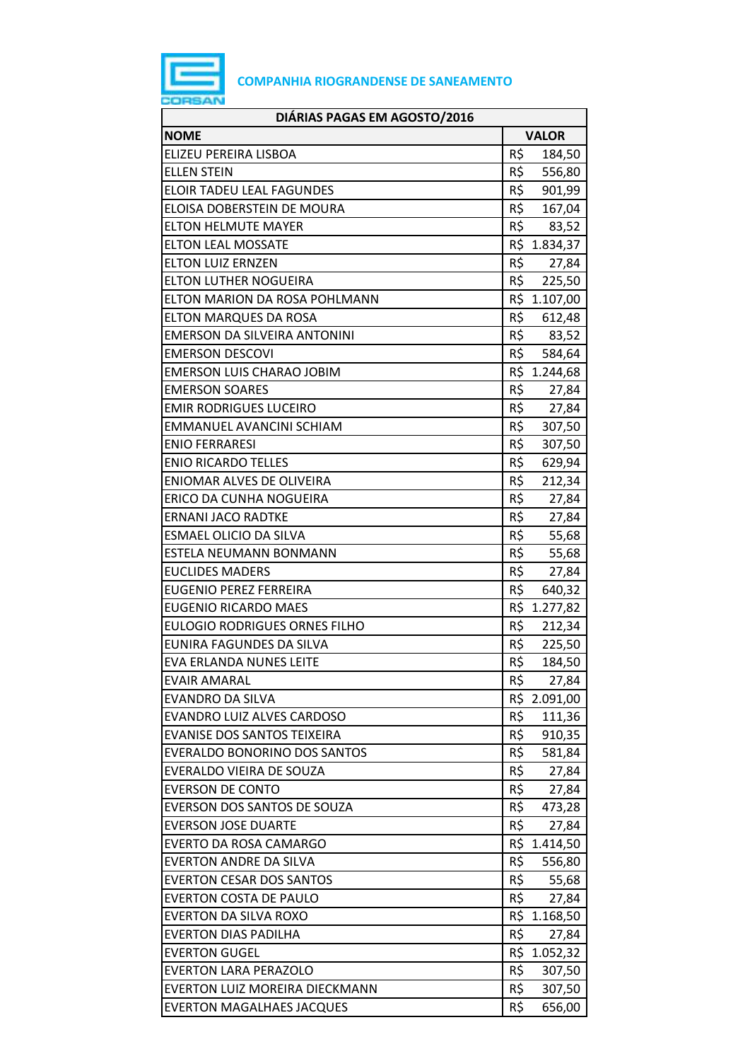**COMPANHIA RIOGRANDENSE DE SANEAMENTO**

| DIÁRIAS PAGAS EM AGOSTO/2016 | |
|---|---|
| **NOME** | **VALOR** |
| ELIZEU PEREIRA LISBOA | R$ 184,50 |
| ELLEN STEIN | R$ 556,80 |
| ELOIR TADEU LEAL FAGUNDES | R$ 901,99 |
| ELOISA DOBERSTEIN DE MOURA | R$ 167,04 |
| ELTON HELMUTE MAYER | R$ 83,52 |
| ELTON LEAL MOSSATE | R$ 1.834,37 |
| ELTON LUIZ ERNZEN | R$ 27,84 |
| ELTON LUTHER NOGUEIRA | R$ 225,50 |
| ELTON MARION DA ROSA POHLMANN | R$ 1.107,00 |
| ELTON MARQUES DA ROSA | R$ 612,48 |
| EMERSON DA SILVEIRA ANTONINI | R$ 83,52 |
| EMERSON DESCOVI | R$ 584,64 |
| EMERSON LUIS CHARAO JOBIM | R$ 1.244,68 |
| EMERSON SOARES | R$ 27,84 |
| EMIR RODRIGUES LUCEIRO | R$ 27,84 |
| EMMANUEL AVANCINI SCHIAM | R$ 307,50 |
| ENIO FERRARESI | R$ 307,50 |
| ENIO RICARDO TELLES | R$ 629,94 |
| ENIOMAR ALVES DE OLIVEIRA | R$ 212,34 |
| ERICO DA CUNHA NOGUEIRA | R$ 27,84 |
| ERNANI JACO RADTKE | R$ 27,84 |
| ESMAEL OLICIO DA SILVA | R$ 55,68 |
| ESTELA NEUMANN BONMANN | R$ 55,68 |
| EUCLIDES MADERS | R$ 27,84 |
| EUGENIO PEREZ FERREIRA | R$ 640,32 |
| EUGENIO RICARDO MAES | R$ 1.277,82 |
| EULOGIO RODRIGUES ORNES FILHO | R$ 212,34 |
| EUNIRA FAGUNDES DA SILVA | R$ 225,50 |
| EVA ERLANDA NUNES LEITE | R$ 184,50 |
| EVAIR AMARAL | R$ 27,84 |
| EVANDRO DA SILVA | R$ 2.091,00 |
| EVANDRO LUIZ ALVES CARDOSO | R$ 111,36 |
| EVANISE DOS SANTOS TEIXEIRA | R$ 910,35 |
| EVERALDO BONORINO DOS SANTOS | R$ 581,84 |
| EVERALDO VIEIRA DE SOUZA | R$ 27,84 |
| EVERSON DE CONTO | R$ 27,84 |
| EVERSON DOS SANTOS DE SOUZA | R$ 473,28 |
| EVERSON JOSE DUARTE | R$ 27,84 |
| EVERTO DA ROSA CAMARGO | R$ 1.414,50 |
| EVERTON ANDRE DA SILVA | R$ 556,80 |
| EVERTON CESAR DOS SANTOS | R$ 55,68 |
| EVERTON COSTA DE PAULO | R$ 27,84 |
| EVERTON DA SILVA ROXO | R$ 1.168,50 |
| EVERTON DIAS PADILHA | R$ 27,84 |
| EVERTON GUGEL | R$ 1.052,32 |
| EVERTON LARA PERAZOLO | R$ 307,50 |
| EVERTON LUIZ MOREIRA DIECKMANN | R$ 307,50 |
| EVERTON MAGALHAES JACQUES | R$ 656,00 |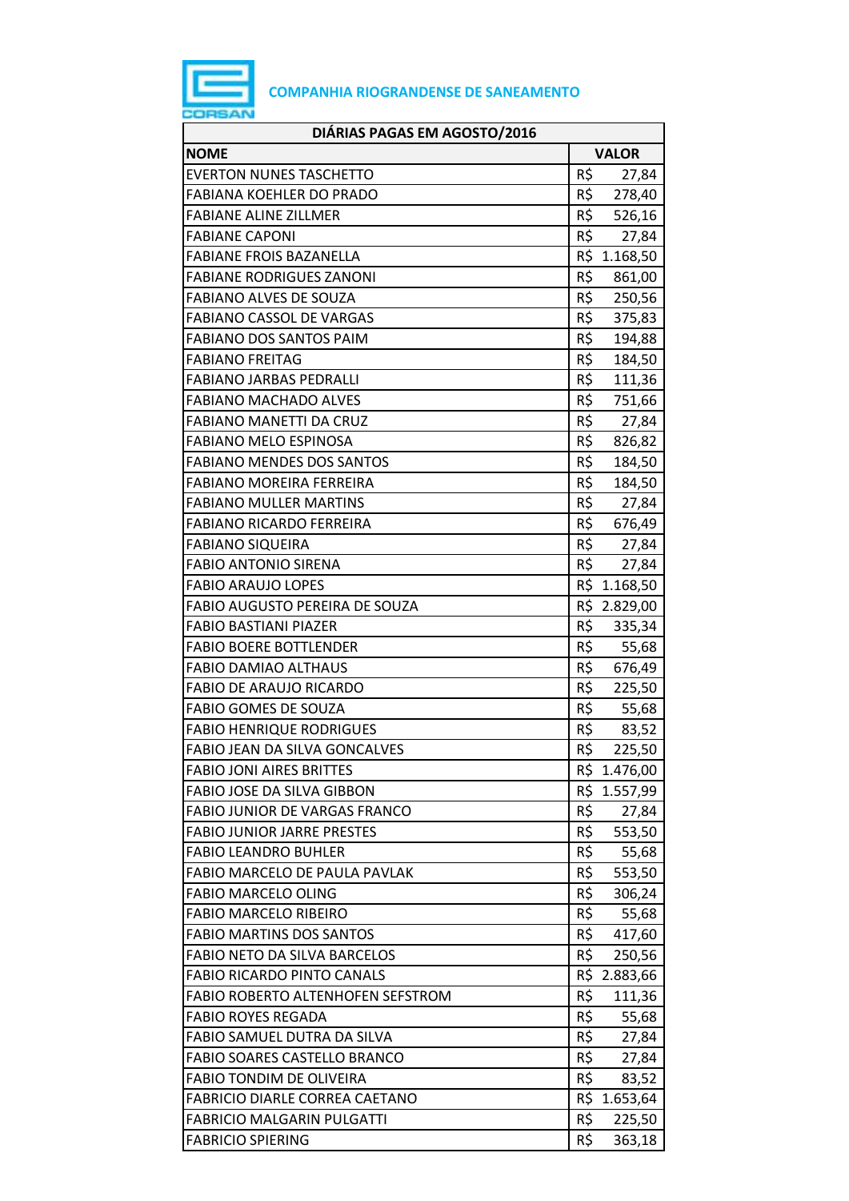**COMPANHIA RIOGRANDENSE DE SANEAMENTO**

| DIÁRIAS PAGAS EM AGOSTO/2016 | |
|---|---|
| **NOME** | **VALOR** |
| EVERTON NUNES TASCHETTO | R$ 27,84 |
| FABIANA KOEHLER DO PRADO | R$ 278,40 |
| FABIANE ALINE ZILLMER | R$ 526,16 |
| FABIANE CAPONI | R$ 27,84 |
| FABIANE FROIS BAZANELLA | R$ 1.168,50 |
| FABIANE RODRIGUES ZANONI | R$ 861,00 |
| FABIANO ALVES DE SOUZA | R$ 250,56 |
| FABIANO CASSOL DE VARGAS | R$ 375,83 |
| FABIANO DOS SANTOS PAIM | R$ 194,88 |
| FABIANO FREITAG | R$ 184,50 |
| FABIANO JARBAS PEDRALLI | R$ 111,36 |
| FABIANO MACHADO ALVES | R$ 751,66 |
| FABIANO MANETTI DA CRUZ | R$ 27,84 |
| FABIANO MELO ESPINOSA | R$ 826,82 |
| FABIANO MENDES DOS SANTOS | R$ 184,50 |
| FABIANO MOREIRA FERREIRA | R$ 184,50 |
| FABIANO MULLER MARTINS | R$ 27,84 |
| FABIANO RICARDO FERREIRA | R$ 676,49 |
| FABIANO SIQUEIRA | R$ 27,84 |
| FABIO ANTONIO SIRENA | R$ 27,84 |
| FABIO ARAUJO LOPES | R$ 1.168,50 |
| FABIO AUGUSTO PEREIRA DE SOUZA | R$ 2.829,00 |
| FABIO BASTIANI PIAZER | R$ 335,34 |
| FABIO BOERE BOTTLENDER | R$ 55,68 |
| FABIO DAMIAO ALTHAUS | R$ 676,49 |
| FABIO DE ARAUJO RICARDO | R$ 225,50 |
| FABIO GOMES DE SOUZA | R$ 55,68 |
| FABIO HENRIQUE RODRIGUES | R$ 83,52 |
| FABIO JEAN DA SILVA GONCALVES | R$ 225,50 |
| FABIO JONI AIRES BRITTES | R$ 1.476,00 |
| FABIO JOSE DA SILVA GIBBON | R$ 1.557,99 |
| FABIO JUNIOR DE VARGAS FRANCO | R$ 27,84 |
| FABIO JUNIOR JARRE PRESTES | R$ 553,50 |
| FABIO LEANDRO BUHLER | R$ 55,68 |
| FABIO MARCELO DE PAULA PAVLAK | R$ 553,50 |
| FABIO MARCELO OLING | R$ 306,24 |
| FABIO MARCELO RIBEIRO | R$ 55,68 |
| FABIO MARTINS DOS SANTOS | R$ 417,60 |
| FABIO NETO DA SILVA BARCELOS | R$ 250,56 |
| FABIO RICARDO PINTO CANALS | R$ 2.883,66 |
| FABIO ROBERTO ALTENHOFEN SEFSTROM | R$ 111,36 |
| FABIO ROYES REGADA | R$ 55,68 |
| FABIO SAMUEL DUTRA DA SILVA | R$ 27,84 |
| FABIO SOARES CASTELLO BRANCO | R$ 27,84 |
| FABIO TONDIM DE OLIVEIRA | R$ 83,52 |
| FABRICIO DIARLE CORREA CAETANO | R$ 1.653,64 |
| FABRICIO MALGARIN PULGATTI | R$ 225,50 |
| FABRICIO SPIERING | R$ 363,18 |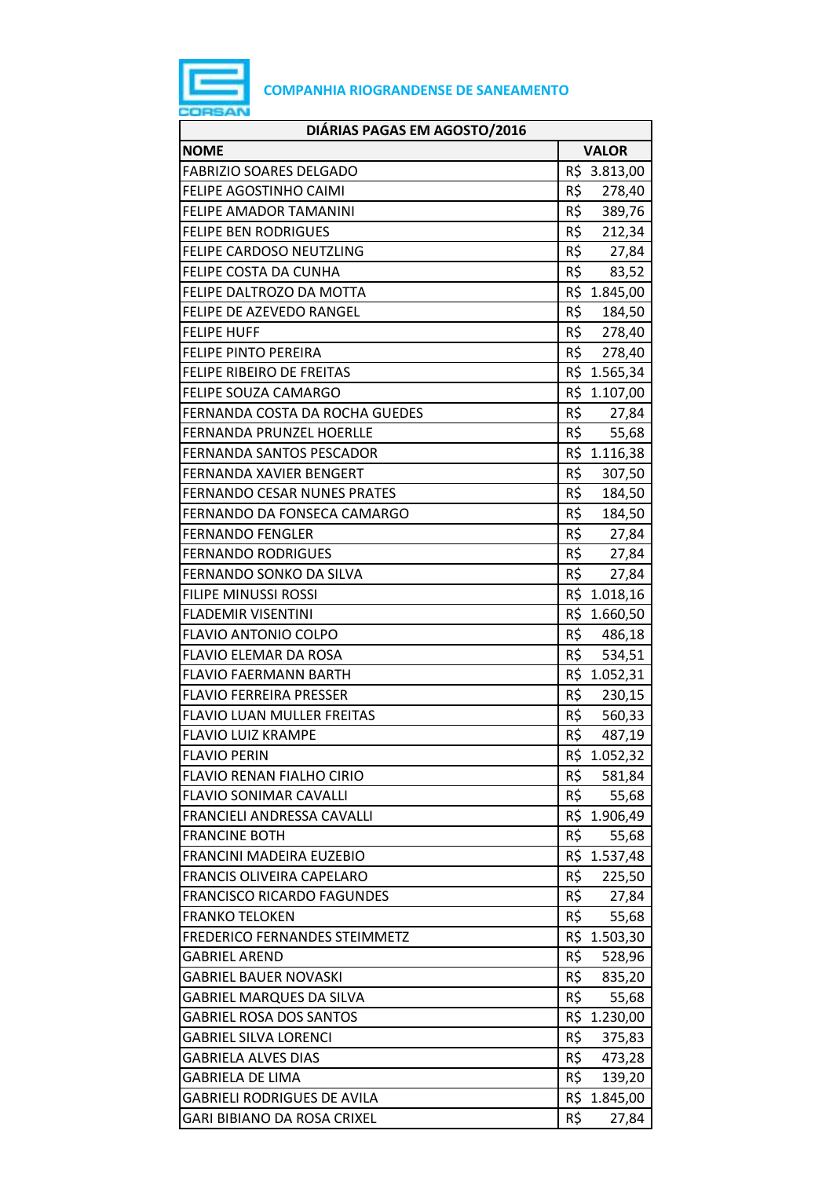**COMPANHIA RIOGRANDENSE DE SANEAMENTO**

| DIÁRIAS PAGAS EM AGOSTO/2016 | |
|---|---|
| **NOME** | **VALOR** |
| FABRIZIO SOARES DELGADO | R$ 3.813,00 |
| FELIPE AGOSTINHO CAIMI | R$ 278,40 |
| FELIPE AMADOR TAMANINI | R$ 389,76 |
| FELIPE BEN RODRIGUES | R$ 212,34 |
| FELIPE CARDOSO NEUTZLING | R$ 27,84 |
| FELIPE COSTA DA CUNHA | R$ 83,52 |
| FELIPE DALTROZO DA MOTTA | R$ 1.845,00 |
| FELIPE DE AZEVEDO RANGEL | R$ 184,50 |
| FELIPE HUFF | R$ 278,40 |
| FELIPE PINTO PEREIRA | R$ 278,40 |
| FELIPE RIBEIRO DE FREITAS | R$ 1.565,34 |
| FELIPE SOUZA CAMARGO | R$ 1.107,00 |
| FERNANDA COSTA DA ROCHA GUEDES | R$ 27,84 |
| FERNANDA PRUNZEL HOERLLE | R$ 55,68 |
| FERNANDA SANTOS PESCADOR | R$ 1.116,38 |
| FERNANDA XAVIER BENGERT | R$ 307,50 |
| FERNANDO CESAR NUNES PRATES | R$ 184,50 |
| FERNANDO DA FONSECA CAMARGO | R$ 184,50 |
| FERNANDO FENGLER | R$ 27,84 |
| FERNANDO RODRIGUES | R$ 27,84 |
| FERNANDO SONKO DA SILVA | R$ 27,84 |
| FILIPE MINUSSI ROSSI | R$ 1.018,16 |
| FLADEMIR VISENTINI | R$ 1.660,50 |
| FLAVIO ANTONIO COLPO | R$ 486,18 |
| FLAVIO ELEMAR DA ROSA | R$ 534,51 |
| FLAVIO FAERMANN BARTH | R$ 1.052,31 |
| FLAVIO FERREIRA PRESSER | R$ 230,15 |
| FLAVIO LUAN MULLER FREITAS | R$ 560,33 |
| FLAVIO LUIZ KRAMPE | R$ 487,19 |
| FLAVIO PERIN | R$ 1.052,32 |
| FLAVIO RENAN FIALHO CIRIO | R$ 581,84 |
| FLAVIO SONIMAR CAVALLI | R$ 55,68 |
| FRANCIELI ANDRESSA CAVALLI | R$ 1.906,49 |
| FRANCINE BOTH | R$ 55,68 |
| FRANCINI MADEIRA EUZEBIO | R$ 1.537,48 |
| FRANCIS OLIVEIRA CAPELARO | R$ 225,50 |
| FRANCISCO RICARDO FAGUNDES | R$ 27,84 |
| FRANKO TELOKEN | R$ 55,68 |
| FREDERICO FERNANDES STEIMMETZ | R$ 1.503,30 |
| GABRIEL AREND | R$ 528,96 |
| GABRIEL BAUER NOVASKI | R$ 835,20 |
| GABRIEL MARQUES DA SILVA | R$ 55,68 |
| GABRIEL ROSA DOS SANTOS | R$ 1.230,00 |
| GABRIEL SILVA LORENCI | R$ 375,83 |
| GABRIELA ALVES DIAS | R$ 473,28 |
| GABRIELA DE LIMA | R$ 139,20 |
| GABRIELI RODRIGUES DE AVILA | R$ 1.845,00 |
| GARI BIBIANO DA ROSA CRIXEL | R$ 27,84 |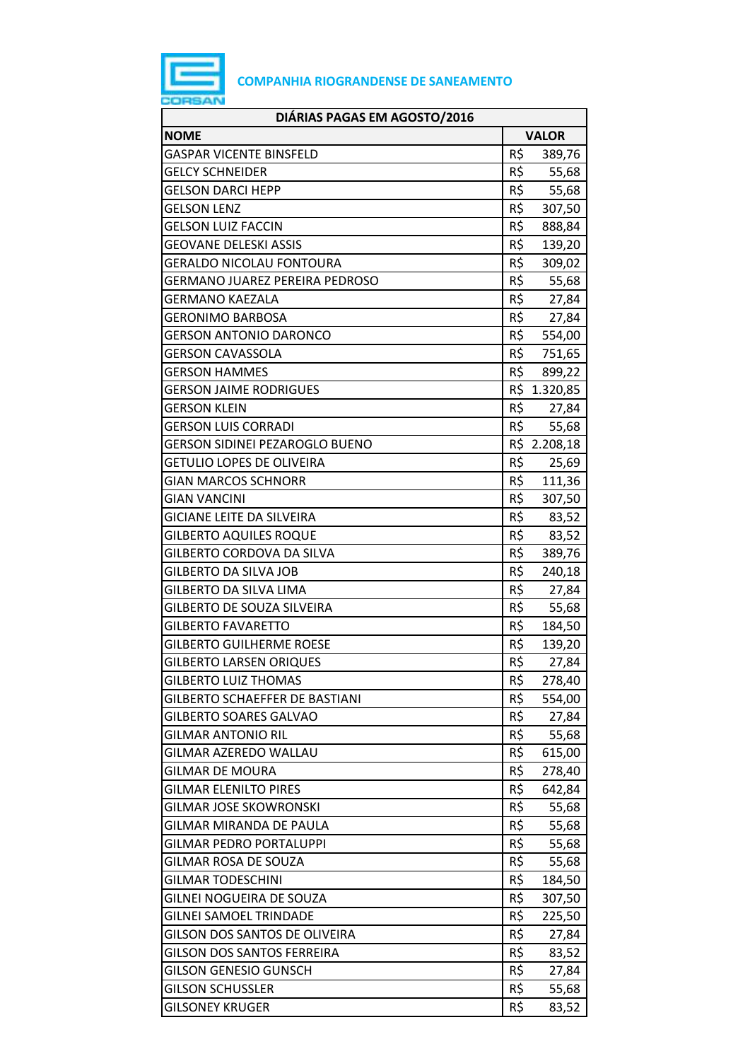COMPANHIA RIOGRANDENSE DE SANEAMENTO

| DIÁRIAS PAGAS EM AGOSTO/2016 | |
|---|---|
| **NOME** | **VALOR** |
| GASPAR VICENTE BINSFELD | R$ 389,76 |
| GELCY SCHNEIDER | R$ 55,68 |
| GELSON DARCI HEPP | R$ 55,68 |
| GELSON LENZ | R$ 307,50 |
| GELSON LUIZ FACCIN | R$ 888,84 |
| GEOVANE DELESKI ASSIS | R$ 139,20 |
| GERALDO NICOLAU FONTOURA | R$ 309,02 |
| GERMANO JUAREZ PEREIRA PEDROSO | R$ 55,68 |
| GERMANO KAEZALA | R$ 27,84 |
| GERONIMO BARBOSA | R$ 27,84 |
| GERSON ANTONIO DARONCO | R$ 554,00 |
| GERSON CAVASSOLA | R$ 751,65 |
| GERSON HAMMES | R$ 899,22 |
| GERSON JAIME RODRIGUES | R$ 1.320,85 |
| GERSON KLEIN | R$ 27,84 |
| GERSON LUIS CORRADI | R$ 55,68 |
| GERSON SIDINEI PEZAROGLO BUENO | R$ 2.208,18 |
| GETULIO LOPES DE OLIVEIRA | R$ 25,69 |
| GIAN MARCOS SCHNORR | R$ 111,36 |
| GIAN VANCINI | R$ 307,50 |
| GICIANE LEITE DA SILVEIRA | R$ 83,52 |
| GILBERTO AQUILES ROQUE | R$ 83,52 |
| GILBERTO CORDOVA DA SILVA | R$ 389,76 |
| GILBERTO DA SILVA JOB | R$ 240,18 |
| GILBERTO DA SILVA LIMA | R$ 27,84 |
| GILBERTO DE SOUZA SILVEIRA | R$ 55,68 |
| GILBERTO FAVARETTO | R$ 184,50 |
| GILBERTO GUILHERME ROESE | R$ 139,20 |
| GILBERTO LARSEN ORIQUES | R$ 27,84 |
| GILBERTO LUIZ THOMAS | R$ 278,40 |
| GILBERTO SCHAEFFER DE BASTIANI | R$ 554,00 |
| GILBERTO SOARES GALVAO | R$ 27,84 |
| GILMAR ANTONIO RIL | R$ 55,68 |
| GILMAR AZEREDO WALLAU | R$ 615,00 |
| GILMAR DE MOURA | R$ 278,40 |
| GILMAR ELENILTO PIRES | R$ 642,84 |
| GILMAR JOSE SKOWRONSKI | R$ 55,68 |
| GILMAR MIRANDA DE PAULA | R$ 55,68 |
| GILMAR PEDRO PORTALUPPI | R$ 55,68 |
| GILMAR ROSA DE SOUZA | R$ 55,68 |
| GILMAR TODESCHINI | R$ 184,50 |
| GILNEI NOGUEIRA DE SOUZA | R$ 307,50 |
| GILNEI SAMOEL TRINDADE | R$ 225,50 |
| GILSON DOS SANTOS DE OLIVEIRA | R$ 27,84 |
| GILSON DOS SANTOS FERREIRA | R$ 83,52 |
| GILSON GENESIO GUNSCH | R$ 27,84 |
| GILSON SCHUSSLER | R$ 55,68 |
| GILSONEY KRUGER | R$ 83,52 |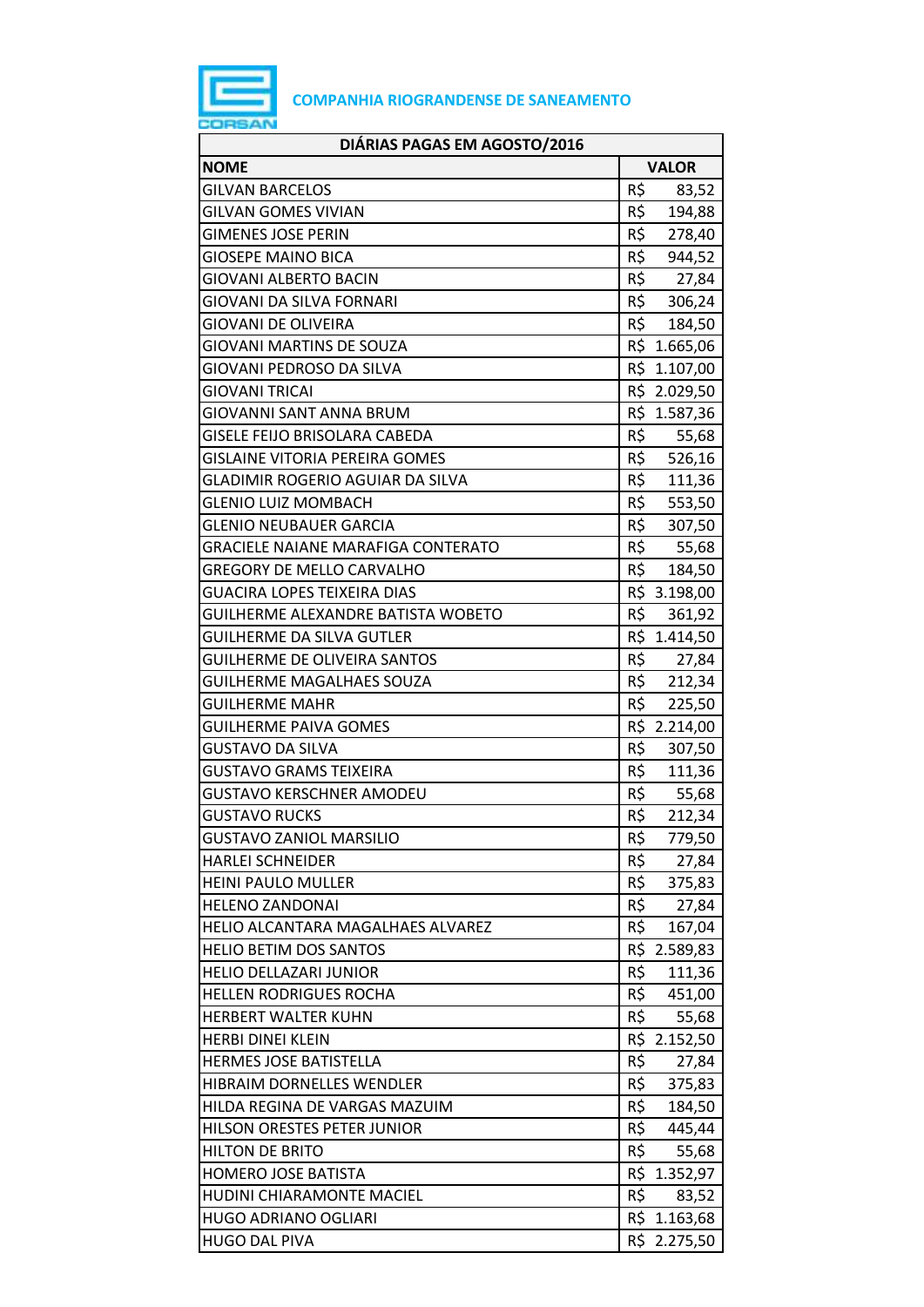**COMPANHIA RIOGRANDENSE DE SANEAMENTO**

| DIÁRIAS PAGAS EM AGOSTO/2016 | |
|---|---|
| **NOME** | **VALOR** |
| GILVAN BARCELOS | R$ 83,52 |
| GILVAN GOMES VIVIAN | R$ 194,88 |
| GIMENES JOSE PERIN | R$ 278,40 |
| GIOSEPE MAINO BICA | R$ 944,52 |
| GIOVANI ALBERTO BACIN | R$ 27,84 |
| GIOVANI DA SILVA FORNARI | R$ 306,24 |
| GIOVANI DE OLIVEIRA | R$ 184,50 |
| GIOVANI MARTINS DE SOUZA | R$ 1.665,06 |
| GIOVANI PEDROSO DA SILVA | R$ 1.107,00 |
| GIOVANI TRICAI | R$ 2.029,50 |
| GIOVANNI SANT ANNA BRUM | R$ 1.587,36 |
| GISELE FEIJO BRISOLARA CABEDA | R$ 55,68 |
| GISLAINE VITORIA PEREIRA GOMES | R$ 526,16 |
| GLADIMIR ROGERIO AGUIAR DA SILVA | R$ 111,36 |
| GLENIO LUIZ MOMBACH | R$ 553,50 |
| GLENIO NEUBAUER GARCIA | R$ 307,50 |
| GRACIELE NAIANE MARAFIGA CONTERATO | R$ 55,68 |
| GREGORY DE MELLO CARVALHO | R$ 184,50 |
| GUACIRA LOPES TEIXEIRA DIAS | R$ 3.198,00 |
| GUILHERME ALEXANDRE BATISTA WOBETO | R$ 361,92 |
| GUILHERME DA SILVA GUTLER | R$ 1.414,50 |
| GUILHERME DE OLIVEIRA SANTOS | R$ 27,84 |
| GUILHERME MAGALHAES SOUZA | R$ 212,34 |
| GUILHERME MAHR | R$ 225,50 |
| GUILHERME PAIVA GOMES | R$ 2.214,00 |
| GUSTAVO DA SILVA | R$ 307,50 |
| GUSTAVO GRAMS TEIXEIRA | R$ 111,36 |
| GUSTAVO KERSCHNER AMODEU | R$ 55,68 |
| GUSTAVO RUCKS | R$ 212,34 |
| GUSTAVO ZANIOL MARSILIO | R$ 779,50 |
| HARLEI SCHNEIDER | R$ 27,84 |
| HEINI PAULO MULLER | R$ 375,83 |
| HELENO ZANDONAI | R$ 27,84 |
| HELIO ALCANTARA MAGALHAES ALVAREZ | R$ 167,04 |
| HELIO BETIM DOS SANTOS | R$ 2.589,83 |
| HELIO DELLAZARI JUNIOR | R$ 111,36 |
| HELLEN RODRIGUES ROCHA | R$ 451,00 |
| HERBERT WALTER KUHN | R$ 55,68 |
| HERBI DINEI KLEIN | R$ 2.152,50 |
| HERMES JOSE BATISTELLA | R$ 27,84 |
| HIBRAIM DORNELLES WENDLER | R$ 375,83 |
| HILDA REGINA DE VARGAS MAZUIM | R$ 184,50 |
| HILSON ORESTES PETER JUNIOR | R$ 445,44 |
| HILTON DE BRITO | R$ 55,68 |
| HOMERO JOSE BATISTA | R$ 1.352,97 |
| HUDINI CHIARAMONTE MACIEL | R$ 83,52 |
| HUGO ADRIANO OGLIARI | R$ 1.163,68 |
| HUGO DAL PIVA | R$ 2.275,50 |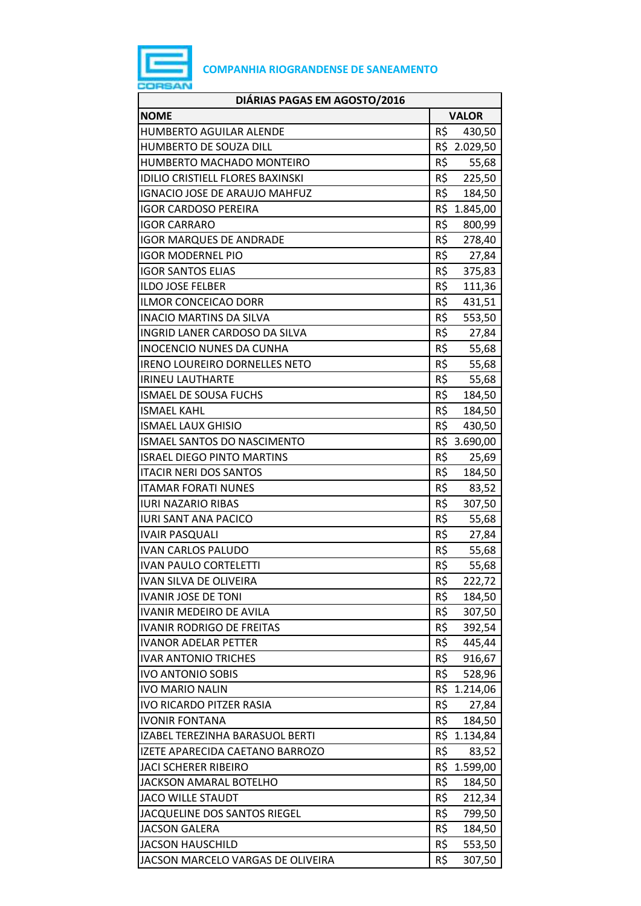**COMPANHIA RIOGRANDENSE DE SANEAMENTO**

| DIÁRIAS PAGAS EM AGOSTO/2016 | |
|---|---|
| **NOME** | **VALOR** |
| HUMBERTO AGUILAR ALENDE | R$ 430,50 |
| HUMBERTO DE SOUZA DILL | R$ 2.029,50 |
| HUMBERTO MACHADO MONTEIRO | R$ 55,68 |
| IDILIO CRISTIELL FLORES BAXINSKI | R$ 225,50 |
| IGNACIO JOSE DE ARAUJO MAHFUZ | R$ 184,50 |
| IGOR CARDOSO PEREIRA | R$ 1.845,00 |
| IGOR CARRARO | R$ 800,99 |
| IGOR MARQUES DE ANDRADE | R$ 278,40 |
| IGOR MODERNEL PIO | R$ 27,84 |
| IGOR SANTOS ELIAS | R$ 375,83 |
| ILDO JOSE FELBER | R$ 111,36 |
| ILMOR CONCEICAO DORR | R$ 431,51 |
| INACIO MARTINS DA SILVA | R$ 553,50 |
| INGRID LANER CARDOSO DA SILVA | R$ 27,84 |
| INOCENCIO NUNES DA CUNHA | R$ 55,68 |
| IRENO LOUREIRO DORNELLES NETO | R$ 55,68 |
| IRINEU LAUTHARTE | R$ 55,68 |
| ISMAEL DE SOUSA FUCHS | R$ 184,50 |
| ISMAEL KAHL | R$ 184,50 |
| ISMAEL LAUX GHISIO | R$ 430,50 |
| ISMAEL SANTOS DO NASCIMENTO | R$ 3.690,00 |
| ISRAEL DIEGO PINTO MARTINS | R$ 25,69 |
| ITACIR NERI DOS SANTOS | R$ 184,50 |
| ITAMAR FORATI NUNES | R$ 83,52 |
| IURI NAZARIO RIBAS | R$ 307,50 |
| IURI SANT ANA PACICO | R$ 55,68 |
| IVAIR PASQUALI | R$ 27,84 |
| IVAN CARLOS PALUDO | R$ 55,68 |
| IVAN PAULO CORTELETTI | R$ 55,68 |
| IVAN SILVA DE OLIVEIRA | R$ 222,72 |
| IVANIR JOSE DE TONI | R$ 184,50 |
| IVANIR MEDEIRO DE AVILA | R$ 307,50 |
| IVANIR RODRIGO DE FREITAS | R$ 392,54 |
| IVANOR ADELAR PETTER | R$ 445,44 |
| IVAR ANTONIO TRICHES | R$ 916,67 |
| IVO ANTONIO SOBIS | R$ 528,96 |
| IVO MARIO NALIN | R$ 1.214,06 |
| IVO RICARDO PITZER RASIA | R$ 27,84 |
| IVONIR FONTANA | R$ 184,50 |
| IZABEL TEREZINHA BARASUOL BERTI | R$ 1.134,84 |
| IZETE APARECIDA CAETANO BARROZO | R$ 83,52 |
| JACI SCHERER RIBEIRO | R$ 1.599,00 |
| JACKSON AMARAL BOTELHO | R$ 184,50 |
| JACO WILLE STAUDT | R$ 212,34 |
| JACQUELINE DOS SANTOS RIEGEL | R$ 799,50 |
| JACSON GALERA | R$ 184,50 |
| JACSON HAUSCHILD | R$ 553,50 |
| JACSON MARCELO VARGAS DE OLIVEIRA | R$ 307,50 |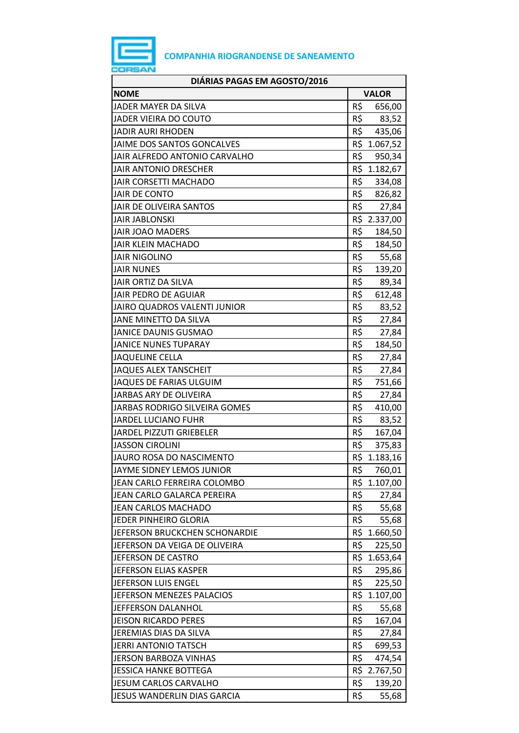**COMPANHIA RIOGRANDENSE DE SANEAMENTO**

| DIÁRIAS PAGAS EM AGOSTO/2016 | |
|---|---|
| **NOME** | **VALOR** |
| JADER MAYER DA SILVA | R$ 656,00 |
| JADER VIEIRA DO COUTO | R$ 83,52 |
| JADIR AURI RHODEN | R$ 435,06 |
| JAIME DOS SANTOS GONCALVES | R$ 1.067,52 |
| JAIR ALFREDO ANTONIO CARVALHO | R$ 950,34 |
| JAIR ANTONIO DRESCHER | R$ 1.182,67 |
| JAIR CORSETTI MACHADO | R$ 334,08 |
| JAIR DE CONTO | R$ 826,82 |
| JAIR DE OLIVEIRA SANTOS | R$ 27,84 |
| JAIR JABLONSKI | R$ 2.337,00 |
| JAIR JOAO MADERS | R$ 184,50 |
| JAIR KLEIN MACHADO | R$ 184,50 |
| JAIR NIGOLINO | R$ 55,68 |
| JAIR NUNES | R$ 139,20 |
| JAIR ORTIZ DA SILVA | R$ 89,34 |
| JAIR PEDRO DE AGUIAR | R$ 612,48 |
| JAIRO QUADROS VALENTI JUNIOR | R$ 83,52 |
| JANE MINETTO DA SILVA | R$ 27,84 |
| JANICE DAUNIS GUSMAO | R$ 27,84 |
| JANICE NUNES TUPARAY | R$ 184,50 |
| JAQUELINE CELLA | R$ 27,84 |
| JAQUES ALEX TANSCHEIT | R$ 27,84 |
| JAQUES DE FARIAS ULGUIM | R$ 751,66 |
| JARBAS ARY DE OLIVEIRA | R$ 27,84 |
| JARBAS RODRIGO SILVEIRA GOMES | R$ 410,00 |
| JARDEL LUCIANO FUHR | R$ 83,52 |
| JARDEL PIZZUTI GRIEBELER | R$ 167,04 |
| JASSON CIROLINI | R$ 375,83 |
| JAURO ROSA DO NASCIMENTO | R$ 1.183,16 |
| JAYME SIDNEY LEMOS JUNIOR | R$ 760,01 |
| JEAN CARLO FERREIRA COLOMBO | R$ 1.107,00 |
| JEAN CARLO GALARCA PEREIRA | R$ 27,84 |
| JEAN CARLOS MACHADO | R$ 55,68 |
| JEDER PINHEIRO GLORIA | R$ 55,68 |
| JEFERSON BRUCKCHEN SCHONARDIE | R$ 1.660,50 |
| JEFERSON DA VEIGA DE OLIVEIRA | R$ 225,50 |
| JEFERSON DE CASTRO | R$ 1.653,64 |
| JEFERSON ELIAS KASPER | R$ 295,86 |
| JEFERSON LUIS ENGEL | R$ 225,50 |
| JEFERSON MENEZES PALACIOS | R$ 1.107,00 |
| JEFFERSON DALANHOL | R$ 55,68 |
| JEISON RICARDO PERES | R$ 167,04 |
| JEREMIAS DIAS DA SILVA | R$ 27,84 |
| JERRI ANTONIO TATSCH | R$ 699,53 |
| JERSON BARBOZA VINHAS | R$ 474,54 |
| JESSICA HANKE BOTTEGA | R$ 2.767,50 |
| JESUM CARLOS CARVALHO | R$ 139,20 |
| JESUS WANDERLIN DIAS GARCIA | R$ 55,68 |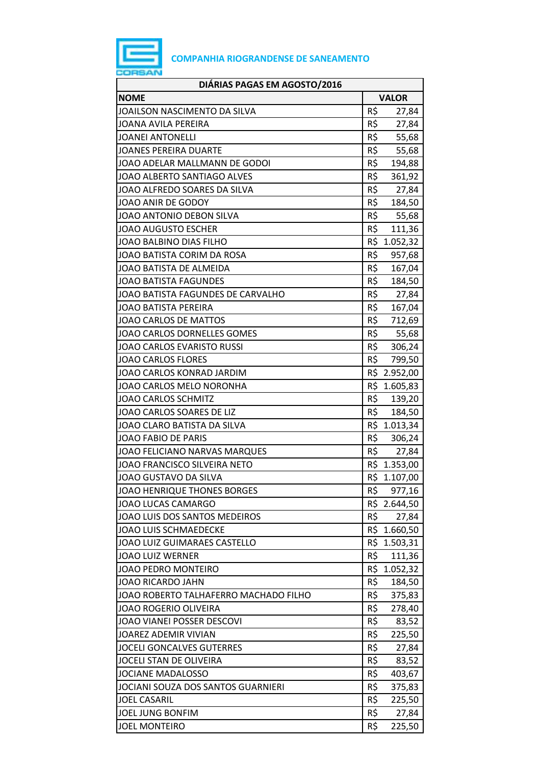**COMPANHIA RIOGRANDENSE DE SANEAMENTO**

| DIÁRIAS PAGAS EM AGOSTO/2016 | |
|---|---|
| **NOME** | **VALOR** |
| JOAILSON NASCIMENTO DA SILVA | R$ 27,84 |
| JOANA AVILA PEREIRA | R$ 27,84 |
| JOANEI ANTONELLI | R$ 55,68 |
| JOANES PEREIRA DUARTE | R$ 55,68 |
| JOAO ADELAR MALLMANN DE GODOI | R$ 194,88 |
| JOAO ALBERTO SANTIAGO ALVES | R$ 361,92 |
| JOAO ALFREDO SOARES DA SILVA | R$ 27,84 |
| JOAO ANIR DE GODOY | R$ 184,50 |
| JOAO ANTONIO DEBON SILVA | R$ 55,68 |
| JOAO AUGUSTO ESCHER | R$ 111,36 |
| JOAO BALBINO DIAS FILHO | R$ 1.052,32 |
| JOAO BATISTA CORIM DA ROSA | R$ 957,68 |
| JOAO BATISTA DE ALMEIDA | R$ 167,04 |
| JOAO BATISTA FAGUNDES | R$ 184,50 |
| JOAO BATISTA FAGUNDES DE CARVALHO | R$ 27,84 |
| JOAO BATISTA PEREIRA | R$ 167,04 |
| JOAO CARLOS DE MATTOS | R$ 712,69 |
| JOAO CARLOS DORNELLES GOMES | R$ 55,68 |
| JOAO CARLOS EVARISTO RUSSI | R$ 306,24 |
| JOAO CARLOS FLORES | R$ 799,50 |
| JOAO CARLOS KONRAD JARDIM | R$ 2.952,00 |
| JOAO CARLOS MELO NORONHA | R$ 1.605,83 |
| JOAO CARLOS SCHMITZ | R$ 139,20 |
| JOAO CARLOS SOARES DE LIZ | R$ 184,50 |
| JOAO CLARO BATISTA DA SILVA | R$ 1.013,34 |
| JOAO FABIO DE PARIS | R$ 306,24 |
| JOAO FELICIANO NARVAS MARQUES | R$ 27,84 |
| JOAO FRANCISCO SILVEIRA NETO | R$ 1.353,00 |
| JOAO GUSTAVO DA SILVA | R$ 1.107,00 |
| JOAO HENRIQUE THONES BORGES | R$ 977,16 |
| JOAO LUCAS CAMARGO | R$ 2.644,50 |
| JOAO LUIS DOS SANTOS MEDEIROS | R$ 27,84 |
| JOAO LUIS SCHMAEDECKE | R$ 1.660,50 |
| JOAO LUIZ GUIMARAES CASTELLO | R$ 1.503,31 |
| JOAO LUIZ WERNER | R$ 111,36 |
| JOAO PEDRO MONTEIRO | R$ 1.052,32 |
| JOAO RICARDO JAHN | R$ 184,50 |
| JOAO ROBERTO TALHAFERRO MACHADO FILHO | R$ 375,83 |
| JOAO ROGERIO OLIVEIRA | R$ 278,40 |
| JOAO VIANEI POSSER DESCOVI | R$ 83,52 |
| JOAREZ ADEMIR VIVIAN | R$ 225,50 |
| JOCELI GONCALVES GUTERRES | R$ 27,84 |
| JOCELI STAN DE OLIVEIRA | R$ 83,52 |
| JOCIANE MADALOSSO | R$ 403,67 |
| JOCIANI SOUZA DOS SANTOS GUARNIERI | R$ 375,83 |
| JOEL CASARIL | R$ 225,50 |
| JOEL JUNG BONFIM | R$ 27,84 |
| JOEL MONTEIRO | R$ 225,50 |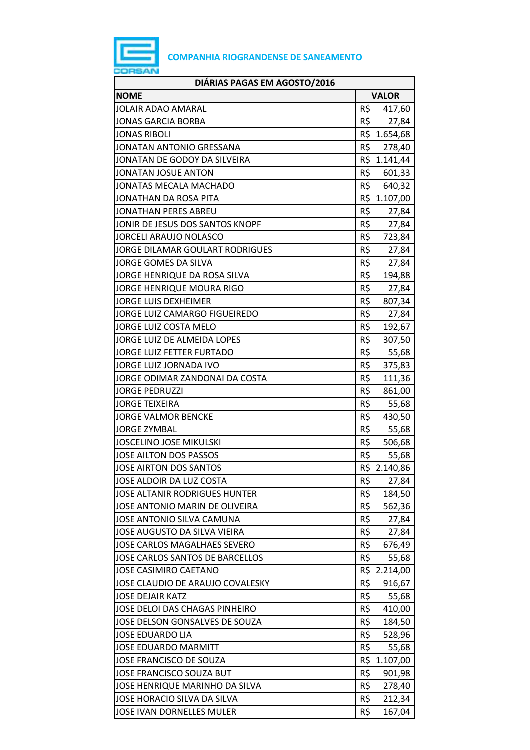**COMPANHIA RIOGRANDENSE DE SANEAMENTO**

| DIÁRIAS PAGAS EM AGOSTO/2016 | |
|---|---|
| **NOME** | **VALOR** |
| JOLAIR ADAO AMARAL | R$ 417,60 |
| JONAS GARCIA BORBA | R$ 27,84 |
| JONAS RIBOLI | R$ 1.654,68 |
| JONATAN ANTONIO GRESSANA | R$ 278,40 |
| JONATAN DE GODOY DA SILVEIRA | R$ 1.141,44 |
| JONATAN JOSUE ANTON | R$ 601,33 |
| JONATAS MECALA MACHADO | R$ 640,32 |
| JONATHAN DA ROSA PITA | R$ 1.107,00 |
| JONATHAN PERES ABREU | R$ 27,84 |
| JONIR DE JESUS DOS SANTOS KNOPF | R$ 27,84 |
| JORCELI ARAUJO NOLASCO | R$ 723,84 |
| JORGE DILAMAR GOULART RODRIGUES | R$ 27,84 |
| JORGE GOMES DA SILVA | R$ 27,84 |
| JORGE HENRIQUE DA ROSA SILVA | R$ 194,88 |
| JORGE HENRIQUE MOURA RIGO | R$ 27,84 |
| JORGE LUIS DEXHEIMER | R$ 807,34 |
| JORGE LUIZ CAMARGO FIGUEIREDO | R$ 27,84 |
| JORGE LUIZ COSTA MELO | R$ 192,67 |
| JORGE LUIZ DE ALMEIDA LOPES | R$ 307,50 |
| JORGE LUIZ FETTER FURTADO | R$ 55,68 |
| JORGE LUIZ JORNADA IVO | R$ 375,83 |
| JORGE ODIMAR ZANDONAI DA COSTA | R$ 111,36 |
| JORGE PEDRUZZI | R$ 861,00 |
| JORGE TEIXEIRA | R$ 55,68 |
| JORGE VALMOR BENCKE | R$ 430,50 |
| JORGE ZYMBAL | R$ 55,68 |
| JOSCELINO JOSE MIKULSKI | R$ 506,68 |
| JOSE AILTON DOS PASSOS | R$ 55,68 |
| JOSE AIRTON DOS SANTOS | R$ 2.140,86 |
| JOSE ALDOIR DA LUZ COSTA | R$ 27,84 |
| JOSE ALTANIR RODRIGUES HUNTER | R$ 184,50 |
| JOSE ANTONIO MARIN DE OLIVEIRA | R$ 562,36 |
| JOSE ANTONIO SILVA CAMUNA | R$ 27,84 |
| JOSE AUGUSTO DA SILVA VIEIRA | R$ 27,84 |
| JOSE CARLOS MAGALHAES SEVERO | R$ 676,49 |
| JOSE CARLOS SANTOS DE BARCELLOS | R$ 55,68 |
| JOSE CASIMIRO CAETANO | R$ 2.214,00 |
| JOSE CLAUDIO DE ARAUJO COVALESKY | R$ 916,67 |
| JOSE DEJAIR KATZ | R$ 55,68 |
| JOSE DELOI DAS CHAGAS PINHEIRO | R$ 410,00 |
| JOSE DELSON GONSALVES DE SOUZA | R$ 184,50 |
| JOSE EDUARDO LIA | R$ 528,96 |
| JOSE EDUARDO MARMITT | R$ 55,68 |
| JOSE FRANCISCO DE SOUZA | R$ 1.107,00 |
| JOSE FRANCISCO SOUZA BUT | R$ 901,98 |
| JOSE HENRIQUE MARINHO DA SILVA | R$ 278,40 |
| JOSE HORACIO SILVA DA SILVA | R$ 212,34 |
| JOSE IVAN DORNELLES MULER | R$ 167,04 |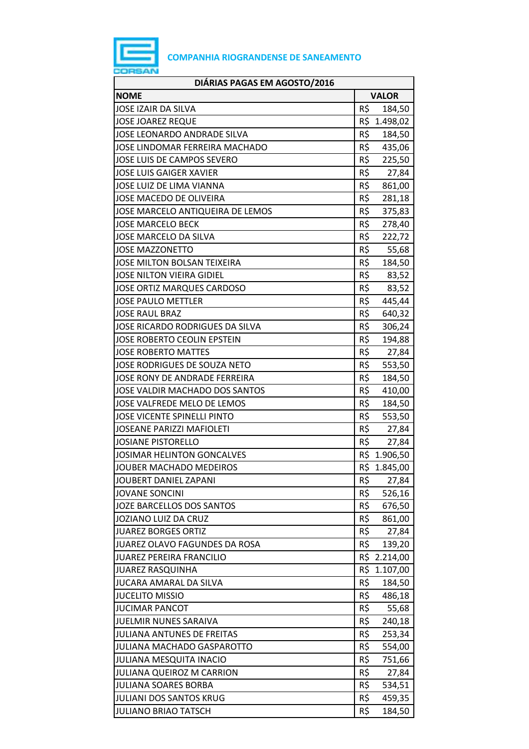**COMPANHIA RIOGRANDENSE DE SANEAMENTO**

| DIÁRIAS PAGAS EM AGOSTO/2016 | |
|---|---|
| **NOME** | **VALOR** |
| JOSE IZAIR DA SILVA | R$ 184,50 |
| JOSE JOAREZ REQUE | R$ 1.498,02 |
| JOSE LEONARDO ANDRADE SILVA | R$ 184,50 |
| JOSE LINDOMAR FERREIRA MACHADO | R$ 435,06 |
| JOSE LUIS DE CAMPOS SEVERO | R$ 225,50 |
| JOSE LUIS GAIGER XAVIER | R$ 27,84 |
| JOSE LUIZ DE LIMA VIANNA | R$ 861,00 |
| JOSE MACEDO DE OLIVEIRA | R$ 281,18 |
| JOSE MARCELO ANTIQUEIRA DE LEMOS | R$ 375,83 |
| JOSE MARCELO BECK | R$ 278,40 |
| JOSE MARCELO DA SILVA | R$ 222,72 |
| JOSE MAZZONETTO | R$ 55,68 |
| JOSE MILTON BOLSAN TEIXEIRA | R$ 184,50 |
| JOSE NILTON VIEIRA GIDIEL | R$ 83,52 |
| JOSE ORTIZ MARQUES CARDOSO | R$ 83,52 |
| JOSE PAULO METTLER | R$ 445,44 |
| JOSE RAUL BRAZ | R$ 640,32 |
| JOSE RICARDO RODRIGUES DA SILVA | R$ 306,24 |
| JOSE ROBERTO CEOLIN EPSTEIN | R$ 194,88 |
| JOSE ROBERTO MATTES | R$ 27,84 |
| JOSE RODRIGUES DE SOUZA NETO | R$ 553,50 |
| JOSE RONY DE ANDRADE FERREIRA | R$ 184,50 |
| JOSE VALDIR MACHADO DOS SANTOS | R$ 410,00 |
| JOSE VALFREDE MELO DE LEMOS | R$ 184,50 |
| JOSE VICENTE SPINELLI PINTO | R$ 553,50 |
| JOSEANE PARIZZI MAFIOLETI | R$ 27,84 |
| JOSIANE PISTORELLO | R$ 27,84 |
| JOSIMAR HELINTON GONCALVES | R$ 1.906,50 |
| JOUBER MACHADO MEDEIROS | R$ 1.845,00 |
| JOUBERT DANIEL ZAPANI | R$ 27,84 |
| JOVANE SONCINI | R$ 526,16 |
| JOZE BARCELLOS DOS SANTOS | R$ 676,50 |
| JOZIANO LUIZ DA CRUZ | R$ 861,00 |
| JUAREZ BORGES ORTIZ | R$ 27,84 |
| JUAREZ OLAVO FAGUNDES DA ROSA | R$ 139,20 |
| JUAREZ PEREIRA FRANCILIO | R$ 2.214,00 |
| JUAREZ RASQUINHA | R$ 1.107,00 |
| JUCARA AMARAL DA SILVA | R$ 184,50 |
| JUCELITO MISSIO | R$ 486,18 |
| JUCIMAR PANCOT | R$ 55,68 |
| JUELMIR NUNES SARAIVA | R$ 240,18 |
| JULIANA ANTUNES DE FREITAS | R$ 253,34 |
| JULIANA MACHADO GASPAROTTO | R$ 554,00 |
| JULIANA MESQUITA INACIO | R$ 751,66 |
| JULIANA QUEIROZ M CARRION | R$ 27,84 |
| JULIANA SOARES BORBA | R$ 534,51 |
| JULIANI DOS SANTOS KRUG | R$ 459,35 |
| JULIANO BRIAO TATSCH | R$ 184,50 |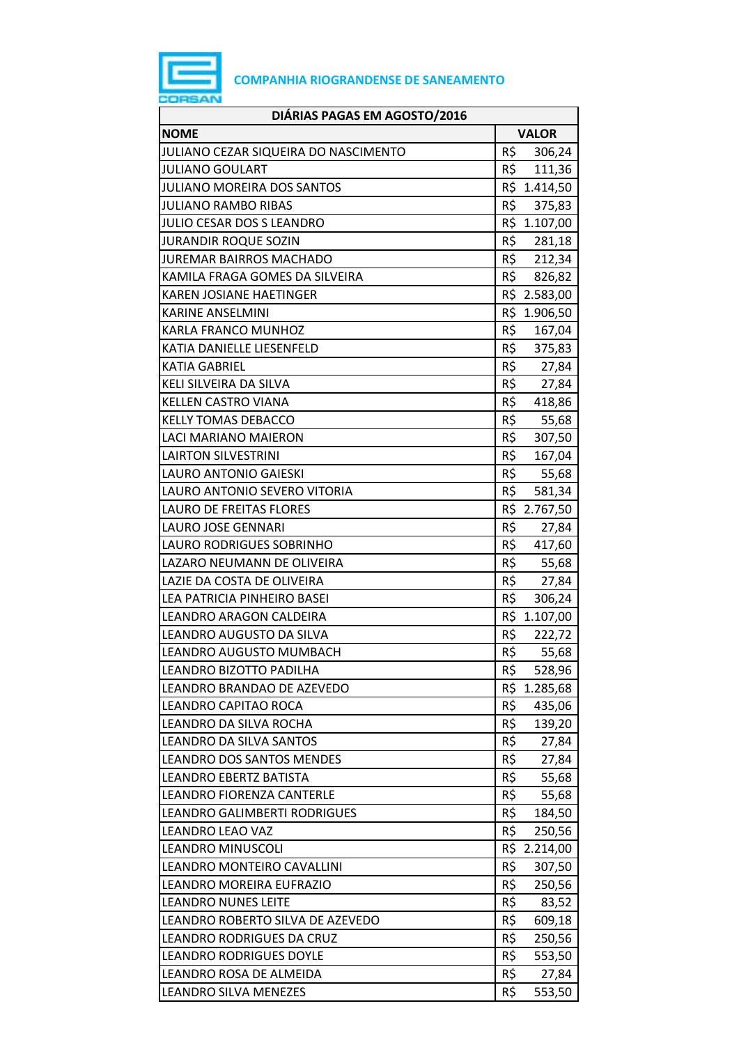**COMPANHIA RIOGRANDENSE DE SANEAMENTO**

| DIÁRIAS PAGAS EM AGOSTO/2016 | |
|---|---|
| **NOME** | **VALOR** |
| JULIANO CEZAR SIQUEIRA DO NASCIMENTO | R$ 306,24 |
| JULIANO GOULART | R$ 111,36 |
| JULIANO MOREIRA DOS SANTOS | R$ 1.414,50 |
| JULIANO RAMBO RIBAS | R$ 375,83 |
| JULIO CESAR DOS S LEANDRO | R$ 1.107,00 |
| JURANDIR ROQUE SOZIN | R$ 281,18 |
| JUREMAR BAIRROS MACHADO | R$ 212,34 |
| KAMILA FRAGA GOMES DA SILVEIRA | R$ 826,82 |
| KAREN JOSIANE HAETINGER | R$ 2.583,00 |
| KARINE ANSELMINI | R$ 1.906,50 |
| KARLA FRANCO MUNHOZ | R$ 167,04 |
| KATIA DANIELLE LIESENFELD | R$ 375,83 |
| KATIA GABRIEL | R$ 27,84 |
| KELI SILVEIRA DA SILVA | R$ 27,84 |
| KELLEN CASTRO VIANA | R$ 418,86 |
| KELLY TOMAS DEBACCO | R$ 55,68 |
| LACI MARIANO MAIERON | R$ 307,50 |
| LAIRTON SILVESTRINI | R$ 167,04 |
| LAURO ANTONIO GAIESKI | R$ 55,68 |
| LAURO ANTONIO SEVERO VITORIA | R$ 581,34 |
| LAURO DE FREITAS FLORES | R$ 2.767,50 |
| LAURO JOSE GENNARI | R$ 27,84 |
| LAURO RODRIGUES SOBRINHO | R$ 417,60 |
| LAZARO NEUMANN DE OLIVEIRA | R$ 55,68 |
| LAZIE DA COSTA DE OLIVEIRA | R$ 27,84 |
| LEA PATRICIA PINHEIRO BASEI | R$ 306,24 |
| LEANDRO ARAGON CALDEIRA | R$ 1.107,00 |
| LEANDRO AUGUSTO DA SILVA | R$ 222,72 |
| LEANDRO AUGUSTO MUMBACH | R$ 55,68 |
| LEANDRO BIZOTTO PADILHA | R$ 528,96 |
| LEANDRO BRANDAO DE AZEVEDO | R$ 1.285,68 |
| LEANDRO CAPITAO ROCA | R$ 435,06 |
| LEANDRO DA SILVA ROCHA | R$ 139,20 |
| LEANDRO DA SILVA SANTOS | R$ 27,84 |
| LEANDRO DOS SANTOS MENDES | R$ 27,84 |
| LEANDRO EBERTZ BATISTA | R$ 55,68 |
| LEANDRO FIORENZA CANTERLE | R$ 55,68 |
| LEANDRO GALIMBERTI RODRIGUES | R$ 184,50 |
| LEANDRO LEAO VAZ | R$ 250,56 |
| LEANDRO MINUSCOLI | R$ 2.214,00 |
| LEANDRO MONTEIRO CAVALLINI | R$ 307,50 |
| LEANDRO MOREIRA EUFRAZIO | R$ 250,56 |
| LEANDRO NUNES LEITE | R$ 83,52 |
| LEANDRO ROBERTO SILVA DE AZEVEDO | R$ 609,18 |
| LEANDRO RODRIGUES DA CRUZ | R$ 250,56 |
| LEANDRO RODRIGUES DOYLE | R$ 553,50 |
| LEANDRO ROSA DE ALMEIDA | R$ 27,84 |
| LEANDRO SILVA MENEZES | R$ 553,50 |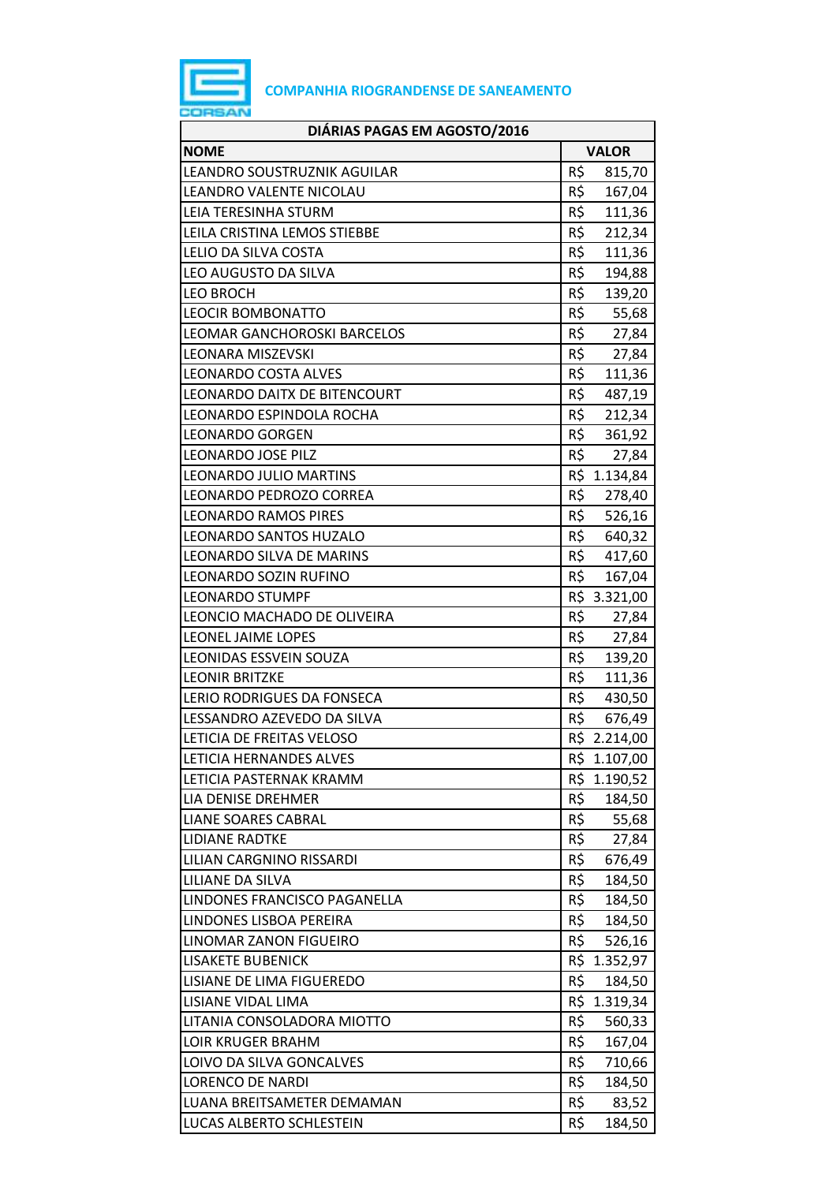**COMPANHIA RIOGRANDENSE DE SANEAMENTO**

| DIÁRIAS PAGAS EM AGOSTO/2016 | |
|---|---|
| **NOME** | **VALOR** |
| LEANDRO SOUSTRUZNIK AGUILAR | R$ 815,70 |
| LEANDRO VALENTE NICOLAU | R$ 167,04 |
| LEIA TERESINHA STURM | R$ 111,36 |
| LEILA CRISTINA LEMOS STIEBBE | R$ 212,34 |
| LELIO DA SILVA COSTA | R$ 111,36 |
| LEO AUGUSTO DA SILVA | R$ 194,88 |
| LEO BROCH | R$ 139,20 |
| LEOCIR BOMBONATTO | R$ 55,68 |
| LEOMAR GANCHOROSKI BARCELOS | R$ 27,84 |
| LEONARA MISZEVSKI | R$ 27,84 |
| LEONARDO COSTA ALVES | R$ 111,36 |
| LEONARDO DAITX DE BITENCOURT | R$ 487,19 |
| LEONARDO ESPINDOLA ROCHA | R$ 212,34 |
| LEONARDO GORGEN | R$ 361,92 |
| LEONARDO JOSE PILZ | R$ 27,84 |
| LEONARDO JULIO MARTINS | R$ 1.134,84 |
| LEONARDO PEDROZO CORREA | R$ 278,40 |
| LEONARDO RAMOS PIRES | R$ 526,16 |
| LEONARDO SANTOS HUZALO | R$ 640,32 |
| LEONARDO SILVA DE MARINS | R$ 417,60 |
| LEONARDO SOZIN RUFINO | R$ 167,04 |
| LEONARDO STUMPF | R$ 3.321,00 |
| LEONCIO MACHADO DE OLIVEIRA | R$ 27,84 |
| LEONEL JAIME LOPES | R$ 27,84 |
| LEONIDAS ESSVEIN SOUZA | R$ 139,20 |
| LEONIR BRITZKE | R$ 111,36 |
| LERIO RODRIGUES DA FONSECA | R$ 430,50 |
| LESSANDRO AZEVEDO DA SILVA | R$ 676,49 |
| LETICIA DE FREITAS VELOSO | R$ 2.214,00 |
| LETICIA HERNANDES ALVES | R$ 1.107,00 |
| LETICIA PASTERNAK KRAMM | R$ 1.190,52 |
| LIA DENISE DREHMER | R$ 184,50 |
| LIANE SOARES CABRAL | R$ 55,68 |
| LIDIANE RADTKE | R$ 27,84 |
| LILIAN CARGNINO RISSARDI | R$ 676,49 |
| LILIANE DA SILVA | R$ 184,50 |
| LINDONES FRANCISCO PAGANELLA | R$ 184,50 |
| LINDONES LISBOA PEREIRA | R$ 184,50 |
| LINOMAR ZANON FIGUEIRO | R$ 526,16 |
| LISAKETE BUBENICK | R$ 1.352,97 |
| LISIANE DE LIMA FIGUEREDO | R$ 184,50 |
| LISIANE VIDAL LIMA | R$ 1.319,34 |
| LITANIA CONSOLADORA MIOTTO | R$ 560,33 |
| LOIR KRUGER BRAHM | R$ 167,04 |
| LOIVO DA SILVA GONCALVES | R$ 710,66 |
| LORENCO DE NARDI | R$ 184,50 |
| LUANA BREITSAMETER DEMAMAN | R$ 83,52 |
| LUCAS ALBERTO SCHLESTEIN | R$ 184,50 |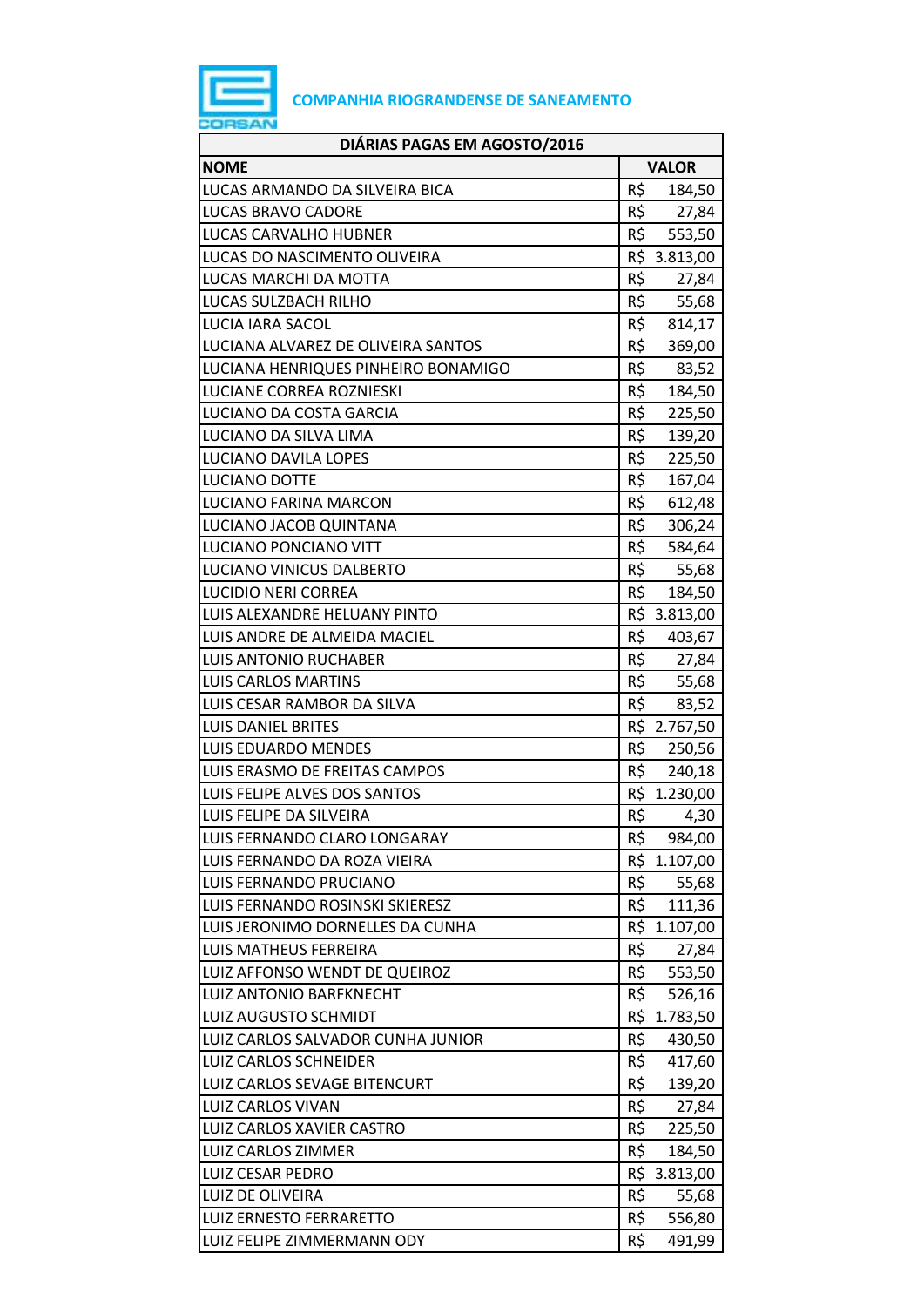**COMPANHIA RIOGRANDENSE DE SANEAMENTO**

| DIÁRIAS PAGAS EM AGOSTO/2016 | |
|---|---|
| **NOME** | **VALOR** |
| LUCAS ARMANDO DA SILVEIRA BICA | R$ 184,50 |
| LUCAS BRAVO CADORE | R$ 27,84 |
| LUCAS CARVALHO HUBNER | R$ 553,50 |
| LUCAS DO NASCIMENTO OLIVEIRA | R$ 3.813,00 |
| LUCAS MARCHI DA MOTTA | R$ 27,84 |
| LUCAS SULZBACH RILHO | R$ 55,68 |
| LUCIA IARA SACOL | R$ 814,17 |
| LUCIANA ALVAREZ DE OLIVEIRA SANTOS | R$ 369,00 |
| LUCIANA HENRIQUES PINHEIRO BONAMIGO | R$ 83,52 |
| LUCIANE CORREA ROZNIESKI | R$ 184,50 |
| LUCIANO DA COSTA GARCIA | R$ 225,50 |
| LUCIANO DA SILVA LIMA | R$ 139,20 |
| LUCIANO DAVILA LOPES | R$ 225,50 |
| LUCIANO DOTTE | R$ 167,04 |
| LUCIANO FARINA MARCON | R$ 612,48 |
| LUCIANO JACOB QUINTANA | R$ 306,24 |
| LUCIANO PONCIANO VITT | R$ 584,64 |
| LUCIANO VINICUS DALBERTO | R$ 55,68 |
| LUCIDIO NERI CORREA | R$ 184,50 |
| LUIS ALEXANDRE HELUANY PINTO | R$ 3.813,00 |
| LUIS ANDRE DE ALMEIDA MACIEL | R$ 403,67 |
| LUIS ANTONIO RUCHABER | R$ 27,84 |
| LUIS CARLOS MARTINS | R$ 55,68 |
| LUIS CESAR RAMBOR DA SILVA | R$ 83,52 |
| LUIS DANIEL BRITES | R$ 2.767,50 |
| LUIS EDUARDO MENDES | R$ 250,56 |
| LUIS ERASMO DE FREITAS CAMPOS | R$ 240,18 |
| LUIS FELIPE ALVES DOS SANTOS | R$ 1.230,00 |
| LUIS FELIPE DA SILVEIRA | R$ 4,30 |
| LUIS FERNANDO CLARO LONGARAY | R$ 984,00 |
| LUIS FERNANDO DA ROZA VIEIRA | R$ 1.107,00 |
| LUIS FERNANDO PRUCIANO | R$ 55,68 |
| LUIS FERNANDO ROSINSKI SKIERESZ | R$ 111,36 |
| LUIS JERONIMO DORNELLES DA CUNHA | R$ 1.107,00 |
| LUIS MATHEUS FERREIRA | R$ 27,84 |
| LUIZ AFFONSO WENDT DE QUEIROZ | R$ 553,50 |
| LUIZ ANTONIO BARFKNECHT | R$ 526,16 |
| LUIZ AUGUSTO SCHMIDT | R$ 1.783,50 |
| LUIZ CARLOS SALVADOR CUNHA JUNIOR | R$ 430,50 |
| LUIZ CARLOS SCHNEIDER | R$ 417,60 |
| LUIZ CARLOS SEVAGE BITENCURT | R$ 139,20 |
| LUIZ CARLOS VIVAN | R$ 27,84 |
| LUIZ CARLOS XAVIER CASTRO | R$ 225,50 |
| LUIZ CARLOS ZIMMER | R$ 184,50 |
| LUIZ CESAR PEDRO | R$ 3.813,00 |
| LUIZ DE OLIVEIRA | R$ 55,68 |
| LUIZ ERNESTO FERRARETTO | R$ 556,80 |
| LUIZ FELIPE ZIMMERMANN ODY | R$ 491,99 |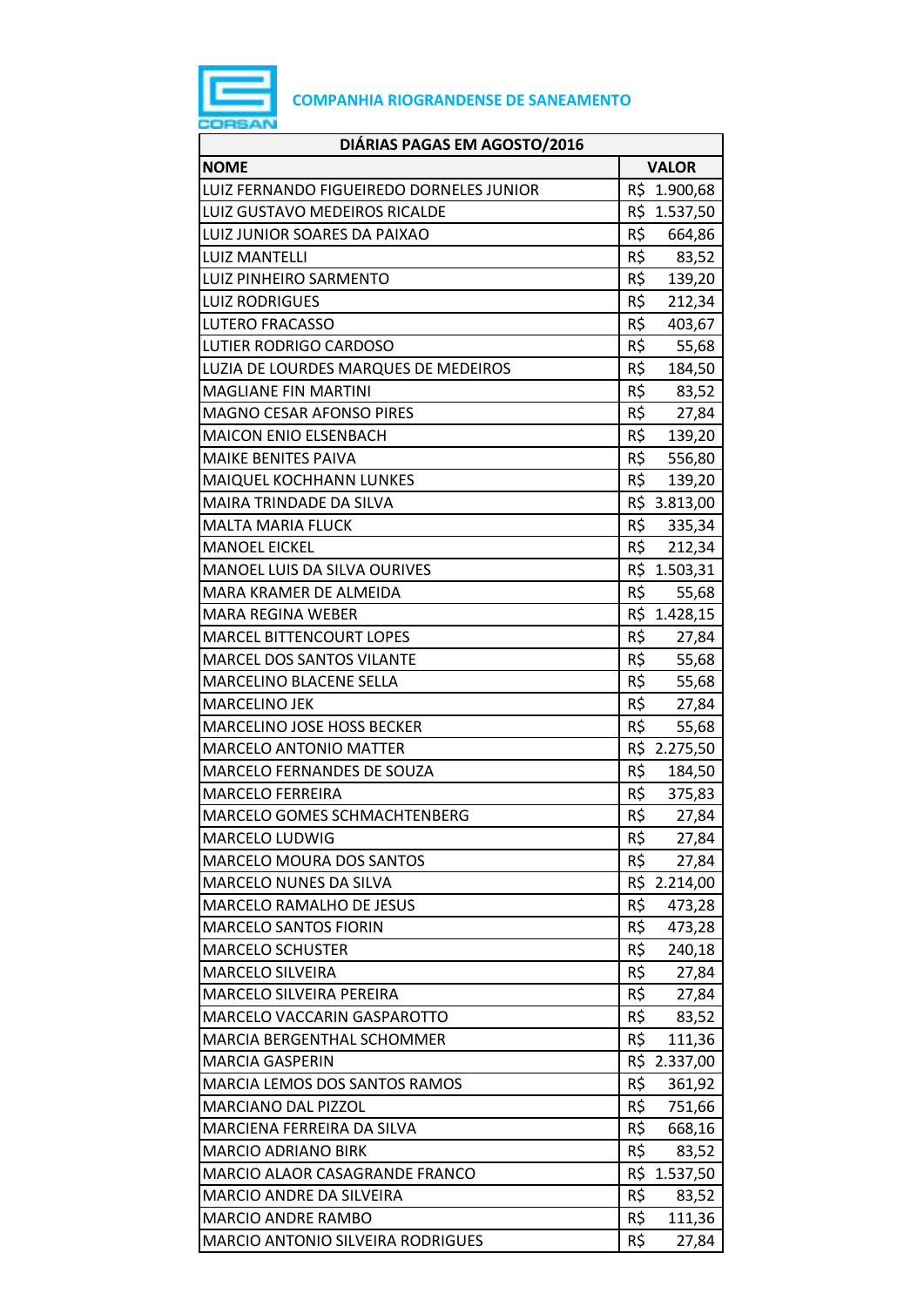**COMPANHIA RIOGRANDENSE DE SANEAMENTO**

| DIÁRIAS PAGAS EM AGOSTO/2016 | |
|---|---|
| **NOME** | **VALOR** |
| LUIZ FERNANDO FIGUEIREDO DORNELES JUNIOR | R$ 1.900,68 |
| LUIZ GUSTAVO MEDEIROS RICALDE | R$ 1.537,50 |
| LUIZ JUNIOR SOARES DA PAIXAO | R$ 664,86 |
| LUIZ MANTELLI | R$ 83,52 |
| LUIZ PINHEIRO SARMENTO | R$ 139,20 |
| LUIZ RODRIGUES | R$ 212,34 |
| LUTERO FRACASSO | R$ 403,67 |
| LUTIER RODRIGO CARDOSO | R$ 55,68 |
| LUZIA DE LOURDES MARQUES DE MEDEIROS | R$ 184,50 |
| MAGLIANE FIN MARTINI | R$ 83,52 |
| MAGNO CESAR AFONSO PIRES | R$ 27,84 |
| MAICON ENIO ELSENBACH | R$ 139,20 |
| MAIKE BENITES PAIVA | R$ 556,80 |
| MAIQUEL KOCHHANN LUNKES | R$ 139,20 |
| MAIRA TRINDADE DA SILVA | R$ 3.813,00 |
| MALTA MARIA FLUCK | R$ 335,34 |
| MANOEL EICKEL | R$ 212,34 |
| MANOEL LUIS DA SILVA OURIVES | R$ 1.503,31 |
| MARA KRAMER DE ALMEIDA | R$ 55,68 |
| MARA REGINA WEBER | R$ 1.428,15 |
| MARCEL BITTENCOURT LOPES | R$ 27,84 |
| MARCEL DOS SANTOS VILANTE | R$ 55,68 |
| MARCELINO BLACENE SELLA | R$ 55,68 |
| MARCELINO JEK | R$ 27,84 |
| MARCELINO JOSE HOSS BECKER | R$ 55,68 |
| MARCELO ANTONIO MATTER | R$ 2.275,50 |
| MARCELO FERNANDES DE SOUZA | R$ 184,50 |
| MARCELO FERREIRA | R$ 375,83 |
| MARCELO GOMES SCHMACHTENBERG | R$ 27,84 |
| MARCELO LUDWIG | R$ 27,84 |
| MARCELO MOURA DOS SANTOS | R$ 27,84 |
| MARCELO NUNES DA SILVA | R$ 2.214,00 |
| MARCELO RAMALHO DE JESUS | R$ 473,28 |
| MARCELO SANTOS FIORIN | R$ 473,28 |
| MARCELO SCHUSTER | R$ 240,18 |
| MARCELO SILVEIRA | R$ 27,84 |
| MARCELO SILVEIRA PEREIRA | R$ 27,84 |
| MARCELO VACCARIN GASPAROTTO | R$ 83,52 |
| MARCIA BERGENTHAL SCHOMMER | R$ 111,36 |
| MARCIA GASPERIN | R$ 2.337,00 |
| MARCIA LEMOS DOS SANTOS RAMOS | R$ 361,92 |
| MARCIANO DAL PIZZOL | R$ 751,66 |
| MARCIENA FERREIRA DA SILVA | R$ 668,16 |
| MARCIO ADRIANO BIRK | R$ 83,52 |
| MARCIO ALAOR CASAGRANDE FRANCO | R$ 1.537,50 |
| MARCIO ANDRE DA SILVEIRA | R$ 83,52 |
| MARCIO ANDRE RAMBO | R$ 111,36 |
| MARCIO ANTONIO SILVEIRA RODRIGUES | R$ 27,84 |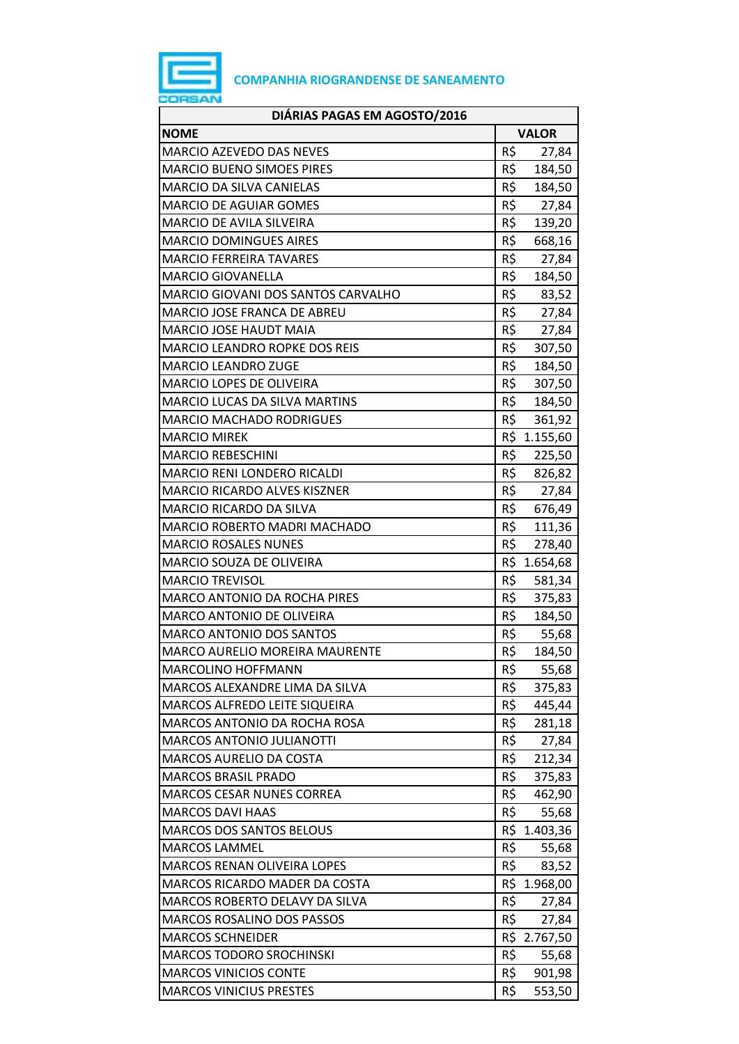**COMPANHIA RIOGRANDENSE DE SANEAMENTO**

| DIÁRIAS PAGAS EM AGOSTO/2016 | |
|---|---|
| **NOME** | **VALOR** |
| MARCIO AZEVEDO DAS NEVES | R$ 27,84 |
| MARCIO BUENO SIMOES PIRES | R$ 184,50 |
| MARCIO DA SILVA CANIELAS | R$ 184,50 |
| MARCIO DE AGUIAR GOMES | R$ 27,84 |
| MARCIO DE AVILA SILVEIRA | R$ 139,20 |
| MARCIO DOMINGUES AIRES | R$ 668,16 |
| MARCIO FERREIRA TAVARES | R$ 27,84 |
| MARCIO GIOVANELLA | R$ 184,50 |
| MARCIO GIOVANI DOS SANTOS CARVALHO | R$ 83,52 |
| MARCIO JOSE FRANCA DE ABREU | R$ 27,84 |
| MARCIO JOSE HAUDT MAIA | R$ 27,84 |
| MARCIO LEANDRO ROPKE DOS REIS | R$ 307,50 |
| MARCIO LEANDRO ZUGE | R$ 184,50 |
| MARCIO LOPES DE OLIVEIRA | R$ 307,50 |
| MARCIO LUCAS DA SILVA MARTINS | R$ 184,50 |
| MARCIO MACHADO RODRIGUES | R$ 361,92 |
| MARCIO MIREK | R$ 1.155,60 |
| MARCIO REBESCHINI | R$ 225,50 |
| MARCIO RENI LONDERO RICALDI | R$ 826,82 |
| MARCIO RICARDO ALVES KISZNER | R$ 27,84 |
| MARCIO RICARDO DA SILVA | R$ 676,49 |
| MARCIO ROBERTO MADRI MACHADO | R$ 111,36 |
| MARCIO ROSALES NUNES | R$ 278,40 |
| MARCIO SOUZA DE OLIVEIRA | R$ 1.654,68 |
| MARCIO TREVISOL | R$ 581,34 |
| MARCO ANTONIO DA ROCHA PIRES | R$ 375,83 |
| MARCO ANTONIO DE OLIVEIRA | R$ 184,50 |
| MARCO ANTONIO DOS SANTOS | R$ 55,68 |
| MARCO AURELIO MOREIRA MAURENTE | R$ 184,50 |
| MARCOLINO HOFFMANN | R$ 55,68 |
| MARCOS ALEXANDRE LIMA DA SILVA | R$ 375,83 |
| MARCOS ALFREDO LEITE SIQUEIRA | R$ 445,44 |
| MARCOS ANTONIO DA ROCHA ROSA | R$ 281,18 |
| MARCOS ANTONIO JULIANOTTI | R$ 27,84 |
| MARCOS AURELIO DA COSTA | R$ 212,34 |
| MARCOS BRASIL PRADO | R$ 375,83 |
| MARCOS CESAR NUNES CORREA | R$ 462,90 |
| MARCOS DAVI HAAS | R$ 55,68 |
| MARCOS DOS SANTOS BELOUS | R$ 1.403,36 |
| MARCOS LAMMEL | R$ 55,68 |
| MARCOS RENAN OLIVEIRA LOPES | R$ 83,52 |
| MARCOS RICARDO MADER DA COSTA | R$ 1.968,00 |
| MARCOS ROBERTO DELAVY DA SILVA | R$ 27,84 |
| MARCOS ROSALINO DOS PASSOS | R$ 27,84 |
| MARCOS SCHNEIDER | R$ 2.767,50 |
| MARCOS TODORO SROCHINSKI | R$ 55,68 |
| MARCOS VINICIOS CONTE | R$ 901,98 |
| MARCOS VINICIUS PRESTES | R$ 553,50 |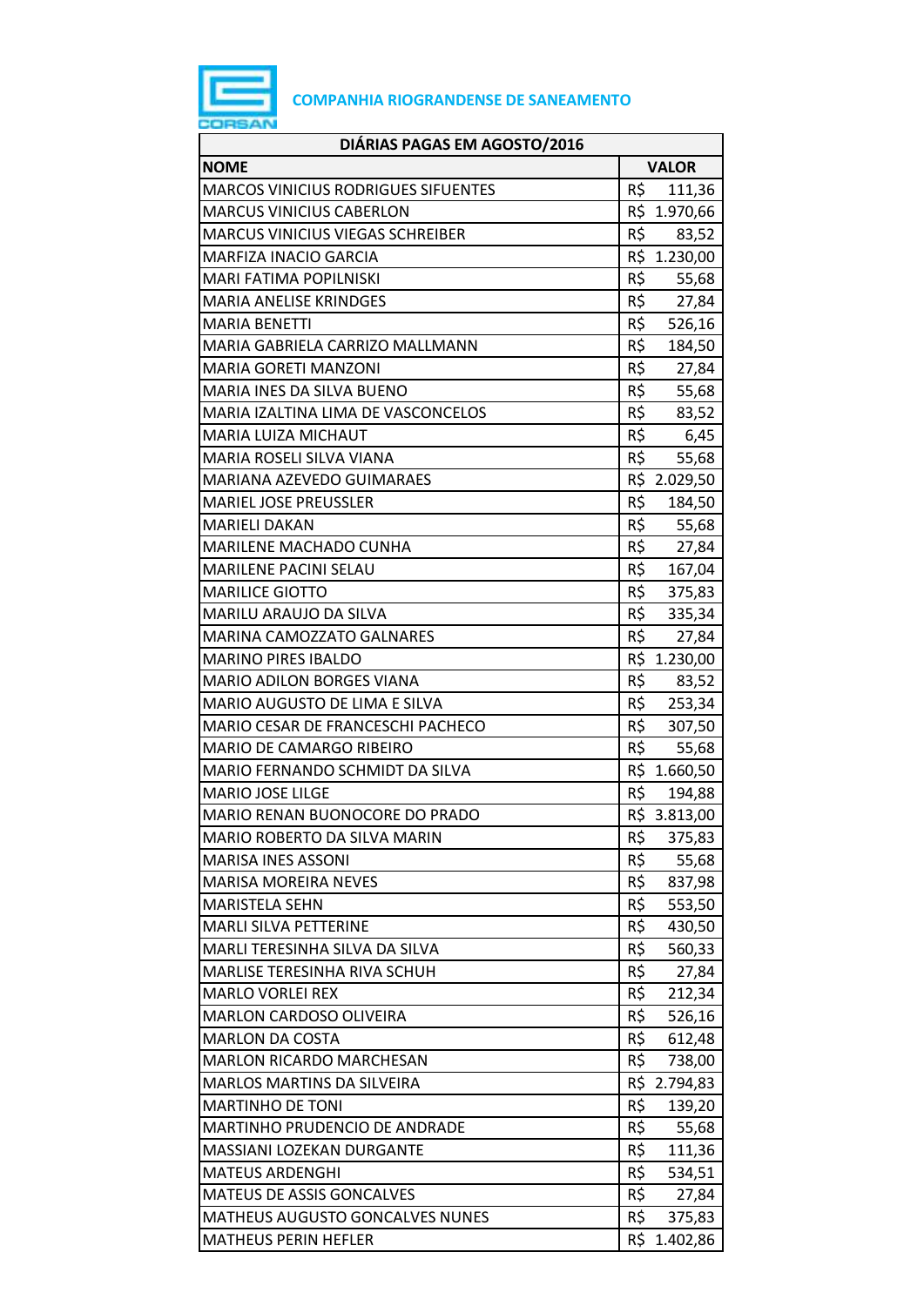**COMPANHIA RIOGRANDENSE DE SANEAMENTO**

| DIÁRIAS PAGAS EM AGOSTO/2016 | |
|---|---|
| **NOME** | **VALOR** |
| MARCOS VINICIUS RODRIGUES SIFUENTES | R$ 111,36 |
| MARCUS VINICIUS CABERLON | R$ 1.970,66 |
| MARCUS VINICIUS VIEGAS SCHREIBER | R$ 83,52 |
| MARFIZA INACIO GARCIA | R$ 1.230,00 |
| MARI FATIMA POPILNISKI | R$ 55,68 |
| MARIA ANELISE KRINDGES | R$ 27,84 |
| MARIA BENETTI | R$ 526,16 |
| MARIA GABRIELA CARRIZO MALLMANN | R$ 184,50 |
| MARIA GORETI MANZONI | R$ 27,84 |
| MARIA INES DA SILVA BUENO | R$ 55,68 |
| MARIA IZALTINA LIMA DE VASCONCELOS | R$ 83,52 |
| MARIA LUIZA MICHAUT | R$ 6,45 |
| MARIA ROSELI SILVA VIANA | R$ 55,68 |
| MARIANA AZEVEDO GUIMARAES | R$ 2.029,50 |
| MARIEL JOSE PREUSSLER | R$ 184,50 |
| MARIELI DAKAN | R$ 55,68 |
| MARILENE MACHADO CUNHA | R$ 27,84 |
| MARILENE PACINI SELAU | R$ 167,04 |
| MARILICE GIOTTO | R$ 375,83 |
| MARILU ARAUJO DA SILVA | R$ 335,34 |
| MARINA CAMOZZATO GALNARES | R$ 27,84 |
| MARINO PIRES IBALDO | R$ 1.230,00 |
| MARIO ADILON BORGES VIANA | R$ 83,52 |
| MARIO AUGUSTO DE LIMA E SILVA | R$ 253,34 |
| MARIO CESAR DE FRANCESCHI PACHECO | R$ 307,50 |
| MARIO DE CAMARGO RIBEIRO | R$ 55,68 |
| MARIO FERNANDO SCHMIDT DA SILVA | R$ 1.660,50 |
| MARIO JOSE LILGE | R$ 194,88 |
| MARIO RENAN BUONOCORE DO PRADO | R$ 3.813,00 |
| MARIO ROBERTO DA SILVA MARIN | R$ 375,83 |
| MARISA INES ASSONI | R$ 55,68 |
| MARISA MOREIRA NEVES | R$ 837,98 |
| MARISTELA SEHN | R$ 553,50 |
| MARLI SILVA PETTERINE | R$ 430,50 |
| MARLI TERESINHA SILVA DA SILVA | R$ 560,33 |
| MARLISE TERESINHA RIVA SCHUH | R$ 27,84 |
| MARLO VORLEI REX | R$ 212,34 |
| MARLON CARDOSO OLIVEIRA | R$ 526,16 |
| MARLON DA COSTA | R$ 612,48 |
| MARLON RICARDO MARCHESAN | R$ 738,00 |
| MARLOS MARTINS DA SILVEIRA | R$ 2.794,83 |
| MARTINHO DE TONI | R$ 139,20 |
| MARTINHO PRUDENCIO DE ANDRADE | R$ 55,68 |
| MASSIANI LOZEKAN DURGANTE | R$ 111,36 |
| MATEUS ARDENGHI | R$ 534,51 |
| MATEUS DE ASSIS GONCALVES | R$ 27,84 |
| MATHEUS AUGUSTO GONCALVES NUNES | R$ 375,83 |
| MATHEUS PERIN HEFLER | R$ 1.402,86 |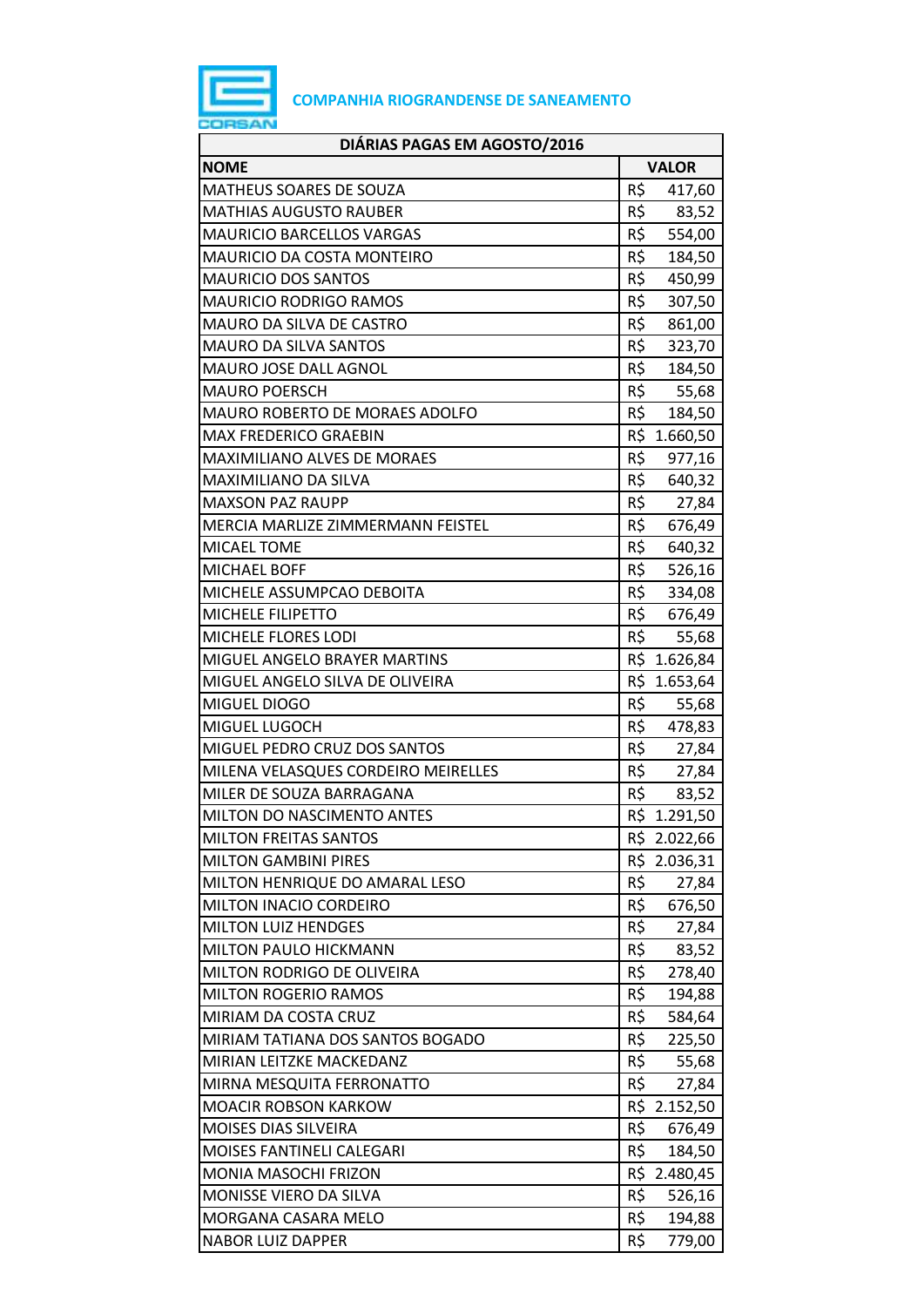COMPANHIA RIOGRANDENSE DE SANEAMENTO

| DIÁRIAS PAGAS EM AGOSTO/2016 | |
|---|---|
| **NOME** | **VALOR** |
| MATHEUS SOARES DE SOUZA | R$ 417,60 |
| MATHIAS AUGUSTO RAUBER | R$ 83,52 |
| MAURICIO BARCELLOS VARGAS | R$ 554,00 |
| MAURICIO DA COSTA MONTEIRO | R$ 184,50 |
| MAURICIO DOS SANTOS | R$ 450,99 |
| MAURICIO RODRIGO RAMOS | R$ 307,50 |
| MAURO DA SILVA DE CASTRO | R$ 861,00 |
| MAURO DA SILVA SANTOS | R$ 323,70 |
| MAURO JOSE DALL AGNOL | R$ 184,50 |
| MAURO POERSCH | R$ 55,68 |
| MAURO ROBERTO DE MORAES ADOLFO | R$ 184,50 |
| MAX FREDERICO GRAEBIN | R$ 1.660,50 |
| MAXIMILIANO ALVES DE MORAES | R$ 977,16 |
| MAXIMILIANO DA SILVA | R$ 640,32 |
| MAXSON PAZ RAUPP | R$ 27,84 |
| MERCIA MARLIZE ZIMMERMANN FEISTEL | R$ 676,49 |
| MICAEL TOME | R$ 640,32 |
| MICHAEL BOFF | R$ 526,16 |
| MICHELE ASSUMPCAO DEBOITA | R$ 334,08 |
| MICHELE FILIPETTO | R$ 676,49 |
| MICHELE FLORES LODI | R$ 55,68 |
| MIGUEL ANGELO BRAYER MARTINS | R$ 1.626,84 |
| MIGUEL ANGELO SILVA DE OLIVEIRA | R$ 1.653,64 |
| MIGUEL DIOGO | R$ 55,68 |
| MIGUEL LUGOCH | R$ 478,83 |
| MIGUEL PEDRO CRUZ DOS SANTOS | R$ 27,84 |
| MILENA VELASQUES CORDEIRO MEIRELLES | R$ 27,84 |
| MILER DE SOUZA BARRAGANA | R$ 83,52 |
| MILTON DO NASCIMENTO ANTES | R$ 1.291,50 |
| MILTON FREITAS SANTOS | R$ 2.022,66 |
| MILTON GAMBINI PIRES | R$ 2.036,31 |
| MILTON HENRIQUE DO AMARAL LESO | R$ 27,84 |
| MILTON INACIO CORDEIRO | R$ 676,50 |
| MILTON LUIZ HENDGES | R$ 27,84 |
| MILTON PAULO HICKMANN | R$ 83,52 |
| MILTON RODRIGO DE OLIVEIRA | R$ 278,40 |
| MILTON ROGERIO RAMOS | R$ 194,88 |
| MIRIAM DA COSTA CRUZ | R$ 584,64 |
| MIRIAM TATIANA DOS SANTOS BOGADO | R$ 225,50 |
| MIRIAN LEITZKE MACKEDANZ | R$ 55,68 |
| MIRNA MESQUITA FERRONATTO | R$ 27,84 |
| MOACIR ROBSON KARKOW | R$ 2.152,50 |
| MOISES DIAS SILVEIRA | R$ 676,49 |
| MOISES FANTINELI CALEGARI | R$ 184,50 |
| MONIA MASOCHI FRIZON | R$ 2.480,45 |
| MONISSE VIERO DA SILVA | R$ 526,16 |
| MORGANA CASARA MELO | R$ 194,88 |
| NABOR LUIZ DAPPER | R$ 779,00 |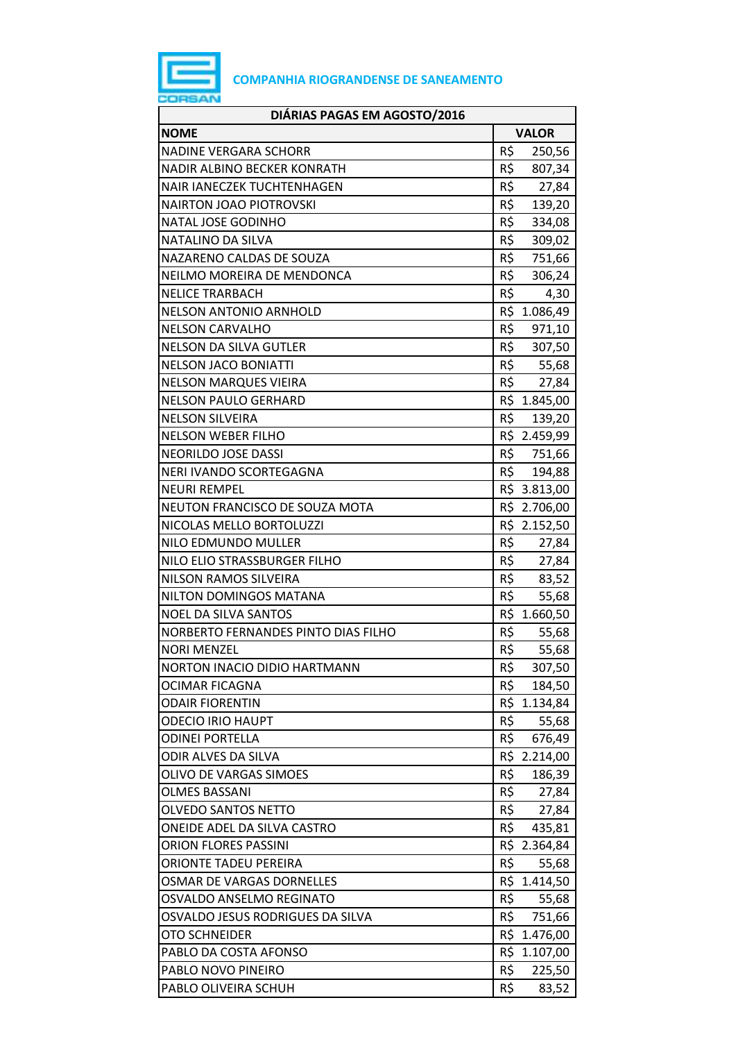COMPANHIA RIOGRANDENSE DE SANEAMENTO

| DIÁRIAS PAGAS EM AGOSTO/2016 | |
|---|---|
| **NOME** | **VALOR** |
| NADINE VERGARA SCHORR | R$ 250,56 |
| NADIR ALBINO BECKER KONRATH | R$ 807,34 |
| NAIR IANECZEK TUCHTENHAGEN | R$ 27,84 |
| NAIRTON JOAO PIOTROVSKI | R$ 139,20 |
| NATAL JOSE GODINHO | R$ 334,08 |
| NATALINO DA SILVA | R$ 309,02 |
| NAZARENO CALDAS DE SOUZA | R$ 751,66 |
| NEILMO MOREIRA DE MENDONCA | R$ 306,24 |
| NELICE TRARBACH | R$ 4,30 |
| NELSON ANTONIO ARNHOLD | R$ 1.086,49 |
| NELSON CARVALHO | R$ 971,10 |
| NELSON DA SILVA GUTLER | R$ 307,50 |
| NELSON JACO BONIATTI | R$ 55,68 |
| NELSON MARQUES VIEIRA | R$ 27,84 |
| NELSON PAULO GERHARD | R$ 1.845,00 |
| NELSON SILVEIRA | R$ 139,20 |
| NELSON WEBER FILHO | R$ 2.459,99 |
| NEORILDO JOSE DASSI | R$ 751,66 |
| NERI IVANDO SCORTEGAGNA | R$ 194,88 |
| NEURI REMPEL | R$ 3.813,00 |
| NEUTON FRANCISCO DE SOUZA MOTA | R$ 2.706,00 |
| NICOLAS MELLO BORTOLUZZI | R$ 2.152,50 |
| NILO EDMUNDO MULLER | R$ 27,84 |
| NILO ELIO STRASSBURGER FILHO | R$ 27,84 |
| NILSON RAMOS SILVEIRA | R$ 83,52 |
| NILTON DOMINGOS MATANA | R$ 55,68 |
| NOEL DA SILVA SANTOS | R$ 1.660,50 |
| NORBERTO FERNANDES PINTO DIAS FILHO | R$ 55,68 |
| NORI MENZEL | R$ 55,68 |
| NORTON INACIO DIDIO HARTMANN | R$ 307,50 |
| OCIMAR FICAGNA | R$ 184,50 |
| ODAIR FIORENTIN | R$ 1.134,84 |
| ODECIO IRIO HAUPT | R$ 55,68 |
| ODINEI PORTELLA | R$ 676,49 |
| ODIR ALVES DA SILVA | R$ 2.214,00 |
| OLIVO DE VARGAS SIMOES | R$ 186,39 |
| OLMES BASSANI | R$ 27,84 |
| OLVEDO SANTOS NETTO | R$ 27,84 |
| ONEIDE ADEL DA SILVA CASTRO | R$ 435,81 |
| ORION FLORES PASSINI | R$ 2.364,84 |
| ORIONTE TADEU PEREIRA | R$ 55,68 |
| OSMAR DE VARGAS DORNELLES | R$ 1.414,50 |
| OSVALDO ANSELMO REGINATO | R$ 55,68 |
| OSVALDO JESUS RODRIGUES DA SILVA | R$ 751,66 |
| OTO SCHNEIDER | R$ 1.476,00 |
| PABLO DA COSTA AFONSO | R$ 1.107,00 |
| PABLO NOVO PINEIRO | R$ 225,50 |
| PABLO OLIVEIRA SCHUH | R$ 83,52 |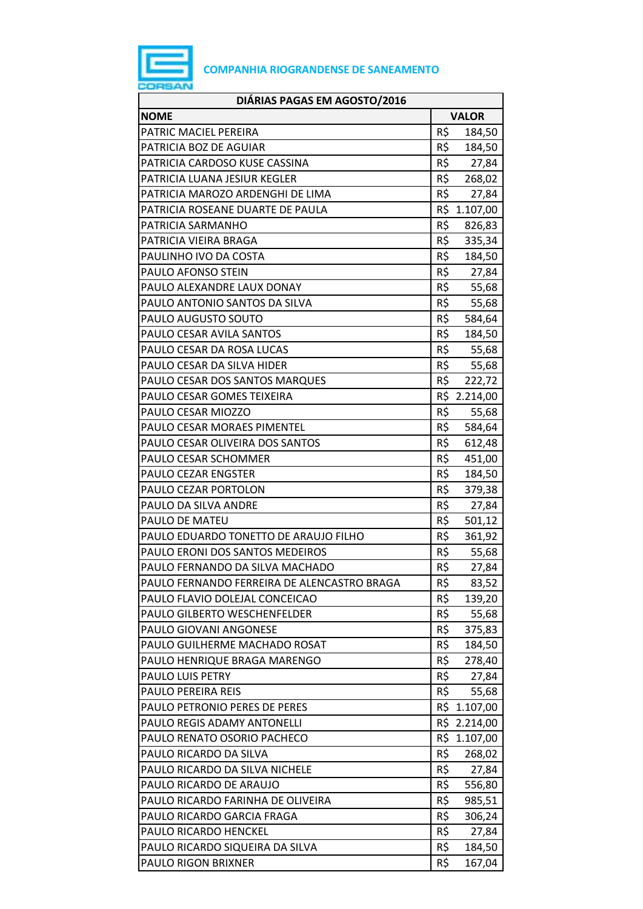COMPANHIA RIOGRANDENSE DE SANEAMENTO

| DIÁRIAS PAGAS EM AGOSTO/2016 | |
|---|---|
| **NOME** | **VALOR** |
| PATRIC MACIEL PEREIRA | R$ 184,50 |
| PATRICIA BOZ DE AGUIAR | R$ 184,50 |
| PATRICIA CARDOSO KUSE CASSINA | R$ 27,84 |
| PATRICIA LUANA JESIUR KEGLER | R$ 268,02 |
| PATRICIA MAROZO ARDENGHI DE LIMA | R$ 27,84 |
| PATRICIA ROSEANE DUARTE DE PAULA | R$ 1.107,00 |
| PATRICIA SARMANHO | R$ 826,83 |
| PATRICIA VIEIRA BRAGA | R$ 335,34 |
| PAULINHO IVO DA COSTA | R$ 184,50 |
| PAULO AFONSO STEIN | R$ 27,84 |
| PAULO ALEXANDRE LAUX DONAY | R$ 55,68 |
| PAULO ANTONIO SANTOS DA SILVA | R$ 55,68 |
| PAULO AUGUSTO SOUTO | R$ 584,64 |
| PAULO CESAR AVILA SANTOS | R$ 184,50 |
| PAULO CESAR DA ROSA LUCAS | R$ 55,68 |
| PAULO CESAR DA SILVA HIDER | R$ 55,68 |
| PAULO CESAR DOS SANTOS MARQUES | R$ 222,72 |
| PAULO CESAR GOMES TEIXEIRA | R$ 2.214,00 |
| PAULO CESAR MIOZZO | R$ 55,68 |
| PAULO CESAR MORAES PIMENTEL | R$ 584,64 |
| PAULO CESAR OLIVEIRA DOS SANTOS | R$ 612,48 |
| PAULO CESAR SCHOMMER | R$ 451,00 |
| PAULO CEZAR ENGSTER | R$ 184,50 |
| PAULO CEZAR PORTOLON | R$ 379,38 |
| PAULO DA SILVA ANDRE | R$ 27,84 |
| PAULO DE MATEU | R$ 501,12 |
| PAULO EDUARDO TONETTO DE ARAUJO FILHO | R$ 361,92 |
| PAULO ERONI DOS SANTOS MEDEIROS | R$ 55,68 |
| PAULO FERNANDO DA SILVA MACHADO | R$ 27,84 |
| PAULO FERNANDO FERREIRA DE ALENCASTRO BRAGA | R$ 83,52 |
| PAULO FLAVIO DOLEJAL CONCEICAO | R$ 139,20 |
| PAULO GILBERTO WESCHENFELDER | R$ 55,68 |
| PAULO GIOVANI ANGONESE | R$ 375,83 |
| PAULO GUILHERME MACHADO ROSAT | R$ 184,50 |
| PAULO HENRIQUE BRAGA MARENGO | R$ 278,40 |
| PAULO LUIS PETRY | R$ 27,84 |
| PAULO PEREIRA REIS | R$ 55,68 |
| PAULO PETRONIO PERES DE PERES | R$ 1.107,00 |
| PAULO REGIS ADAMY ANTONELLI | R$ 2.214,00 |
| PAULO RENATO OSORIO PACHECO | R$ 1.107,00 |
| PAULO RICARDO DA SILVA | R$ 268,02 |
| PAULO RICARDO DA SILVA NICHELE | R$ 27,84 |
| PAULO RICARDO DE ARAUJO | R$ 556,80 |
| PAULO RICARDO FARINHA DE OLIVEIRA | R$ 985,51 |
| PAULO RICARDO GARCIA FRAGA | R$ 306,24 |
| PAULO RICARDO HENCKEL | R$ 27,84 |
| PAULO RICARDO SIQUEIRA DA SILVA | R$ 184,50 |
| PAULO RIGON BRIXNER | R$ 167,04 |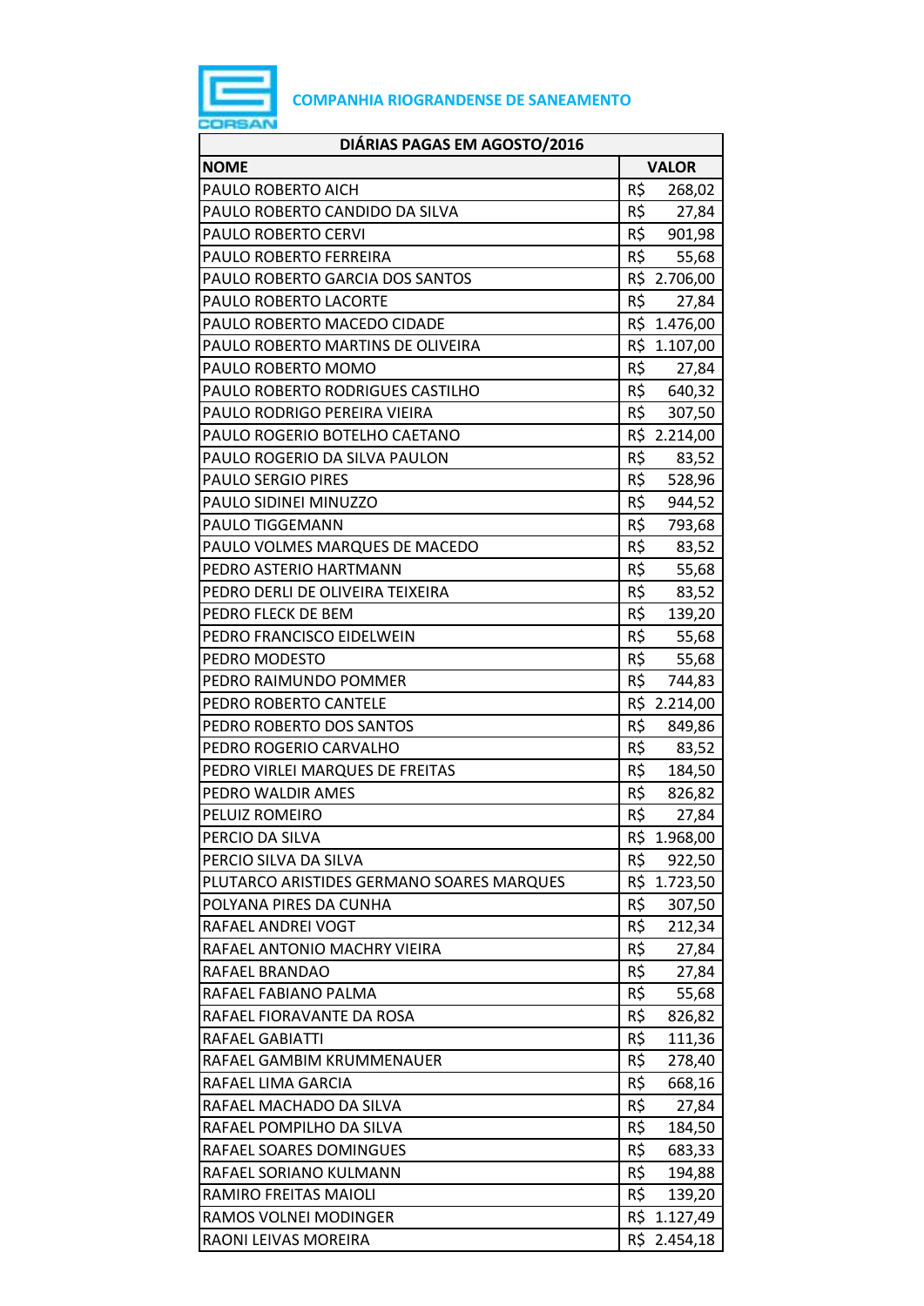COMPANHIA RIOGRANDENSE DE SANEAMENTO

| DIÁRIAS PAGAS EM AGOSTO/2016 | |
|---|---|
| **NOME** | **VALOR** |
| PAULO ROBERTO AICH | R$ 268,02 |
| PAULO ROBERTO CANDIDO DA SILVA | R$ 27,84 |
| PAULO ROBERTO CERVI | R$ 901,98 |
| PAULO ROBERTO FERREIRA | R$ 55,68 |
| PAULO ROBERTO GARCIA DOS SANTOS | R$ 2.706,00 |
| PAULO ROBERTO LACORTE | R$ 27,84 |
| PAULO ROBERTO MACEDO CIDADE | R$ 1.476,00 |
| PAULO ROBERTO MARTINS DE OLIVEIRA | R$ 1.107,00 |
| PAULO ROBERTO MOMO | R$ 27,84 |
| PAULO ROBERTO RODRIGUES CASTILHO | R$ 640,32 |
| PAULO RODRIGO PEREIRA VIEIRA | R$ 307,50 |
| PAULO ROGERIO BOTELHO CAETANO | R$ 2.214,00 |
| PAULO ROGERIO DA SILVA PAULON | R$ 83,52 |
| PAULO SERGIO PIRES | R$ 528,96 |
| PAULO SIDINEI MINUZZO | R$ 944,52 |
| PAULO TIGGEMANN | R$ 793,68 |
| PAULO VOLMES MARQUES DE MACEDO | R$ 83,52 |
| PEDRO ASTERIO HARTMANN | R$ 55,68 |
| PEDRO DERLI DE OLIVEIRA TEIXEIRA | R$ 83,52 |
| PEDRO FLECK DE BEM | R$ 139,20 |
| PEDRO FRANCISCO EIDELWEIN | R$ 55,68 |
| PEDRO MODESTO | R$ 55,68 |
| PEDRO RAIMUNDO POMMER | R$ 744,83 |
| PEDRO ROBERTO CANTELE | R$ 2.214,00 |
| PEDRO ROBERTO DOS SANTOS | R$ 849,86 |
| PEDRO ROGERIO CARVALHO | R$ 83,52 |
| PEDRO VIRLEI MARQUES DE FREITAS | R$ 184,50 |
| PEDRO WALDIR AMES | R$ 826,82 |
| PELUIZ ROMEIRO | R$ 27,84 |
| PERCIO DA SILVA | R$ 1.968,00 |
| PERCIO SILVA DA SILVA | R$ 922,50 |
| PLUTARCO ARISTIDES GERMANO SOARES MARQUES | R$ 1.723,50 |
| POLYANA PIRES DA CUNHA | R$ 307,50 |
| RAFAEL ANDREI VOGT | R$ 212,34 |
| RAFAEL ANTONIO MACHRY VIEIRA | R$ 27,84 |
| RAFAEL BRANDAO | R$ 27,84 |
| RAFAEL FABIANO PALMA | R$ 55,68 |
| RAFAEL FIORAVANTE DA ROSA | R$ 826,82 |
| RAFAEL GABIATTI | R$ 111,36 |
| RAFAEL GAMBIM KRUMMENAUER | R$ 278,40 |
| RAFAEL LIMA GARCIA | R$ 668,16 |
| RAFAEL MACHADO DA SILVA | R$ 27,84 |
| RAFAEL POMPILHO DA SILVA | R$ 184,50 |
| RAFAEL SOARES DOMINGUES | R$ 683,33 |
| RAFAEL SORIANO KULMANN | R$ 194,88 |
| RAMIRO FREITAS MAIOLI | R$ 139,20 |
| RAMOS VOLNEI MODINGER | R$ 1.127,49 |
| RAONI LEIVAS MOREIRA | R$ 2.454,18 |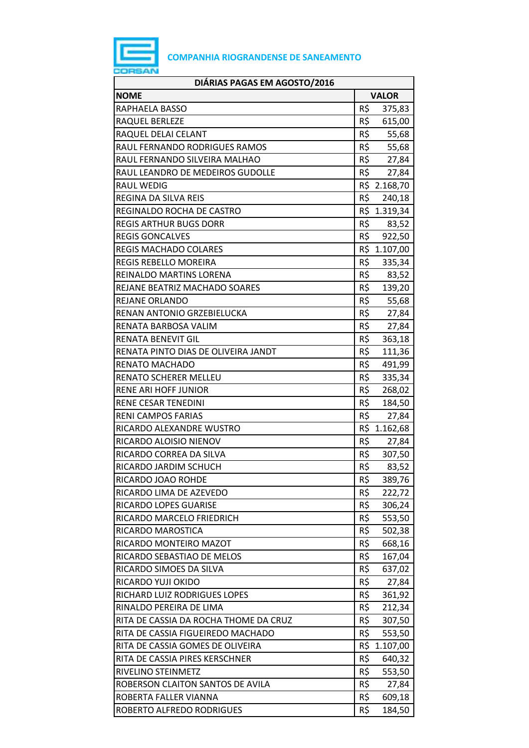**COMPANHIA RIOGRANDENSE DE SANEAMENTO**

| DIÁRIAS PAGAS EM AGOSTO/2016 | |
|---|---|
| **NOME** | **VALOR** |
| RAPHAELA BASSO | R$ 375,83 |
| RAQUEL BERLEZE | R$ 615,00 |
| RAQUEL DELAI CELANT | R$ 55,68 |
| RAUL FERNANDO RODRIGUES RAMOS | R$ 55,68 |
| RAUL FERNANDO SILVEIRA MALHAO | R$ 27,84 |
| RAUL LEANDRO DE MEDEIROS GUDOLLE | R$ 27,84 |
| RAUL WEDIG | R$ 2.168,70 |
| REGINA DA SILVA REIS | R$ 240,18 |
| REGINALDO ROCHA DE CASTRO | R$ 1.319,34 |
| REGIS ARTHUR BUGS DORR | R$ 83,52 |
| REGIS GONCALVES | R$ 922,50 |
| REGIS MACHADO COLARES | R$ 1.107,00 |
| REGIS REBELLO MOREIRA | R$ 335,34 |
| REINALDO MARTINS LORENA | R$ 83,52 |
| REJANE BEATRIZ MACHADO SOARES | R$ 139,20 |
| REJANE ORLANDO | R$ 55,68 |
| RENAN ANTONIO GRZEBIELUCKA | R$ 27,84 |
| RENATA BARBOSA VALIM | R$ 27,84 |
| RENATA BENEVIT GIL | R$ 363,18 |
| RENATA PINTO DIAS DE OLIVEIRA JANDT | R$ 111,36 |
| RENATO MACHADO | R$ 491,99 |
| RENATO SCHERER MELLEU | R$ 335,34 |
| RENE ARI HOFF JUNIOR | R$ 268,02 |
| RENE CESAR TENEDINI | R$ 184,50 |
| RENI CAMPOS FARIAS | R$ 27,84 |
| RICARDO ALEXANDRE WUSTRO | R$ 1.162,68 |
| RICARDO ALOISIO NIENOV | R$ 27,84 |
| RICARDO CORREA DA SILVA | R$ 307,50 |
| RICARDO JARDIM SCHUCH | R$ 83,52 |
| RICARDO JOAO ROHDE | R$ 389,76 |
| RICARDO LIMA DE AZEVEDO | R$ 222,72 |
| RICARDO LOPES GUARISE | R$ 306,24 |
| RICARDO MARCELO FRIEDRICH | R$ 553,50 |
| RICARDO MAROSTICA | R$ 502,38 |
| RICARDO MONTEIRO MAZOT | R$ 668,16 |
| RICARDO SEBASTIAO DE MELOS | R$ 167,04 |
| RICARDO SIMOES DA SILVA | R$ 637,02 |
| RICARDO YUJI OKIDO | R$ 27,84 |
| RICHARD LUIZ RODRIGUES LOPES | R$ 361,92 |
| RINALDO PEREIRA DE LIMA | R$ 212,34 |
| RITA DE CASSIA DA ROCHA THOME DA CRUZ | R$ 307,50 |
| RITA DE CASSIA FIGUEIREDO MACHADO | R$ 553,50 |
| RITA DE CASSIA GOMES DE OLIVEIRA | R$ 1.107,00 |
| RITA DE CASSIA PIRES KERSCHNER | R$ 640,32 |
| RIVELINO STEINMETZ | R$ 553,50 |
| ROBERSON CLAITON SANTOS DE AVILA | R$ 27,84 |
| ROBERTA FALLER VIANNA | R$ 609,18 |
| ROBERTO ALFREDO RODRIGUES | R$ 184,50 |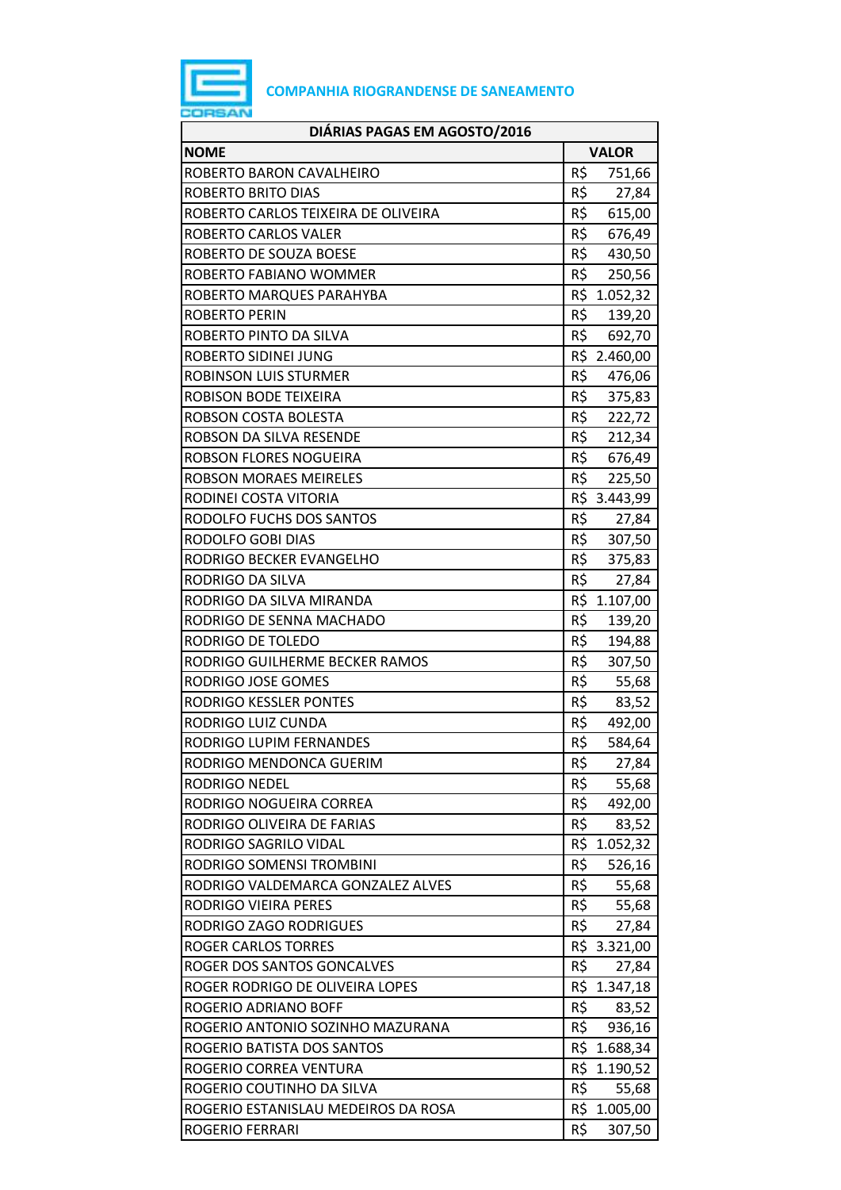**COMPANHIA RIOGRANDENSE DE SANEAMENTO**

| DIÁRIAS PAGAS EM AGOSTO/2016 | |
|---|---|
| **NOME** | **VALOR** |
| ROBERTO BARON CAVALHEIRO | R$ 751,66 |
| ROBERTO BRITO DIAS | R$ 27,84 |
| ROBERTO CARLOS TEIXEIRA DE OLIVEIRA | R$ 615,00 |
| ROBERTO CARLOS VALER | R$ 676,49 |
| ROBERTO DE SOUZA BOESE | R$ 430,50 |
| ROBERTO FABIANO WOMMER | R$ 250,56 |
| ROBERTO MARQUES PARAHYBA | R$ 1.052,32 |
| ROBERTO PERIN | R$ 139,20 |
| ROBERTO PINTO DA SILVA | R$ 692,70 |
| ROBERTO SIDINEI JUNG | R$ 2.460,00 |
| ROBINSON LUIS STURMER | R$ 476,06 |
| ROBISON BODE TEIXEIRA | R$ 375,83 |
| ROBSON COSTA BOLESTA | R$ 222,72 |
| ROBSON DA SILVA RESENDE | R$ 212,34 |
| ROBSON FLORES NOGUEIRA | R$ 676,49 |
| ROBSON MORAES MEIRELES | R$ 225,50 |
| RODINEI COSTA VITORIA | R$ 3.443,99 |
| RODOLFO FUCHS DOS SANTOS | R$ 27,84 |
| RODOLFO GOBI DIAS | R$ 307,50 |
| RODRIGO BECKER EVANGELHO | R$ 375,83 |
| RODRIGO DA SILVA | R$ 27,84 |
| RODRIGO DA SILVA MIRANDA | R$ 1.107,00 |
| RODRIGO DE SENNA MACHADO | R$ 139,20 |
| RODRIGO DE TOLEDO | R$ 194,88 |
| RODRIGO GUILHERME BECKER RAMOS | R$ 307,50 |
| RODRIGO JOSE GOMES | R$ 55,68 |
| RODRIGO KESSLER PONTES | R$ 83,52 |
| RODRIGO LUIZ CUNDA | R$ 492,00 |
| RODRIGO LUPIM FERNANDES | R$ 584,64 |
| RODRIGO MENDONCA GUERIM | R$ 27,84 |
| RODRIGO NEDEL | R$ 55,68 |
| RODRIGO NOGUEIRA CORREA | R$ 492,00 |
| RODRIGO OLIVEIRA DE FARIAS | R$ 83,52 |
| RODRIGO SAGRILO VIDAL | R$ 1.052,32 |
| RODRIGO SOMENSI TROMBINI | R$ 526,16 |
| RODRIGO VALDEMARCA GONZALEZ ALVES | R$ 55,68 |
| RODRIGO VIEIRA PERES | R$ 55,68 |
| RODRIGO ZAGO RODRIGUES | R$ 27,84 |
| ROGER CARLOS TORRES | R$ 3.321,00 |
| ROGER DOS SANTOS GONCALVES | R$ 27,84 |
| ROGER RODRIGO DE OLIVEIRA LOPES | R$ 1.347,18 |
| ROGERIO ADRIANO BOFF | R$ 83,52 |
| ROGERIO ANTONIO SOZINHO MAZURANA | R$ 936,16 |
| ROGERIO BATISTA DOS SANTOS | R$ 1.688,34 |
| ROGERIO CORREA VENTURA | R$ 1.190,52 |
| ROGERIO COUTINHO DA SILVA | R$ 55,68 |
| ROGERIO ESTANISLAU MEDEIROS DA ROSA | R$ 1.005,00 |
| ROGERIO FERRARI | R$ 307,50 |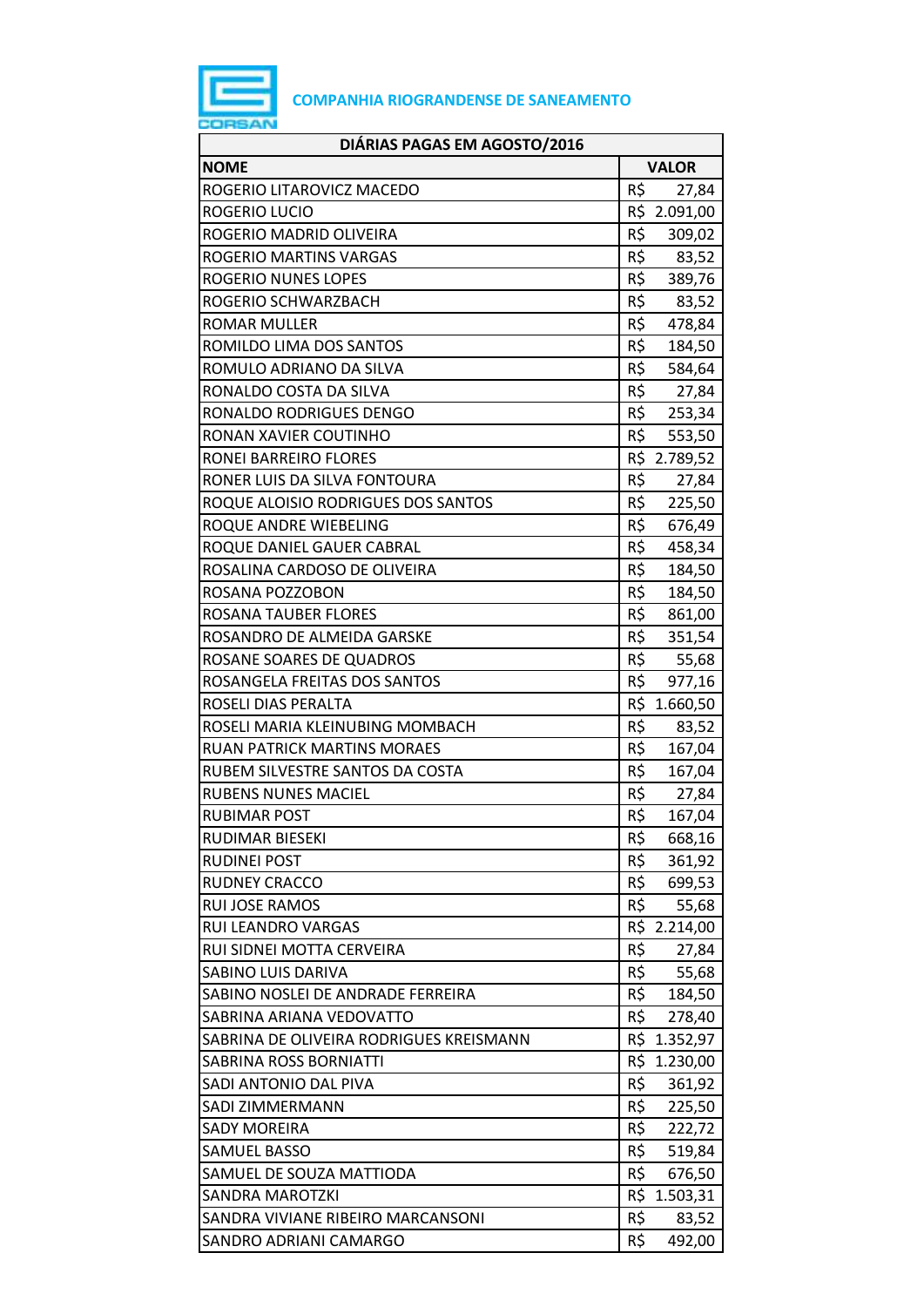COMPANHIA RIOGRANDENSE DE SANEAMENTO

| DIÁRIAS PAGAS EM AGOSTO/2016 | |
|---|---|
| **NOME** | **VALOR** |
| ROGERIO LITAROVICZ MACEDO | R$ 27,84 |
| ROGERIO LUCIO | R$ 2.091,00 |
| ROGERIO MADRID OLIVEIRA | R$ 309,02 |
| ROGERIO MARTINS VARGAS | R$ 83,52 |
| ROGERIO NUNES LOPES | R$ 389,76 |
| ROGERIO SCHWARZBACH | R$ 83,52 |
| ROMAR MULLER | R$ 478,84 |
| ROMILDO LIMA DOS SANTOS | R$ 184,50 |
| ROMULO ADRIANO DA SILVA | R$ 584,64 |
| RONALDO COSTA DA SILVA | R$ 27,84 |
| RONALDO RODRIGUES DENGO | R$ 253,34 |
| RONAN XAVIER COUTINHO | R$ 553,50 |
| RONEI BARREIRO FLORES | R$ 2.789,52 |
| RONER LUIS DA SILVA FONTOURA | R$ 27,84 |
| ROQUE ALOISIO RODRIGUES DOS SANTOS | R$ 225,50 |
| ROQUE ANDRE WIEBELING | R$ 676,49 |
| ROQUE DANIEL GAUER CABRAL | R$ 458,34 |
| ROSALINA CARDOSO DE OLIVEIRA | R$ 184,50 |
| ROSANA POZZOBON | R$ 184,50 |
| ROSANA TAUBER FLORES | R$ 861,00 |
| ROSANDRO DE ALMEIDA GARSKE | R$ 351,54 |
| ROSANE SOARES DE QUADROS | R$ 55,68 |
| ROSANGELA FREITAS DOS SANTOS | R$ 977,16 |
| ROSELI DIAS PERALTA | R$ 1.660,50 |
| ROSELI MARIA KLEINUBING MOMBACH | R$ 83,52 |
| RUAN PATRICK MARTINS MORAES | R$ 167,04 |
| RUBEM SILVESTRE SANTOS DA COSTA | R$ 167,04 |
| RUBENS NUNES MACIEL | R$ 27,84 |
| RUBIMAR POST | R$ 167,04 |
| RUDIMAR BIESEKI | R$ 668,16 |
| RUDINEI POST | R$ 361,92 |
| RUDNEY CRACCO | R$ 699,53 |
| RUI JOSE RAMOS | R$ 55,68 |
| RUI LEANDRO VARGAS | R$ 2.214,00 |
| RUI SIDNEI MOTTA CERVEIRA | R$ 27,84 |
| SABINO LUIS DARIVA | R$ 55,68 |
| SABINO NOSLEI DE ANDRADE FERREIRA | R$ 184,50 |
| SABRINA ARIANA VEDOVATTO | R$ 278,40 |
| SABRINA DE OLIVEIRA RODRIGUES KREISMANN | R$ 1.352,97 |
| SABRINA ROSS BORNIATTI | R$ 1.230,00 |
| SADI ANTONIO DAL PIVA | R$ 361,92 |
| SADI ZIMMERMANN | R$ 225,50 |
| SADY MOREIRA | R$ 222,72 |
| SAMUEL BASSO | R$ 519,84 |
| SAMUEL DE SOUZA MATTIODA | R$ 676,50 |
| SANDRA MAROTZKI | R$ 1.503,31 |
| SANDRA VIVIANE RIBEIRO MARCANSONI | R$ 83,52 |
| SANDRO ADRIANI CAMARGO | R$ 492,00 |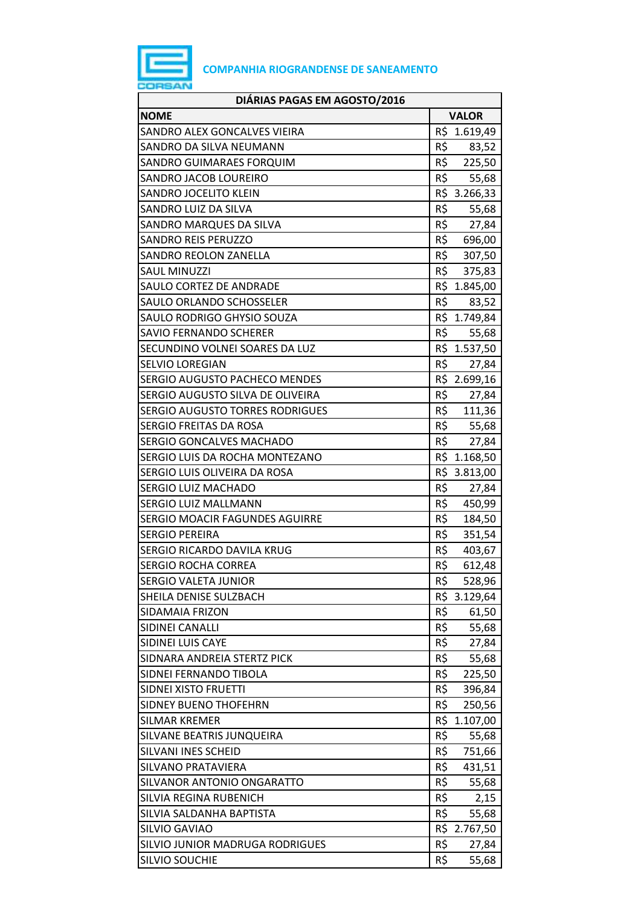**COMPANHIA RIOGRANDENSE DE SANEAMENTO**

| DIÁRIAS PAGAS EM AGOSTO/2016 | |
|---|---|
| **NOME** | **VALOR** |
| SANDRO ALEX GONCALVES VIEIRA | R$ 1.619,49 |
| SANDRO DA SILVA NEUMANN | R$ 83,52 |
| SANDRO GUIMARAES FORQUIM | R$ 225,50 |
| SANDRO JACOB LOUREIRO | R$ 55,68 |
| SANDRO JOCELITO KLEIN | R$ 3.266,33 |
| SANDRO LUIZ DA SILVA | R$ 55,68 |
| SANDRO MARQUES DA SILVA | R$ 27,84 |
| SANDRO REIS PERUZZO | R$ 696,00 |
| SANDRO REOLON ZANELLA | R$ 307,50 |
| SAUL MINUZZI | R$ 375,83 |
| SAULO CORTEZ DE ANDRADE | R$ 1.845,00 |
| SAULO ORLANDO SCHOSSELER | R$ 83,52 |
| SAULO RODRIGO GHYSIO SOUZA | R$ 1.749,84 |
| SAVIO FERNANDO SCHERER | R$ 55,68 |
| SECUNDINO VOLNEI SOARES DA LUZ | R$ 1.537,50 |
| SELVIO LOREGIAN | R$ 27,84 |
| SERGIO AUGUSTO PACHECO MENDES | R$ 2.699,16 |
| SERGIO AUGUSTO SILVA DE OLIVEIRA | R$ 27,84 |
| SERGIO AUGUSTO TORRES RODRIGUES | R$ 111,36 |
| SERGIO FREITAS DA ROSA | R$ 55,68 |
| SERGIO GONCALVES MACHADO | R$ 27,84 |
| SERGIO LUIS DA ROCHA MONTEZANO | R$ 1.168,50 |
| SERGIO LUIS OLIVEIRA DA ROSA | R$ 3.813,00 |
| SERGIO LUIZ MACHADO | R$ 27,84 |
| SERGIO LUIZ MALLMANN | R$ 450,99 |
| SERGIO MOACIR FAGUNDES AGUIRRE | R$ 184,50 |
| SERGIO PEREIRA | R$ 351,54 |
| SERGIO RICARDO DAVILA KRUG | R$ 403,67 |
| SERGIO ROCHA CORREA | R$ 612,48 |
| SERGIO VALETA JUNIOR | R$ 528,96 |
| SHEILA DENISE SULZBACH | R$ 3.129,64 |
| SIDAMAIA FRIZON | R$ 61,50 |
| SIDINEI CANALLI | R$ 55,68 |
| SIDINEI LUIS CAYE | R$ 27,84 |
| SIDNARA ANDREIA STERTZ PICK | R$ 55,68 |
| SIDNEI FERNANDO TIBOLA | R$ 225,50 |
| SIDNEI XISTO FRUETTI | R$ 396,84 |
| SIDNEY BUENO THOFEHRN | R$ 250,56 |
| SILMAR KREMER | R$ 1.107,00 |
| SILVANE BEATRIS JUNQUEIRA | R$ 55,68 |
| SILVANI INES SCHEID | R$ 751,66 |
| SILVANO PRATAVIERA | R$ 431,51 |
| SILVANOR ANTONIO ONGARATTO | R$ 55,68 |
| SILVIA REGINA RUBENICH | R$ 2,15 |
| SILVIA SALDANHA BAPTISTA | R$ 55,68 |
| SILVIO GAVIAO | R$ 2.767,50 |
| SILVIO JUNIOR MADRUGA RODRIGUES | R$ 27,84 |
| SILVIO SOUCHIE | R$ 55,68 |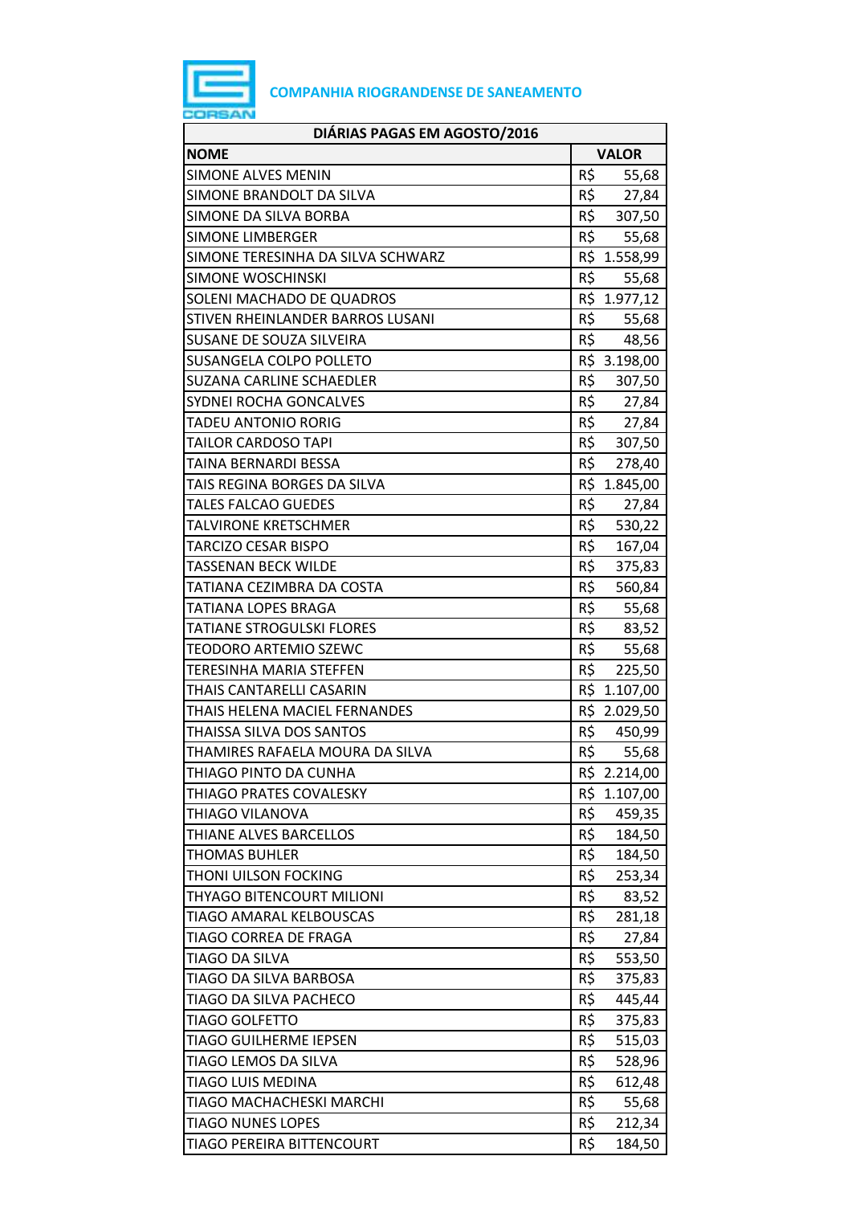**COMPANHIA RIOGRANDENSE DE SANEAMENTO**

| DIÁRIAS PAGAS EM AGOSTO/2016 | |
|---|---|
| **NOME** | **VALOR** |
| SIMONE ALVES MENIN | R$ 55,68 |
| SIMONE BRANDOLT DA SILVA | R$ 27,84 |
| SIMONE DA SILVA BORBA | R$ 307,50 |
| SIMONE LIMBERGER | R$ 55,68 |
| SIMONE TERESINHA DA SILVA SCHWARZ | R$ 1.558,99 |
| SIMONE WOSCHINSKI | R$ 55,68 |
| SOLENI MACHADO DE QUADROS | R$ 1.977,12 |
| STIVEN RHEINLANDER BARROS LUSANI | R$ 55,68 |
| SUSANE DE SOUZA SILVEIRA | R$ 48,56 |
| SUSANGELA COLPO POLLETO | R$ 3.198,00 |
| SUZANA CARLINE SCHAEDLER | R$ 307,50 |
| SYDNEI ROCHA GONCALVES | R$ 27,84 |
| TADEU ANTONIO RORIG | R$ 27,84 |
| TAILOR CARDOSO TAPI | R$ 307,50 |
| TAINA BERNARDI BESSA | R$ 278,40 |
| TAIS REGINA BORGES DA SILVA | R$ 1.845,00 |
| TALES FALCAO GUEDES | R$ 27,84 |
| TALVIRONE KRETSCHMER | R$ 530,22 |
| TARCIZO CESAR BISPO | R$ 167,04 |
| TASSENAN BECK WILDE | R$ 375,83 |
| TATIANA CEZIMBRA DA COSTA | R$ 560,84 |
| TATIANA LOPES BRAGA | R$ 55,68 |
| TATIANE STROGULSKI FLORES | R$ 83,52 |
| TEODORO ARTEMIO SZEWC | R$ 55,68 |
| TERESINHA MARIA STEFFEN | R$ 225,50 |
| THAIS CANTARELLI CASARIN | R$ 1.107,00 |
| THAIS HELENA MACIEL FERNANDES | R$ 2.029,50 |
| THAISSA SILVA DOS SANTOS | R$ 450,99 |
| THAMIRES RAFAELA MOURA DA SILVA | R$ 55,68 |
| THIAGO PINTO DA CUNHA | R$ 2.214,00 |
| THIAGO PRATES COVALESKY | R$ 1.107,00 |
| THIAGO VILANOVA | R$ 459,35 |
| THIANE ALVES BARCELLOS | R$ 184,50 |
| THOMAS BUHLER | R$ 184,50 |
| THONI UILSON FOCKING | R$ 253,34 |
| THYAGO BITENCOURT MILIONI | R$ 83,52 |
| TIAGO AMARAL KELBOUSCAS | R$ 281,18 |
| TIAGO CORREA DE FRAGA | R$ 27,84 |
| TIAGO DA SILVA | R$ 553,50 |
| TIAGO DA SILVA BARBOSA | R$ 375,83 |
| TIAGO DA SILVA PACHECO | R$ 445,44 |
| TIAGO GOLFETTO | R$ 375,83 |
| TIAGO GUILHERME IEPSEN | R$ 515,03 |
| TIAGO LEMOS DA SILVA | R$ 528,96 |
| TIAGO LUIS MEDINA | R$ 612,48 |
| TIAGO MACHACHESKI MARCHI | R$ 55,68 |
| TIAGO NUNES LOPES | R$ 212,34 |
| TIAGO PEREIRA BITTENCOURT | R$ 184,50 |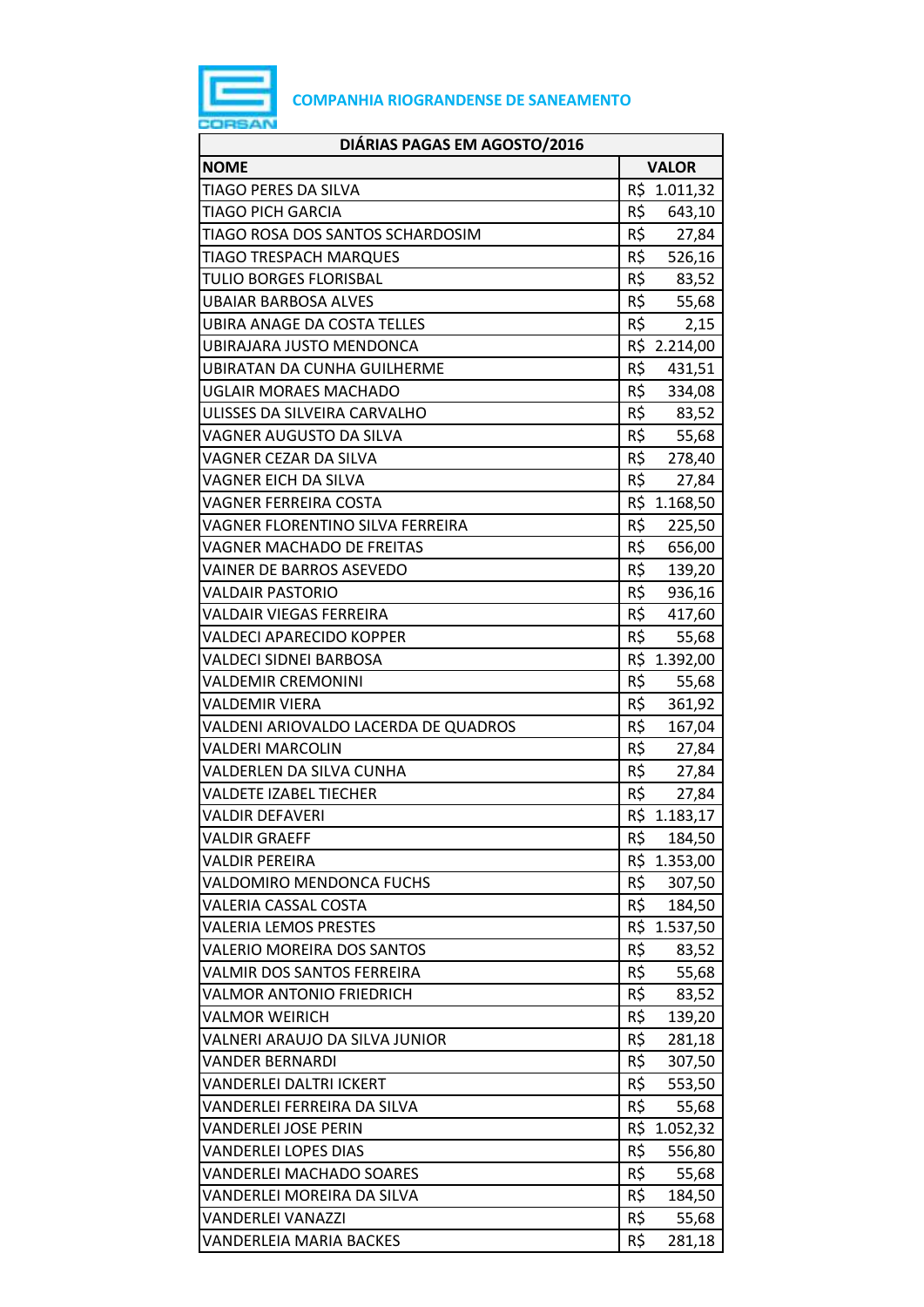**COMPANHIA RIOGRANDENSE DE SANEAMENTO**

| DIÁRIAS PAGAS EM AGOSTO/2016 | |
|---|---|
| **NOME** | **VALOR** |
| TIAGO PERES DA SILVA | R$ 1.011,32 |
| TIAGO PICH GARCIA | R$ 643,10 |
| TIAGO ROSA DOS SANTOS SCHARDOSIM | R$ 27,84 |
| TIAGO TRESPACH MARQUES | R$ 526,16 |
| TULIO BORGES FLORISBAL | R$ 83,52 |
| UBAIAR BARBOSA ALVES | R$ 55,68 |
| UBIRA ANAGE DA COSTA TELLES | R$ 2,15 |
| UBIRAJARA JUSTO MENDONCA | R$ 2.214,00 |
| UBIRATAN DA CUNHA GUILHERME | R$ 431,51 |
| UGLAIR MORAES MACHADO | R$ 334,08 |
| ULISSES DA SILVEIRA CARVALHO | R$ 83,52 |
| VAGNER AUGUSTO DA SILVA | R$ 55,68 |
| VAGNER CEZAR DA SILVA | R$ 278,40 |
| VAGNER EICH DA SILVA | R$ 27,84 |
| VAGNER FERREIRA COSTA | R$ 1.168,50 |
| VAGNER FLORENTINO SILVA FERREIRA | R$ 225,50 |
| VAGNER MACHADO DE FREITAS | R$ 656,00 |
| VAINER DE BARROS ASEVEDO | R$ 139,20 |
| VALDAIR PASTORIO | R$ 936,16 |
| VALDAIR VIEGAS FERREIRA | R$ 417,60 |
| VALDECI APARECIDO KOPPER | R$ 55,68 |
| VALDECI SIDNEI BARBOSA | R$ 1.392,00 |
| VALDEMIR CREMONINI | R$ 55,68 |
| VALDEMIR VIERA | R$ 361,92 |
| VALDENI ARIOVALDO LACERDA DE QUADROS | R$ 167,04 |
| VALDERI MARCOLIN | R$ 27,84 |
| VALDERLEN DA SILVA CUNHA | R$ 27,84 |
| VALDETE IZABEL TIECHER | R$ 27,84 |
| VALDIR DEFAVERI | R$ 1.183,17 |
| VALDIR GRAEFF | R$ 184,50 |
| VALDIR PEREIRA | R$ 1.353,00 |
| VALDOMIRO MENDONCA FUCHS | R$ 307,50 |
| VALERIA CASSAL COSTA | R$ 184,50 |
| VALERIA LEMOS PRESTES | R$ 1.537,50 |
| VALERIO MOREIRA DOS SANTOS | R$ 83,52 |
| VALMIR DOS SANTOS FERREIRA | R$ 55,68 |
| VALMOR ANTONIO FRIEDRICH | R$ 83,52 |
| VALMOR WEIRICH | R$ 139,20 |
| VALNERI ARAUJO DA SILVA JUNIOR | R$ 281,18 |
| VANDER BERNARDI | R$ 307,50 |
| VANDERLEI DALTRI ICKERT | R$ 553,50 |
| VANDERLEI FERREIRA DA SILVA | R$ 55,68 |
| VANDERLEI JOSE PERIN | R$ 1.052,32 |
| VANDERLEI LOPES DIAS | R$ 556,80 |
| VANDERLEI MACHADO SOARES | R$ 55,68 |
| VANDERLEI MOREIRA DA SILVA | R$ 184,50 |
| VANDERLEI VANAZZI | R$ 55,68 |
| VANDERLEIA MARIA BACKES | R$ 281,18 |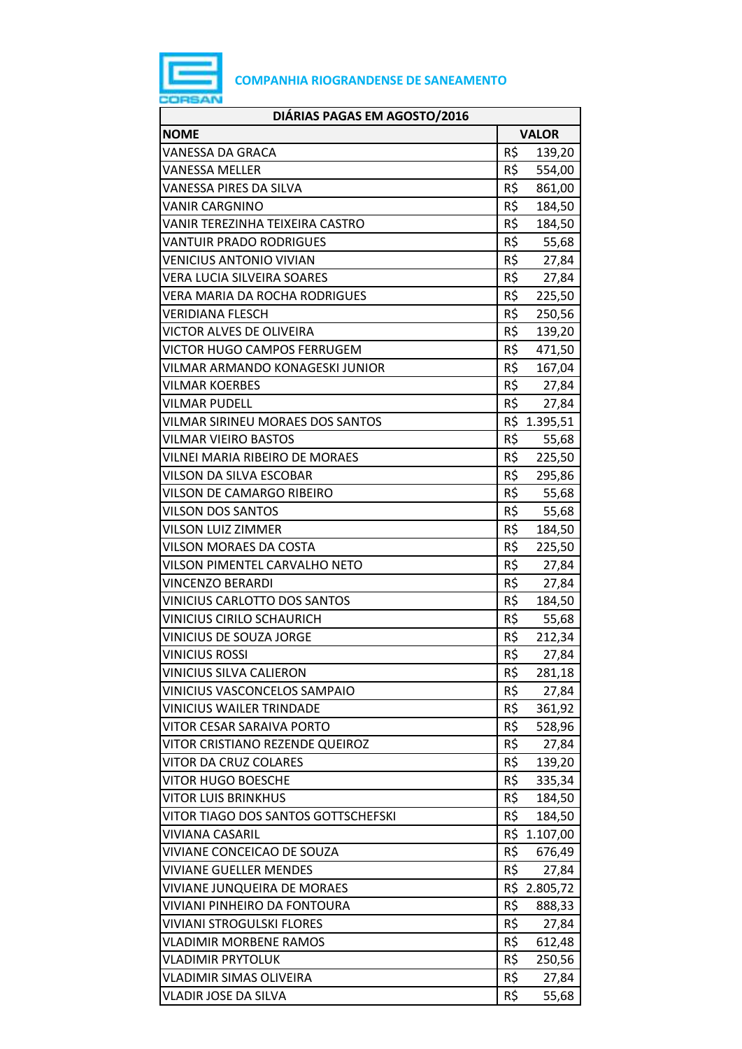**COMPANHIA RIOGRANDENSE DE SANEAMENTO**

| DIÁRIAS PAGAS EM AGOSTO/2016 | |
|---|---|
| **NOME** | **VALOR** |
| VANESSA DA GRACA | R$ 139,20 |
| VANESSA MELLER | R$ 554,00 |
| VANESSA PIRES DA SILVA | R$ 861,00 |
| VANIR CARGNINO | R$ 184,50 |
| VANIR TEREZINHA TEIXEIRA CASTRO | R$ 184,50 |
| VANTUIR PRADO RODRIGUES | R$ 55,68 |
| VENICIUS ANTONIO VIVIAN | R$ 27,84 |
| VERA LUCIA SILVEIRA SOARES | R$ 27,84 |
| VERA MARIA DA ROCHA RODRIGUES | R$ 225,50 |
| VERIDIANA FLESCH | R$ 250,56 |
| VICTOR ALVES DE OLIVEIRA | R$ 139,20 |
| VICTOR HUGO CAMPOS FERRUGEM | R$ 471,50 |
| VILMAR ARMANDO KONAGESKI JUNIOR | R$ 167,04 |
| VILMAR KOERBES | R$ 27,84 |
| VILMAR PUDELL | R$ 27,84 |
| VILMAR SIRINEU MORAES DOS SANTOS | R$ 1.395,51 |
| VILMAR VIEIRO BASTOS | R$ 55,68 |
| VILNEI MARIA RIBEIRO DE MORAES | R$ 225,50 |
| VILSON DA SILVA ESCOBAR | R$ 295,86 |
| VILSON DE CAMARGO RIBEIRO | R$ 55,68 |
| VILSON DOS SANTOS | R$ 55,68 |
| VILSON LUIZ ZIMMER | R$ 184,50 |
| VILSON MORAES DA COSTA | R$ 225,50 |
| VILSON PIMENTEL CARVALHO NETO | R$ 27,84 |
| VINCENZO BERARDI | R$ 27,84 |
| VINICIUS CARLOTTO DOS SANTOS | R$ 184,50 |
| VINICIUS CIRILO SCHAURICH | R$ 55,68 |
| VINICIUS DE SOUZA JORGE | R$ 212,34 |
| VINICIUS ROSSI | R$ 27,84 |
| VINICIUS SILVA CALIERON | R$ 281,18 |
| VINICIUS VASCONCELOS SAMPAIO | R$ 27,84 |
| VINICIUS WAILER TRINDADE | R$ 361,92 |
| VITOR CESAR SARAIVA PORTO | R$ 528,96 |
| VITOR CRISTIANO REZENDE QUEIROZ | R$ 27,84 |
| VITOR DA CRUZ COLARES | R$ 139,20 |
| VITOR HUGO BOESCHE | R$ 335,34 |
| VITOR LUIS BRINKHUS | R$ 184,50 |
| VITOR TIAGO DOS SANTOS GOTTSCHEFSKI | R$ 184,50 |
| VIVIANA CASARIL | R$ 1.107,00 |
| VIVIANE CONCEICAO DE SOUZA | R$ 676,49 |
| VIVIANE GUELLER MENDES | R$ 27,84 |
| VIVIANE JUNQUEIRA DE MORAES | R$ 2.805,72 |
| VIVIANI PINHEIRO DA FONTOURA | R$ 888,33 |
| VIVIANI STROGULSKI FLORES | R$ 27,84 |
| VLADIMIR MORBENE RAMOS | R$ 612,48 |
| VLADIMIR PRYTOLUK | R$ 250,56 |
| VLADIMIR SIMAS OLIVEIRA | R$ 27,84 |
| VLADIR JOSE DA SILVA | R$ 55,68 |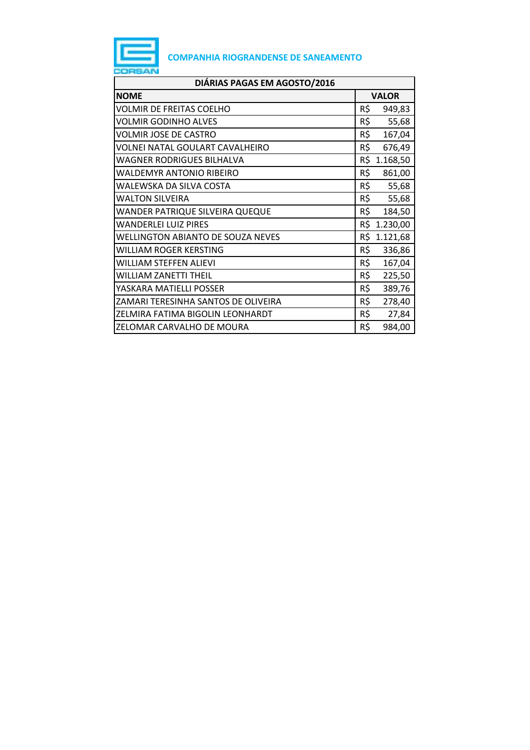COMPANHIA RIOGRANDENSE DE SANEAMENTO

| DIÁRIAS PAGAS EM AGOSTO/2016 | |
|---|---|
| **NOME** | **VALOR** |
| VOLMIR DE FREITAS COELHO | R$ 949,83 |
| VOLMIR GODINHO ALVES | R$ 55,68 |
| VOLMIR JOSE DE CASTRO | R$ 167,04 |
| VOLNEI NATAL GOULART CAVALHEIRO | R$ 676,49 |
| WAGNER RODRIGUES BILHALVA | R$ 1.168,50 |
| WALDEMYR ANTONIO RIBEIRO | R$ 861,00 |
| WALEWSKA DA SILVA COSTA | R$ 55,68 |
| WALTON SILVEIRA | R$ 55,68 |
| WANDER PATRIQUE SILVEIRA QUEQUE | R$ 184,50 |
| WANDERLEI LUIZ PIRES | R$ 1.230,00 |
| WELLINGTON ABIANTO DE SOUZA NEVES | R$ 1.121,68 |
| WILLIAM ROGER KERSTING | R$ 336,86 |
| WILLIAM STEFFEN ALIEVI | R$ 167,04 |
| WILLIAM ZANETTI THEIL | R$ 225,50 |
| YASKARA MATIELLI POSSER | R$ 389,76 |
| ZAMARI TERESINHA SANTOS DE OLIVEIRA | R$ 278,40 |
| ZELMIRA FATIMA BIGOLIN LEONHARDT | R$ 27,84 |
| ZELOMAR CARVALHO DE MOURA | R$ 984,00 |